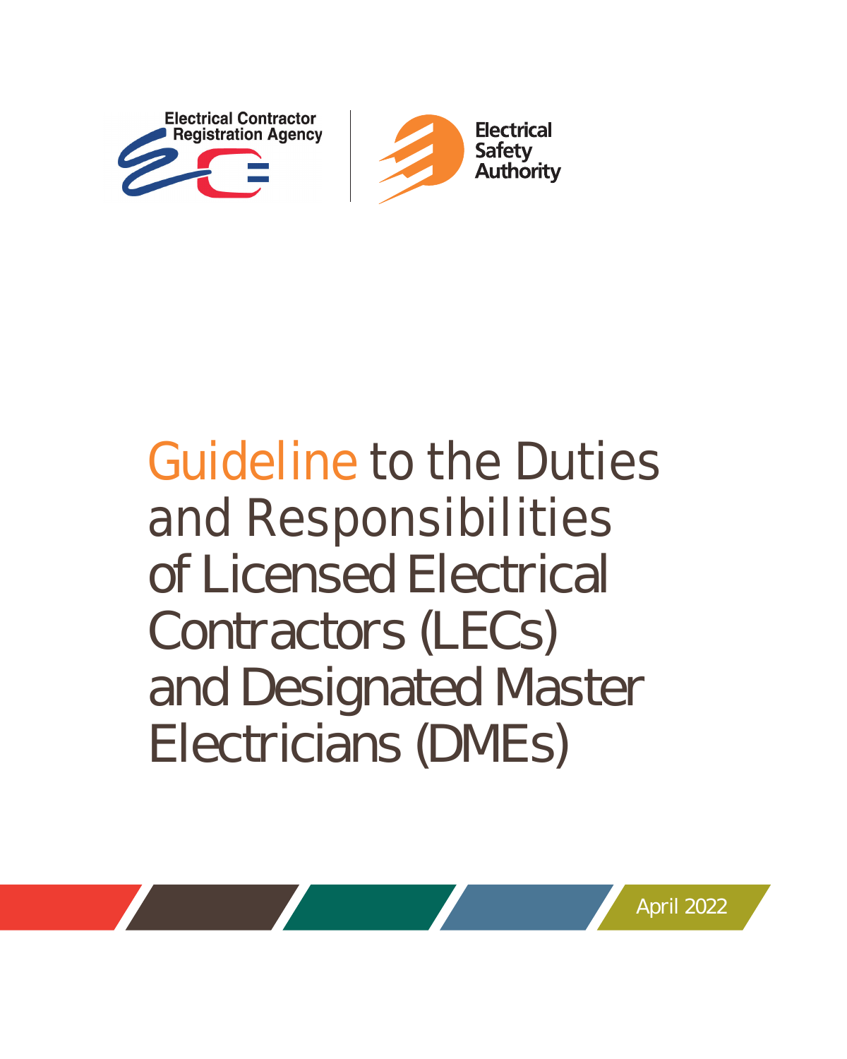Electrical Contractor Registration Agency

Electrical Safety Authority

# Guideline to the Duties and Responsibilities of Licensed Electrical Contractors (LECs) and Designated Master Electricians (DMEs)

April 2022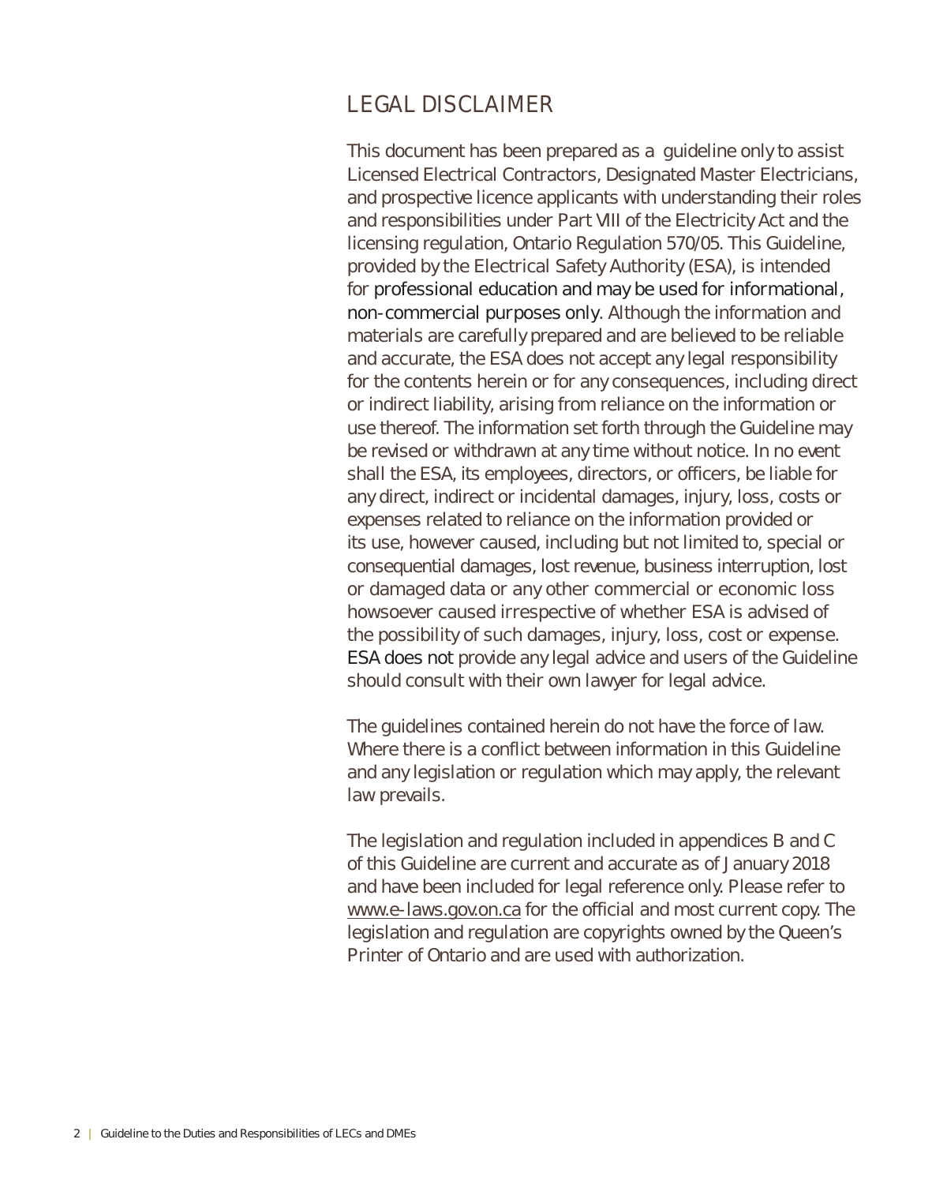# LEGAL DISCLAIMER

This document has been prepared as a guideline only to assist Licensed Electrical Contractors, Designated Master Electricians, and prospective licence applicants with understanding their roles and responsibilities under Part VIII of the Electricity Act and the licensing regulation, Ontario Regulation 570/05. This Guideline, provided by the Electrical Safety Authority (ESA), is intended for professional education and may be used for informational, non-commercial purposes only. Although the information and materials are carefully prepared and are believed to be reliable and accurate, the ESA does not accept any legal responsibility for the contents herein or for any consequences, including direct or indirect liability, arising from reliance on the information or use thereof. The information set forth through the Guideline may be revised or withdrawn at any time without notice. In no event shall the ESA, its employees, directors, or officers, be liable for any direct, indirect or incidental damages, injury, loss, costs or expenses related to reliance on the information provided or its use, however caused, including but not limited to, special or consequential damages, lost revenue, business interruption, lost or damaged data or any other commercial or economic loss howsoever caused irrespective of whether ESA is advised of the possibility of such damages, injury, loss, cost or expense. ESA does not provide any legal advice and users of the Guideline should consult with their own lawyer for legal advice.

The guidelines contained herein do not have the force of law. Where there is a conflict between information in this Guideline and any legislation or regulation which may apply, the relevant law prevails.

The legislation and regulation included in appendices B and C of this Guideline are current and accurate as of January 2018 and have been included for legal reference only. Please refer to www.e-laws.gov.on.ca for the official and most current copy. The legislation and regulation are copyrights owned by the Queen's Printer of Ontario and are used with authorization.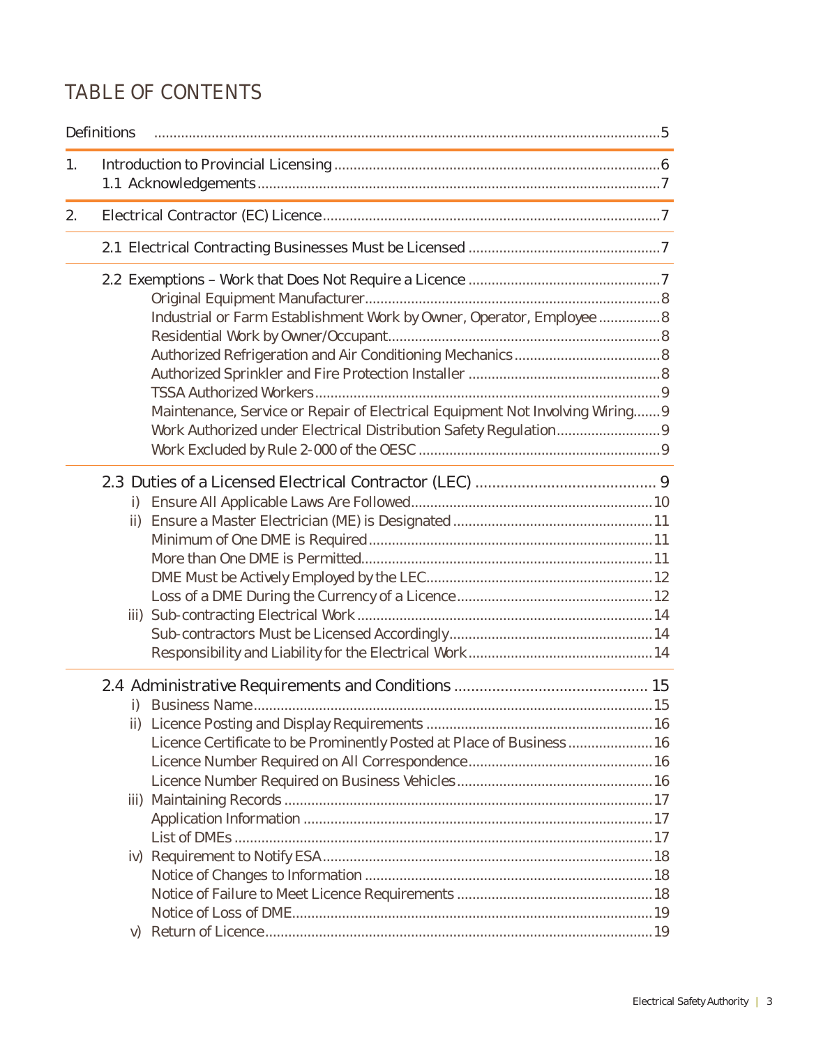# TABLE OF CONTENTS

Definitions .......... 5

1. Introduction to Provincial Licensing .......... 6
   - 1.1 Acknowledgements .......... 7

2. Electrical Contractor (EC) Licence .......... 7
   - 2.1 Electrical Contracting Businesses Must be Licensed .......... 7
   - 2.2 Exemptions – Work that Does Not Require a Licence .......... 7
     - Original Equipment Manufacturer .......... 8
     - Industrial or Farm Establishment Work by Owner, Operator, Employee .......... 8
     - Residential Work by Owner/Occupant .......... 8
     - Authorized Refrigeration and Air Conditioning Mechanics .......... 8
     - Authorized Sprinkler and Fire Protection Installer .......... 8
     - TSSA Authorized Workers .......... 9
     - Maintenance, Service or Repair of Electrical Equipment Not Involving Wiring .......... 9
     - Work Authorized under Electrical Distribution Safety Regulation .......... 9
     - Work Excluded by Rule 2-000 of the OESC .......... 9
   - 2.3 Duties of a Licensed Electrical Contractor (LEC) .......... 9
     - i) Ensure All Applicable Laws Are Followed .......... 10
     - ii) Ensure a Master Electrician (ME) is Designated .......... 11
       - Minimum of One DME is Required .......... 11
       - More than One DME is Permitted .......... 11
       - DME Must be Actively Employed by the LEC .......... 12
       - Loss of a DME During the Currency of a Licence .......... 12
     - iii) Sub-contracting Electrical Work .......... 14
       - Sub-contractors Must be Licensed Accordingly .......... 14
       - Responsibility and Liability for the Electrical Work .......... 14
   - 2.4 Administrative Requirements and Conditions .......... 15
     - i) Business Name .......... 15
     - ii) Licence Posting and Display Requirements .......... 16
       - Licence Certificate to be Prominently Posted at Place of Business .......... 16
       - Licence Number Required on All Correspondence .......... 16
       - Licence Number Required on Business Vehicles .......... 16
     - iii) Maintaining Records .......... 17
       - Application Information .......... 17
       - List of DMEs .......... 17
     - iv) Requirement to Notify ESA .......... 18
       - Notice of Changes to Information .......... 18
       - Notice of Failure to Meet Licence Requirements .......... 18
       - Notice of Loss of DME .......... 19
     - v) Return of Licence .......... 19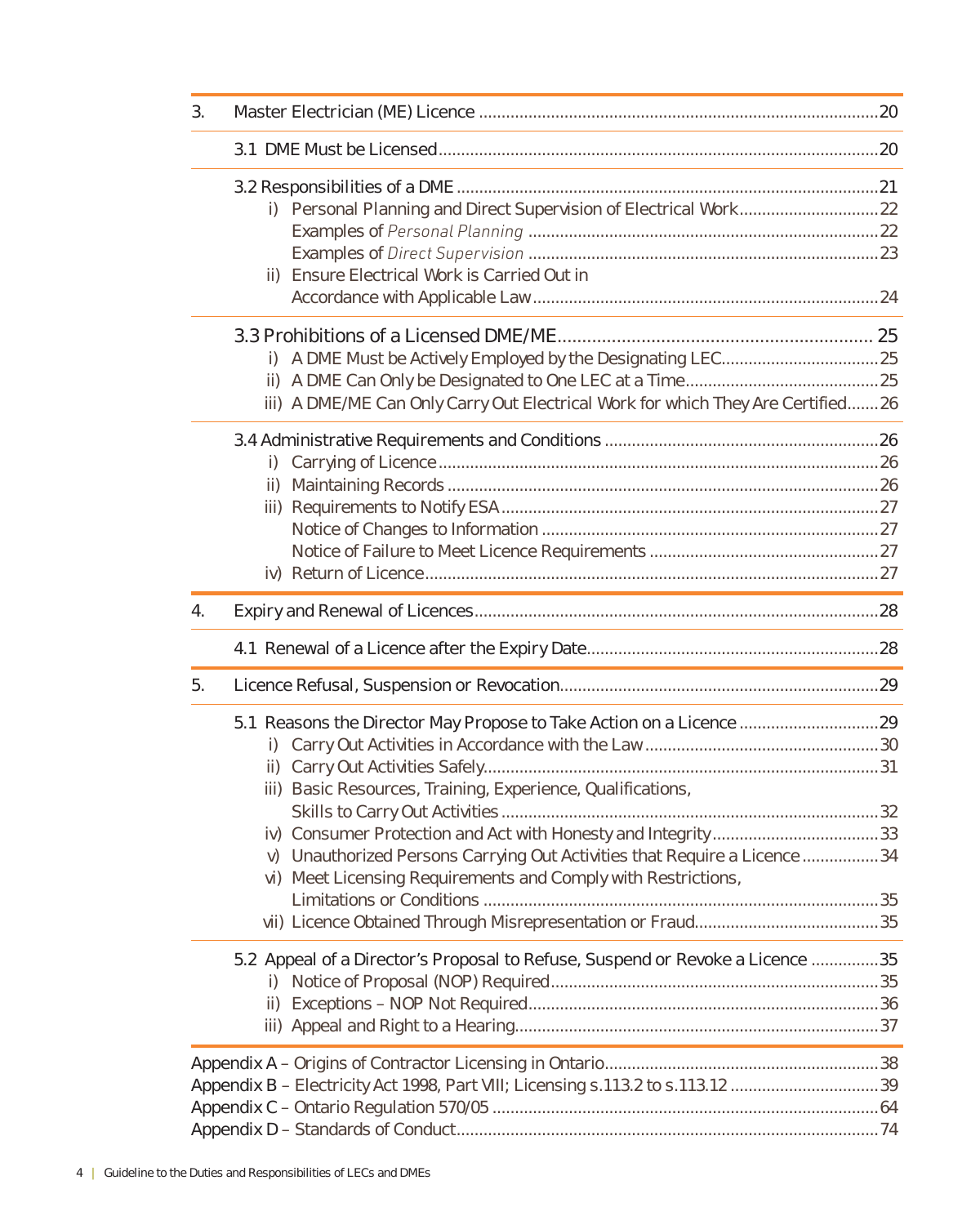| | | |
|---|---|---|
| 3. | Master Electrician (ME) Licence | 20 |
| | 3.1 DME Must be Licensed | 20 |
| | 3.2 Responsibilities of a DME | 21 |
| | i) Personal Planning and Direct Supervision of Electrical Work | 22 |
| | Examples of *Personal Planning* | 22 |
| | Examples of *Direct Supervision* | 23 |
| | ii) Ensure Electrical Work is Carried Out in Accordance with Applicable Law | 24 |
| | 3.3 Prohibitions of a Licensed DME/ME | 25 |
| | i) A DME Must be Actively Employed by the Designating LEC | 25 |
| | ii) A DME Can Only be Designated to One LEC at a Time | 25 |
| | iii) A DME/ME Can Only Carry Out Electrical Work for which They Are Certified | 26 |
| | 3.4 Administrative Requirements and Conditions | 26 |
| | i) Carrying of Licence | 26 |
| | ii) Maintaining Records | 26 |
| | iii) Requirements to Notify ESA | 27 |
| | Notice of Changes to Information | 27 |
| | Notice of Failure to Meet Licence Requirements | 27 |
| | iv) Return of Licence | 27 |
| 4. | Expiry and Renewal of Licences | 28 |
| | 4.1 Renewal of a Licence after the Expiry Date | 28 |
| 5. | Licence Refusal, Suspension or Revocation | 29 |
| | 5.1 Reasons the Director May Propose to Take Action on a Licence | 29 |
| | i) Carry Out Activities in Accordance with the Law | 30 |
| | ii) Carry Out Activities Safely | 31 |
| | iii) Basic Resources, Training, Experience, Qualifications, Skills to Carry Out Activities | 32 |
| | iv) Consumer Protection and Act with Honesty and Integrity | 33 |
| | v) Unauthorized Persons Carrying Out Activities that Require a Licence | 34 |
| | vi) Meet Licensing Requirements and Comply with Restrictions, Limitations or Conditions | 35 |
| | vii) Licence Obtained Through Misrepresentation or Fraud | 35 |
| | 5.2 Appeal of a Director's Proposal to Refuse, Suspend or Revoke a Licence | 35 |
| | i) Notice of Proposal (NOP) Required | 35 |
| | ii) Exceptions – NOP Not Required | 36 |
| | iii) Appeal and Right to a Hearing | 37 |
| Appendix A – Origins of Contractor Licensing in Ontario | | 38 |
| Appendix B – Electricity Act 1998, Part VIII; Licensing s.113.2 to s.113.12 | | 39 |
| Appendix C – Ontario Regulation 570/05 | | 64 |
| Appendix D – Standards of Conduct | | 74 |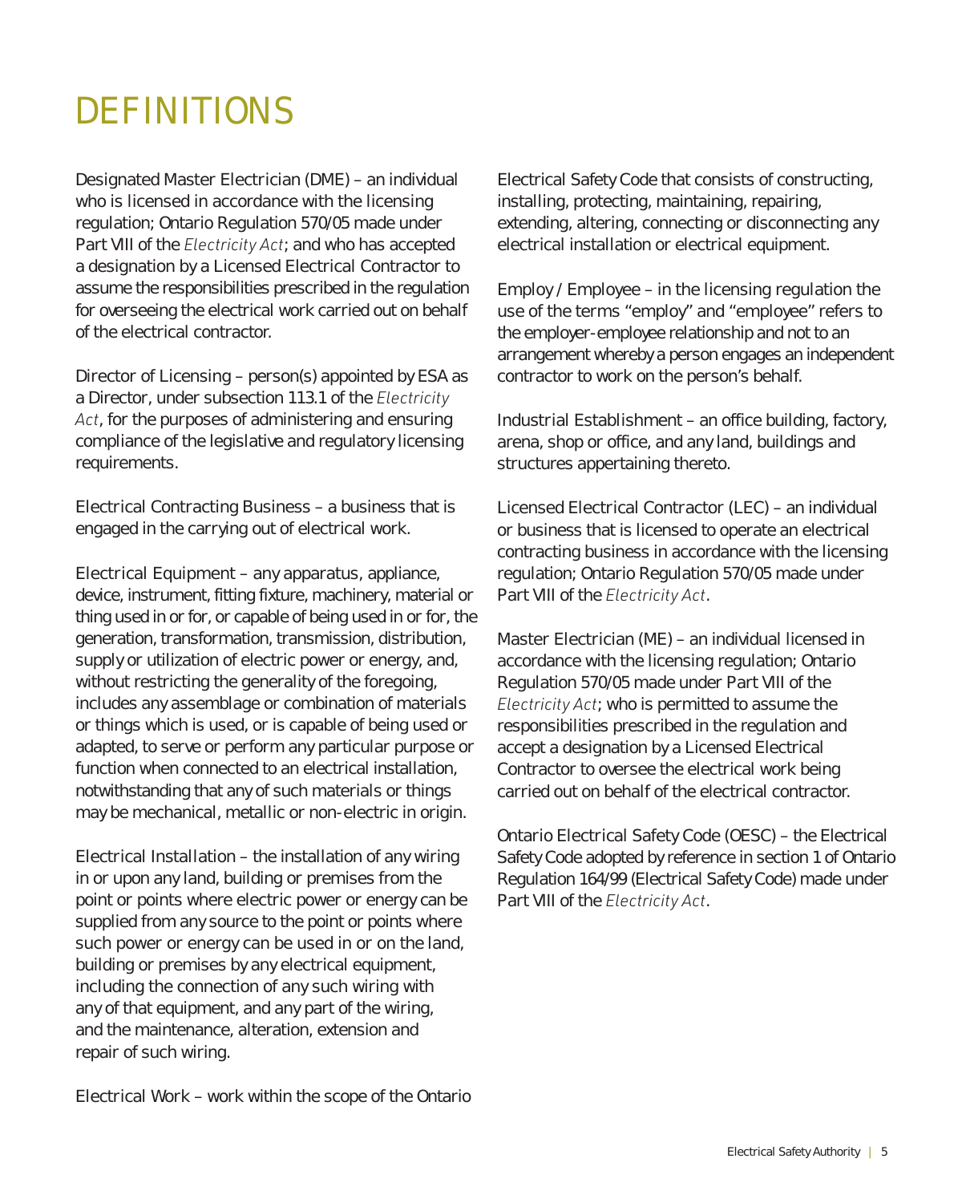# DEFINITIONS

Designated Master Electrician (DME) – an individual who is licensed in accordance with the licensing regulation; Ontario Regulation 570/05 made under Part VIII of the *Electricity Act*; and who has accepted a designation by a Licensed Electrical Contractor to assume the responsibilities prescribed in the regulation for overseeing the electrical work carried out on behalf of the electrical contractor.

Director of Licensing – person(s) appointed by ESA as a Director, under subsection 113.1 of the *Electricity Act*, for the purposes of administering and ensuring compliance of the legislative and regulatory licensing requirements.

Electrical Contracting Business – a business that is engaged in the carrying out of electrical work.

Electrical Equipment – any apparatus, appliance, device, instrument, fitting fixture, machinery, material or thing used in or for, or capable of being used in or for, the generation, transformation, transmission, distribution, supply or utilization of electric power or energy, and, without restricting the generality of the foregoing, includes any assemblage or combination of materials or things which is used, or is capable of being used or adapted, to serve or perform any particular purpose or function when connected to an electrical installation, notwithstanding that any of such materials or things may be mechanical, metallic or non-electric in origin.

Electrical Installation – the installation of any wiring in or upon any land, building or premises from the point or points where electric power or energy can be supplied from any source to the point or points where such power or energy can be used in or on the land, building or premises by any electrical equipment, including the connection of any such wiring with any of that equipment, and any part of the wiring, and the maintenance, alteration, extension and repair of such wiring.

Electrical Work – work within the scope of the Ontario Electrical Safety Code that consists of constructing, installing, protecting, maintaining, repairing, extending, altering, connecting or disconnecting any electrical installation or electrical equipment.

Employ / Employee – in the licensing regulation the use of the terms “employ” and “employee” refers to the employer-employee relationship and not to an arrangement whereby a person engages an independent contractor to work on the person’s behalf.

Industrial Establishment – an office building, factory, arena, shop or office, and any land, buildings and structures appertaining thereto.

Licensed Electrical Contractor (LEC) – an individual or business that is licensed to operate an electrical contracting business in accordance with the licensing regulation; Ontario Regulation 570/05 made under Part VIII of the *Electricity Act*.

Master Electrician (ME) – an individual licensed in accordance with the licensing regulation; Ontario Regulation 570/05 made under Part VIII of the *Electricity Act*; who is permitted to assume the responsibilities prescribed in the regulation and accept a designation by a Licensed Electrical Contractor to oversee the electrical work being carried out on behalf of the electrical contractor.

Ontario Electrical Safety Code (OESC) – the Electrical Safety Code adopted by reference in section 1 of Ontario Regulation 164/99 (Electrical Safety Code) made under Part VIII of the *Electricity Act*.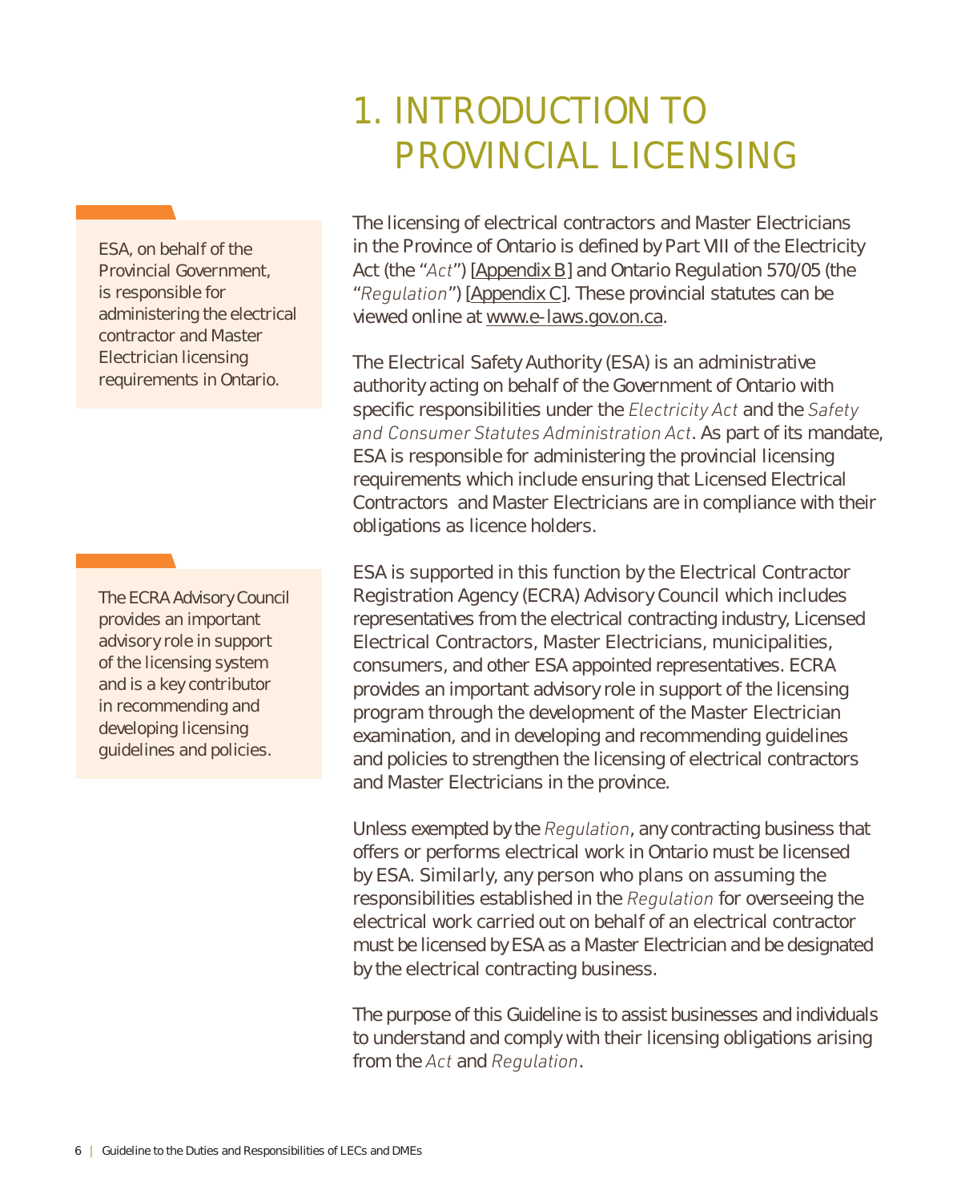# 1. INTRODUCTION TO PROVINCIAL LICENSING

> ESA, on behalf of the Provincial Government, is responsible for administering the electrical contractor and Master Electrician licensing requirements in Ontario.

The licensing of electrical contractors and Master Electricians in the Province of Ontario is defined by Part VIII of the Electricity Act (the "*Act*") [Appendix B] and Ontario Regulation 570/05 (the "*Regulation*") [Appendix C]. These provincial statutes can be viewed online at www.e-laws.gov.on.ca.

The Electrical Safety Authority (ESA) is an administrative authority acting on behalf of the Government of Ontario with specific responsibilities under the *Electricity Act* and the *Safety and Consumer Statutes Administration Act*. As part of its mandate, ESA is responsible for administering the provincial licensing requirements which include ensuring that Licensed Electrical Contractors and Master Electricians are in compliance with their obligations as licence holders.

> The ECRA Advisory Council provides an important advisory role in support of the licensing system and is a key contributor in recommending and developing licensing guidelines and policies.

ESA is supported in this function by the Electrical Contractor Registration Agency (ECRA) Advisory Council which includes representatives from the electrical contracting industry, Licensed Electrical Contractors, Master Electricians, municipalities, consumers, and other ESA appointed representatives. ECRA provides an important advisory role in support of the licensing program through the development of the Master Electrician examination, and in developing and recommending guidelines and policies to strengthen the licensing of electrical contractors and Master Electricians in the province.

Unless exempted by the *Regulation*, any contracting business that offers or performs electrical work in Ontario must be licensed by ESA. Similarly, any person who plans on assuming the responsibilities established in the *Regulation* for overseeing the electrical work carried out on behalf of an electrical contractor must be licensed by ESA as a Master Electrician and be designated by the electrical contracting business.

The purpose of this Guideline is to assist businesses and individuals to understand and comply with their licensing obligations arising from the *Act* and *Regulation*.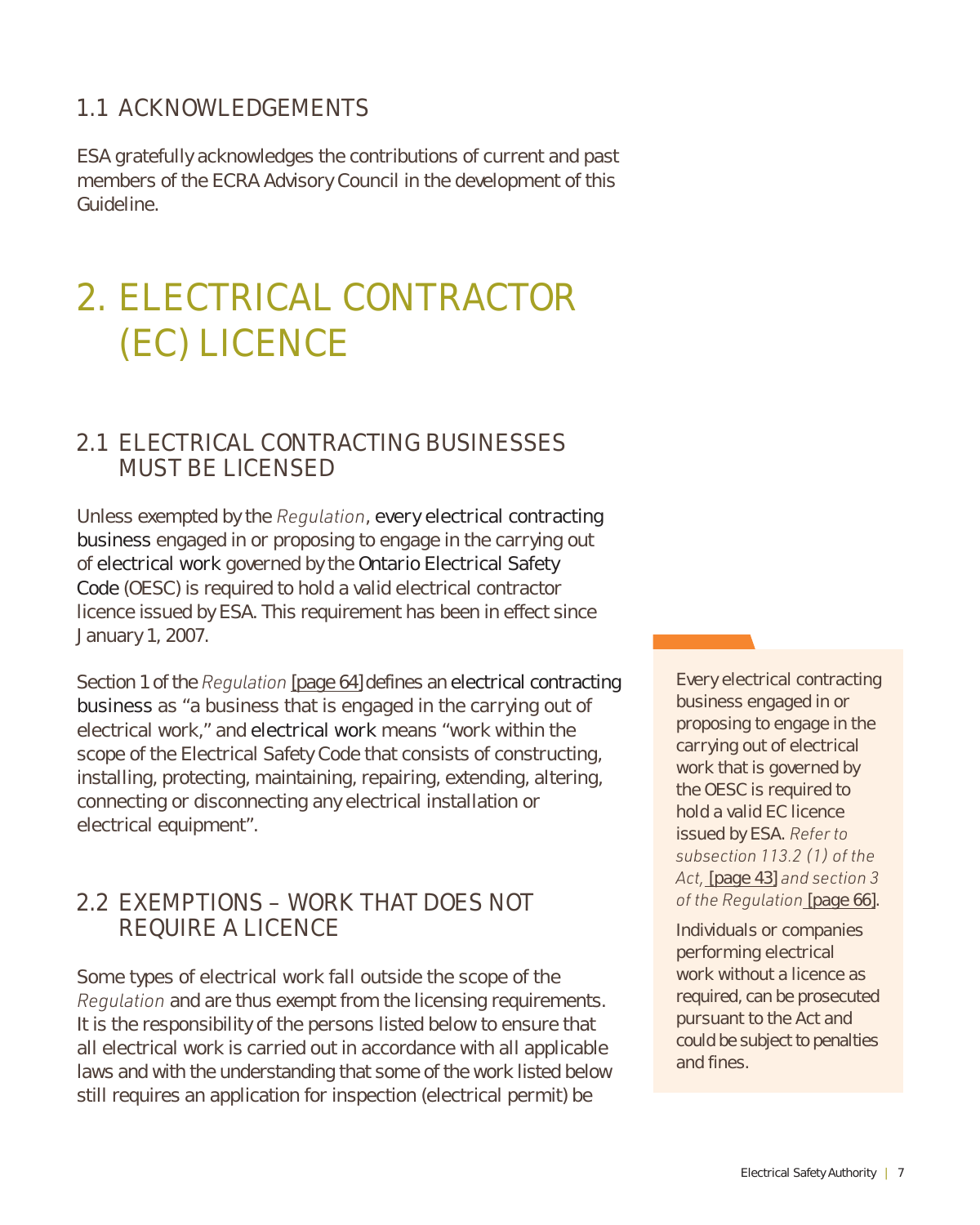## 1.1 ACKNOWLEDGEMENTS

ESA gratefully acknowledges the contributions of current and past members of the ECRA Advisory Council in the development of this Guideline.

# 2. ELECTRICAL CONTRACTOR (EC) LICENCE

## 2.1 ELECTRICAL CONTRACTING BUSINESSES MUST BE LICENSED

Unless exempted by the *Regulation*, every electrical contracting business engaged in or proposing to engage in the carrying out of electrical work governed by the Ontario Electrical Safety Code (OESC) is required to hold a valid electrical contractor licence issued by ESA. This requirement has been in effect since January 1, 2007.

Section 1 of the *Regulation* [page 64] defines an electrical contracting business as "a business that is engaged in the carrying out of electrical work," and electrical work means "work within the scope of the Electrical Safety Code that consists of constructing, installing, protecting, maintaining, repairing, extending, altering, connecting or disconnecting any electrical installation or electrical equipment".

Every electrical contracting business engaged in or proposing to engage in the carrying out of electrical work that is governed by the OESC is required to hold a valid EC licence issued by ESA. *Refer to subsection 113.2 (1) of the Act,* [page 43] *and section 3 of the Regulation* [page 66].

Individuals or companies performing electrical work without a licence as required, can be prosecuted pursuant to the Act and could be subject to penalties and fines.

## 2.2 EXEMPTIONS – WORK THAT DOES NOT REQUIRE A LICENCE

Some types of electrical work fall outside the scope of the *Regulation* and are thus exempt from the licensing requirements. It is the responsibility of the persons listed below to ensure that all electrical work is carried out in accordance with all applicable laws and with the understanding that some of the work listed below still requires an application for inspection (electrical permit) be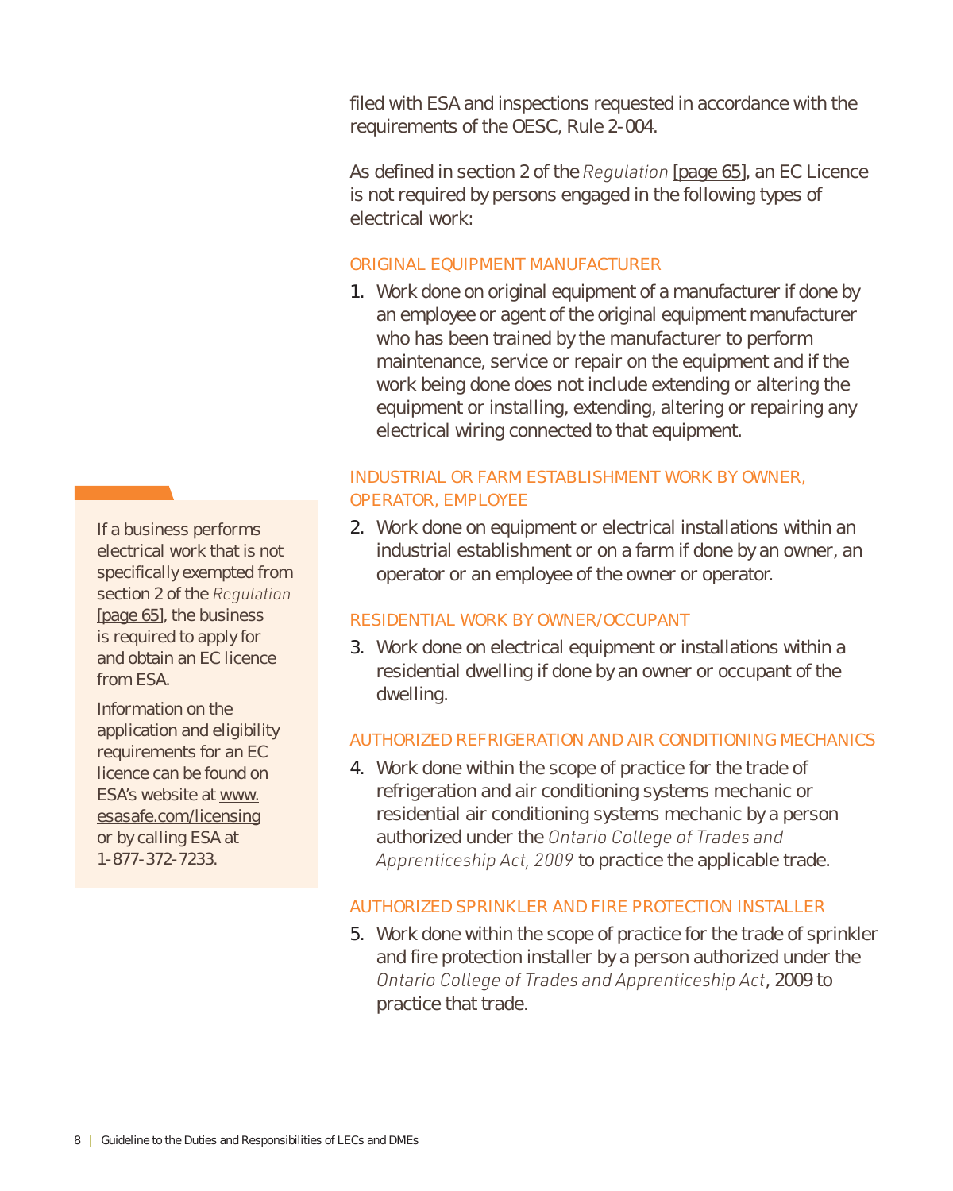filed with ESA and inspections requested in accordance with the requirements of the OESC, Rule 2-004.

As defined in section 2 of the *Regulation* [page 65], an EC Licence is not required by persons engaged in the following types of electrical work:

### ORIGINAL EQUIPMENT MANUFACTURER

1. Work done on original equipment of a manufacturer if done by an employee or agent of the original equipment manufacturer who has been trained by the manufacturer to perform maintenance, service or repair on the equipment and if the work being done does not include extending or altering the equipment or installing, extending, altering or repairing any electrical wiring connected to that equipment.

### INDUSTRIAL OR FARM ESTABLISHMENT WORK BY OWNER, OPERATOR, EMPLOYEE

2. Work done on equipment or electrical installations within an industrial establishment or on a farm if done by an owner, an operator or an employee of the owner or operator.

### RESIDENTIAL WORK BY OWNER/OCCUPANT

3. Work done on electrical equipment or installations within a residential dwelling if done by an owner or occupant of the dwelling.

### AUTHORIZED REFRIGERATION AND AIR CONDITIONING MECHANICS

4. Work done within the scope of practice for the trade of refrigeration and air conditioning systems mechanic or residential air conditioning systems mechanic by a person authorized under the *Ontario College of Trades and Apprenticeship Act, 2009* to practice the applicable trade.

### AUTHORIZED SPRINKLER AND FIRE PROTECTION INSTALLER

5. Work done within the scope of practice for the trade of sprinkler and fire protection installer by a person authorized under the *Ontario College of Trades and Apprenticeship Act*, 2009 to practice that trade.

> If a business performs electrical work that is not specifically exempted from section 2 of the *Regulation* [page 65], the business is required to apply for and obtain an EC licence from ESA.
>
> Information on the application and eligibility requirements for an EC licence can be found on ESA's website at www.esasafe.com/licensing or by calling ESA at 1-877-372-7233.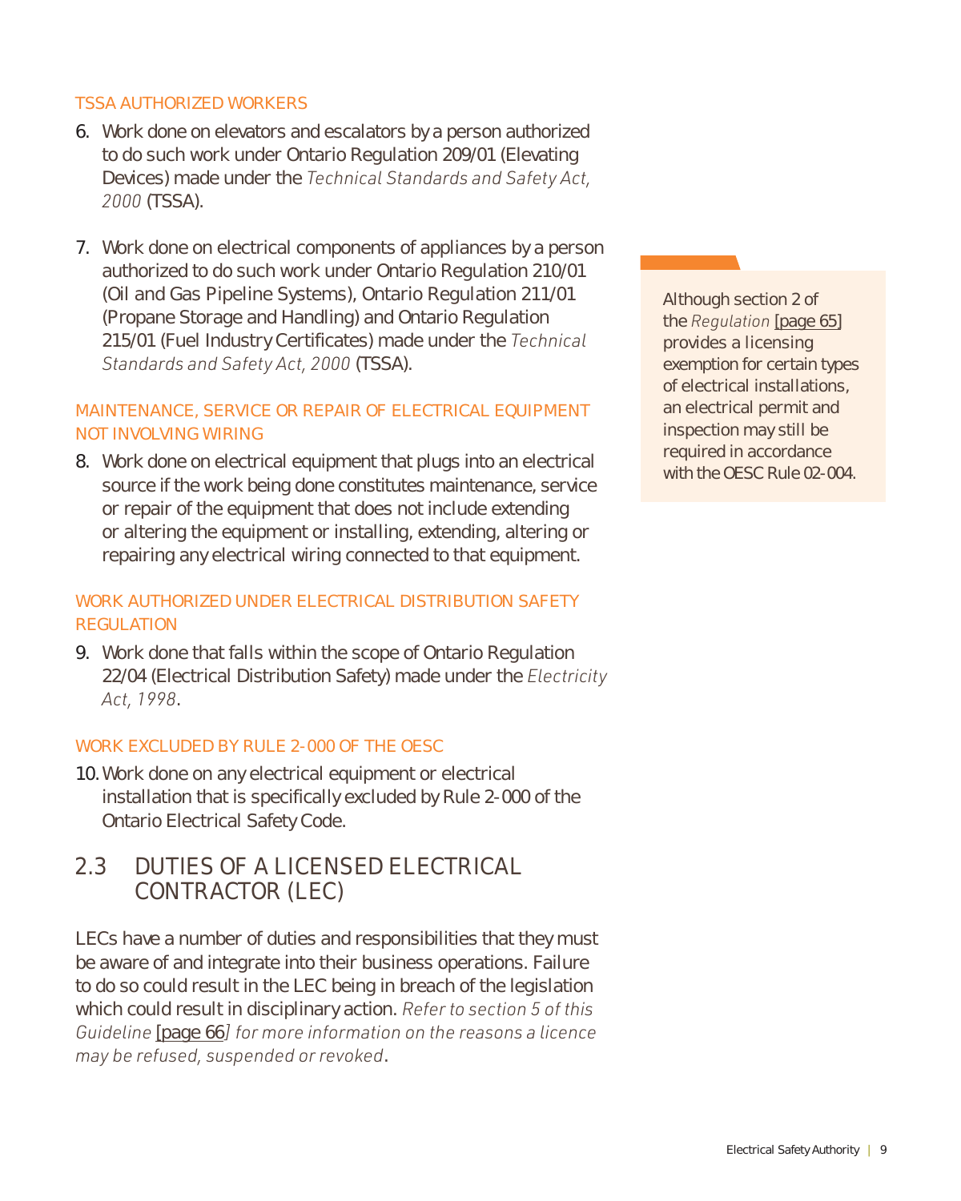#### TSSA AUTHORIZED WORKERS

6. Work done on elevators and escalators by a person authorized to do such work under Ontario Regulation 209/01 (Elevating Devices) made under the *Technical Standards and Safety Act, 2000* (TSSA).

7. Work done on electrical components of appliances by a person authorized to do such work under Ontario Regulation 210/01 (Oil and Gas Pipeline Systems), Ontario Regulation 211/01 (Propane Storage and Handling) and Ontario Regulation 215/01 (Fuel Industry Certificates) made under the *Technical Standards and Safety Act, 2000* (TSSA).

#### MAINTENANCE, SERVICE OR REPAIR OF ELECTRICAL EQUIPMENT NOT INVOLVING WIRING

8. Work done on electrical equipment that plugs into an electrical source if the work being done constitutes maintenance, service or repair of the equipment that does not include extending or altering the equipment or installing, extending, altering or repairing any electrical wiring connected to that equipment.

#### WORK AUTHORIZED UNDER ELECTRICAL DISTRIBUTION SAFETY REGULATION

9. Work done that falls within the scope of Ontario Regulation 22/04 (Electrical Distribution Safety) made under the *Electricity Act, 1998*.

#### WORK EXCLUDED BY RULE 2-000 OF THE OESC

10. Work done on any electrical equipment or electrical installation that is specifically excluded by Rule 2-000 of the Ontario Electrical Safety Code.

> Although section 2 of the *Regulation* [page 65] provides a licensing exemption for certain types of electrical installations, an electrical permit and inspection may still be required in accordance with the OESC Rule 02-004.

## 2.3 DUTIES OF A LICENSED ELECTRICAL CONTRACTOR (LEC)

LECs have a number of duties and responsibilities that they must be aware of and integrate into their business operations. Failure to do so could result in the LEC being in breach of the legislation which could result in disciplinary action. *Refer to section 5 of this Guideline* [page 66] *for more information on the reasons a licence may be refused, suspended or revoked*.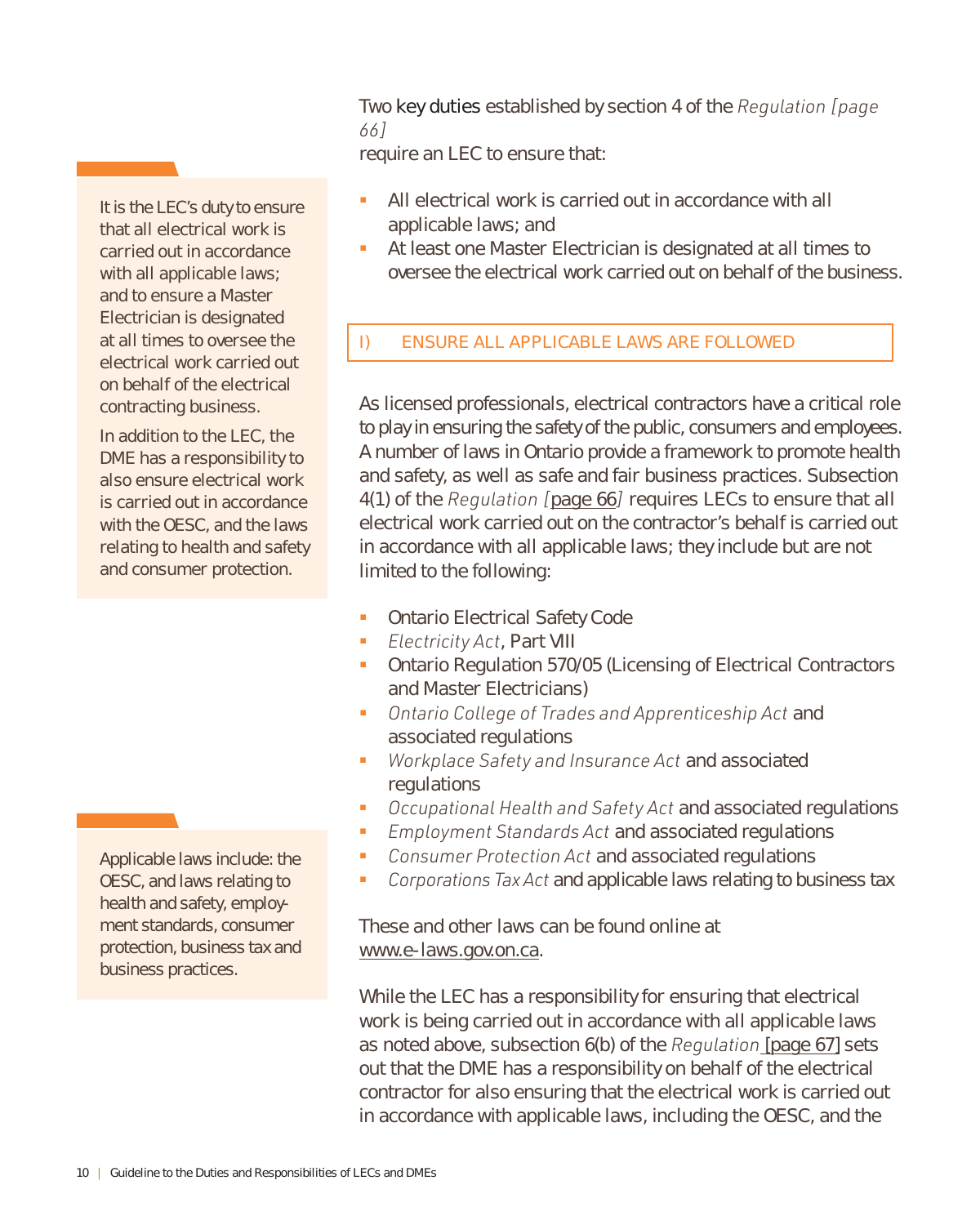Two key duties established by section 4 of the *Regulation [page 66]* require an LEC to ensure that:

- All electrical work is carried out in accordance with all applicable laws; and
- At least one Master Electrician is designated at all times to oversee the electrical work carried out on behalf of the business.

> It is the LEC's duty to ensure that all electrical work is carried out in accordance with all applicable laws; and to ensure a Master Electrician is designated at all times to oversee the electrical work carried out on behalf of the electrical contracting business.
>
> In addition to the LEC, the DME has a responsibility to also ensure electrical work is carried out in accordance with the OESC, and the laws relating to health and safety and consumer protection.

## I) ENSURE ALL APPLICABLE LAWS ARE FOLLOWED

As licensed professionals, electrical contractors have a critical role to play in ensuring the safety of the public, consumers and employees. A number of laws in Ontario provide a framework to promote health and safety, as well as safe and fair business practices. Subsection 4(1) of the *Regulation [page 66]* requires LECs to ensure that all electrical work carried out on the contractor's behalf is carried out in accordance with all applicable laws; they include but are not limited to the following:

- Ontario Electrical Safety Code
- *Electricity Act*, Part VIII
- Ontario Regulation 570/05 (Licensing of Electrical Contractors and Master Electricians)
- *Ontario College of Trades and Apprenticeship Act* and associated regulations
- *Workplace Safety and Insurance Act* and associated regulations
- *Occupational Health and Safety Act* and associated regulations
- *Employment Standards Act* and associated regulations
- *Consumer Protection Act* and associated regulations
- *Corporations Tax Act* and applicable laws relating to business tax

> Applicable laws include: the OESC, and laws relating to health and safety, employment standards, consumer protection, business tax and business practices.

These and other laws can be found online at www.e-laws.gov.on.ca.

While the LEC has a responsibility for ensuring that electrical work is being carried out in accordance with all applicable laws as noted above, subsection 6(b) of the *Regulation* [page 67] sets out that the DME has a responsibility on behalf of the electrical contractor for also ensuring that the electrical work is carried out in accordance with applicable laws, including the OESC, and the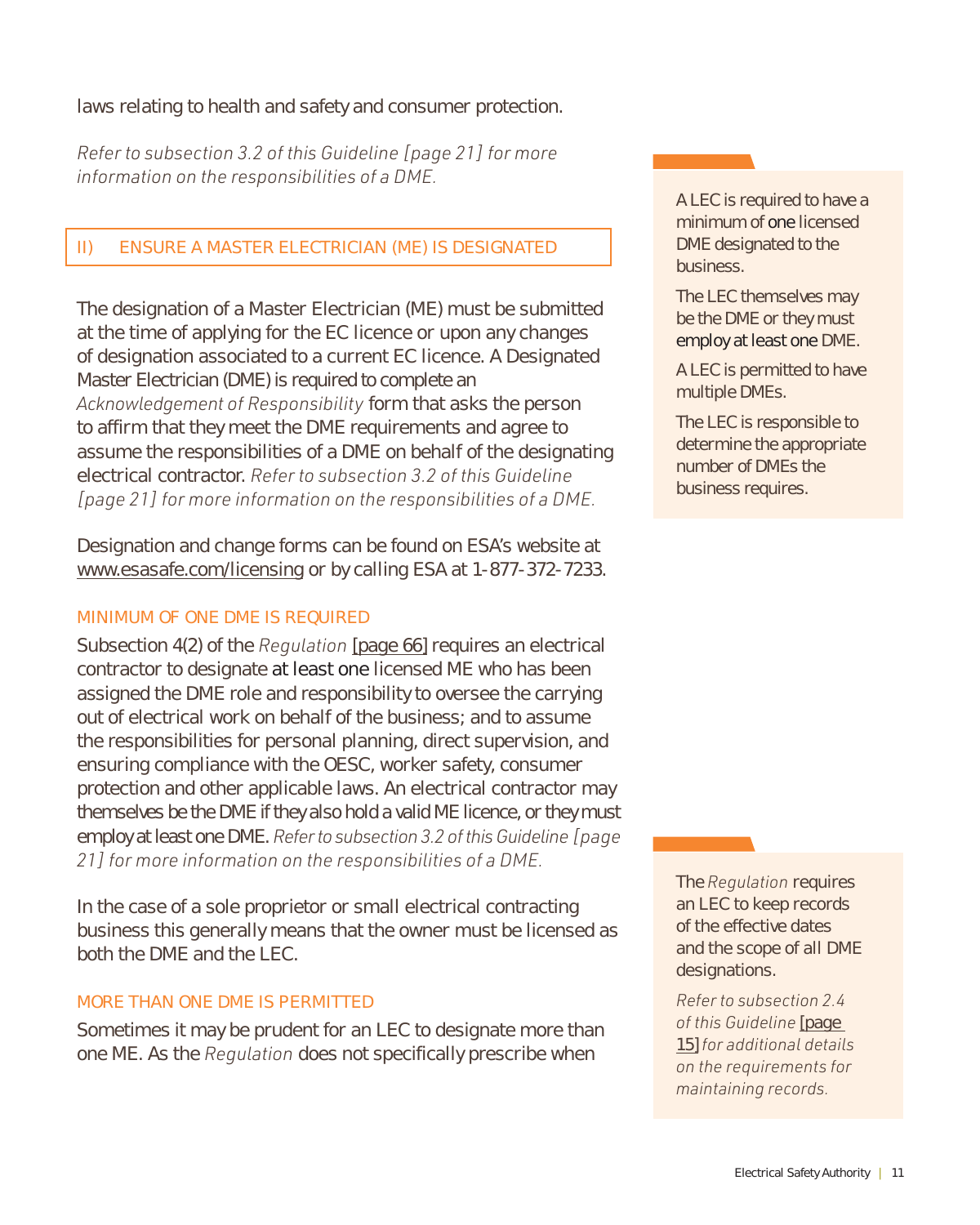laws relating to health and safety and consumer protection.

*Refer to subsection 3.2 of this Guideline [page 21] for more information on the responsibilities of a DME.*

## II) ENSURE A MASTER ELECTRICIAN (ME) IS DESIGNATED

The designation of a Master Electrician (ME) must be submitted at the time of applying for the EC licence or upon any changes of designation associated to a current EC licence. A Designated Master Electrician (DME) is required to complete an *Acknowledgement of Responsibility* form that asks the person to affirm that they meet the DME requirements and agree to assume the responsibilities of a DME on behalf of the designating electrical contractor. *Refer to subsection 3.2 of this Guideline [page 21] for more information on the responsibilities of a DME.*

Designation and change forms can be found on ESA's website at www.esasafe.com/licensing or by calling ESA at 1-877-372-7233.

### MINIMUM OF ONE DME IS REQUIRED

Subsection 4(2) of the *Regulation* [page 66] requires an electrical contractor to designate at least one licensed ME who has been assigned the DME role and responsibility to oversee the carrying out of electrical work on behalf of the business; and to assume the responsibilities for personal planning, direct supervision, and ensuring compliance with the OESC, worker safety, consumer protection and other applicable laws. An electrical contractor may themselves be the DME if they also hold a valid ME licence, or they must employ at least one DME. *Refer to subsection 3.2 of this Guideline [page 21] for more information on the responsibilities of a DME.*

In the case of a sole proprietor or small electrical contracting business this generally means that the owner must be licensed as both the DME and the LEC.

### MORE THAN ONE DME IS PERMITTED

Sometimes it may be prudent for an LEC to designate more than one ME. As the *Regulation* does not specifically prescribe when

> A LEC is required to have a minimum of one licensed DME designated to the business.
>
> The LEC themselves may be the DME or they must employ at least one DME.
>
> A LEC is permitted to have multiple DMEs.
>
> The LEC is responsible to determine the appropriate number of DMEs the business requires.

> The *Regulation* requires an LEC to keep records of the effective dates and the scope of all DME designations.
>
> *Refer to subsection 2.4 of this Guideline [page 15] for additional details on the requirements for maintaining records.*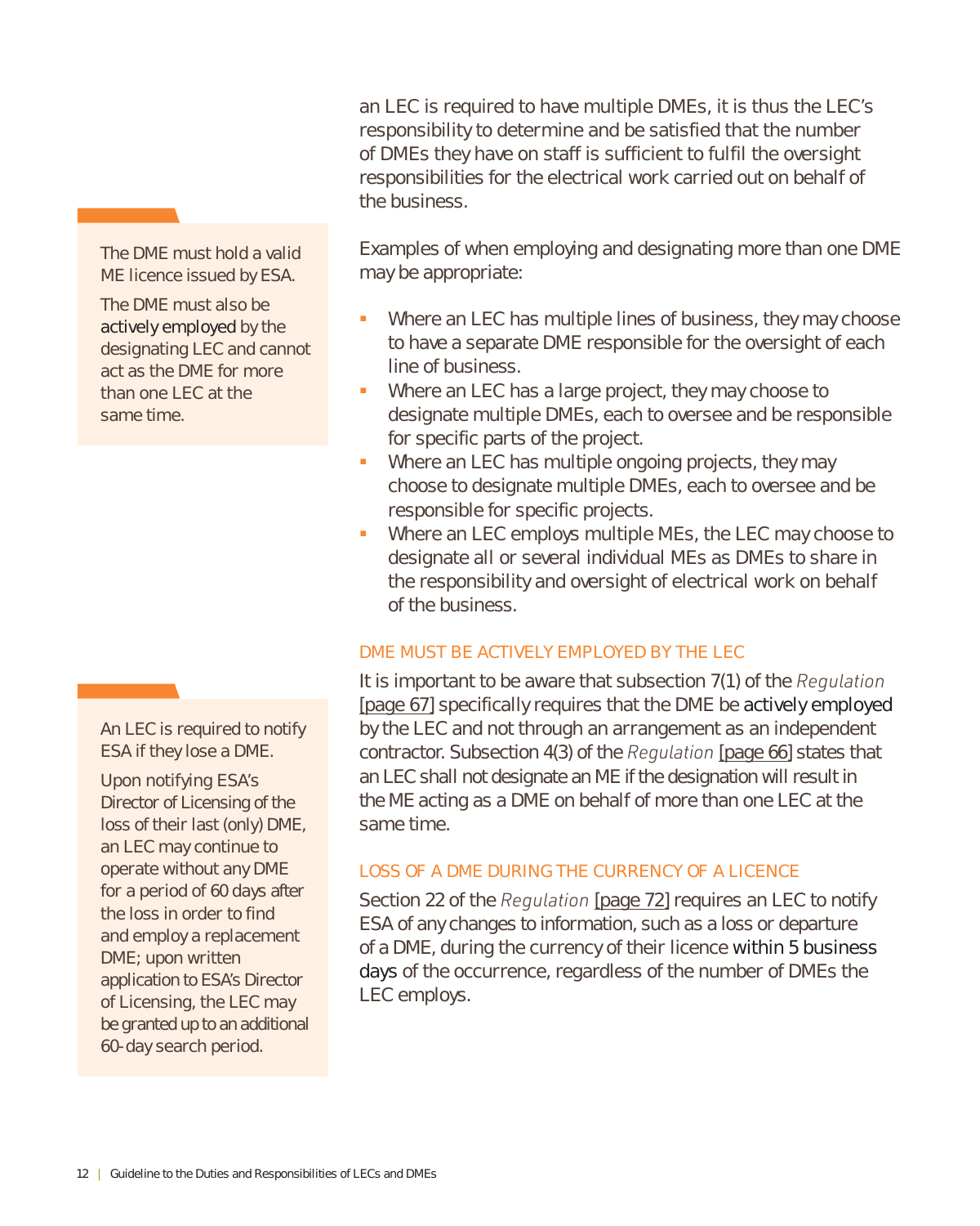an LEC is required to have multiple DMEs, it is thus the LEC's responsibility to determine and be satisfied that the number of DMEs they have on staff is sufficient to fulfil the oversight responsibilities for the electrical work carried out on behalf of the business.

> The DME must hold a valid ME licence issued by ESA.
>
> The DME must also be actively employed by the designating LEC and cannot act as the DME for more than one LEC at the same time.

Examples of when employing and designating more than one DME may be appropriate:

- Where an LEC has multiple lines of business, they may choose to have a separate DME responsible for the oversight of each line of business.
- Where an LEC has a large project, they may choose to designate multiple DMEs, each to oversee and be responsible for specific parts of the project.
- Where an LEC has multiple ongoing projects, they may choose to designate multiple DMEs, each to oversee and be responsible for specific projects.
- Where an LEC employs multiple MEs, the LEC may choose to designate all or several individual MEs as DMEs to share in the responsibility and oversight of electrical work on behalf of the business.

### DME MUST BE ACTIVELY EMPLOYED BY THE LEC

It is important to be aware that subsection 7(1) of the *Regulation* [page 67] specifically requires that the DME be actively employed by the LEC and not through an arrangement as an independent contractor. Subsection 4(3) of the *Regulation* [page 66] states that an LEC shall not designate an ME if the designation will result in the ME acting as a DME on behalf of more than one LEC at the same time.

### LOSS OF A DME DURING THE CURRENCY OF A LICENCE

Section 22 of the *Regulation* [page 72] requires an LEC to notify ESA of any changes to information, such as a loss or departure of a DME, during the currency of their licence within 5 business days of the occurrence, regardless of the number of DMEs the LEC employs.

> An LEC is required to notify ESA if they lose a DME.
>
> Upon notifying ESA's Director of Licensing of the loss of their last (only) DME, an LEC may continue to operate without any DME for a period of 60 days after the loss in order to find and employ a replacement DME; upon written application to ESA's Director of Licensing, the LEC may be granted up to an additional 60-day search period.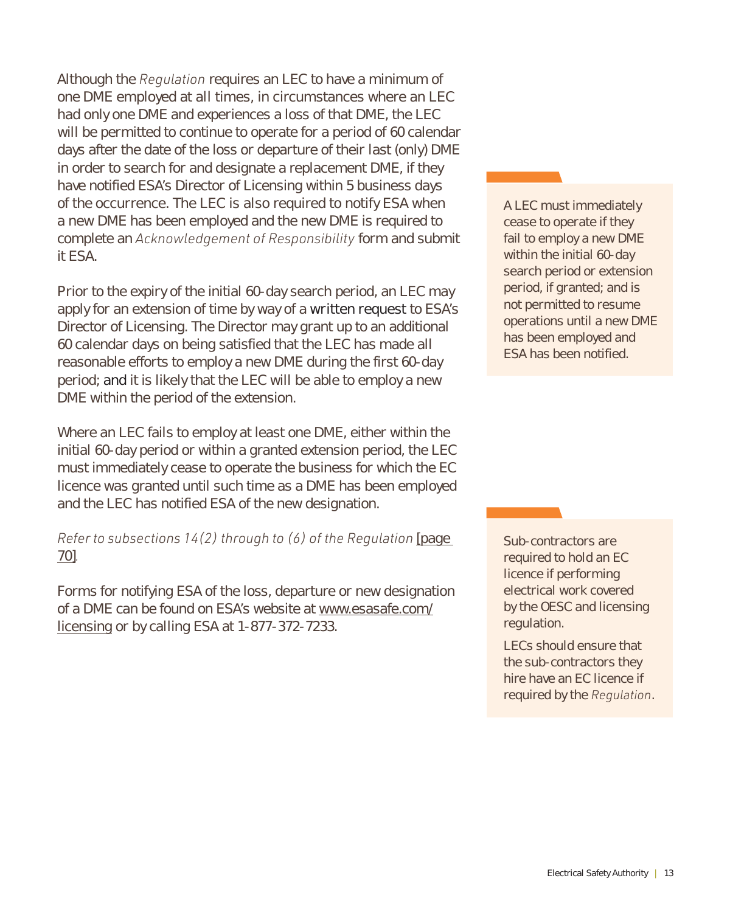Although the *Regulation* requires an LEC to have a minimum of one DME employed at all times, in circumstances where an LEC had only one DME and experiences a loss of that DME, the LEC will be permitted to continue to operate for a period of 60 calendar days after the date of the loss or departure of their last (only) DME in order to search for and designate a replacement DME, if they have notified ESA's Director of Licensing within 5 business days of the occurrence. The LEC is also required to notify ESA when a new DME has been employed and the new DME is required to complete an *Acknowledgement of Responsibility* form and submit it ESA.

Prior to the expiry of the initial 60-day search period, an LEC may apply for an extension of time by way of a written request to ESA's Director of Licensing. The Director may grant up to an additional 60 calendar days on being satisfied that the LEC has made all reasonable efforts to employ a new DME during the first 60-day period; and it is likely that the LEC will be able to employ a new DME within the period of the extension.

Where an LEC fails to employ at least one DME, either within the initial 60-day period or within a granted extension period, the LEC must immediately cease to operate the business for which the EC licence was granted until such time as a DME has been employed and the LEC has notified ESA of the new designation.

*Refer to subsections 14(2) through to (6) of the Regulation* [page 70].

Forms for notifying ESA of the loss, departure or new designation of a DME can be found on ESA's website at www.esasafe.com/licensing or by calling ESA at 1-877-372-7233.

> A LEC must immediately cease to operate if they fail to employ a new DME within the initial 60-day search period or extension period, if granted; and is not permitted to resume operations until a new DME has been employed and ESA has been notified.

> Sub-contractors are required to hold an EC licence if performing electrical work covered by the OESC and licensing regulation.
>
> LECs should ensure that the sub-contractors they hire have an EC licence if required by the *Regulation*.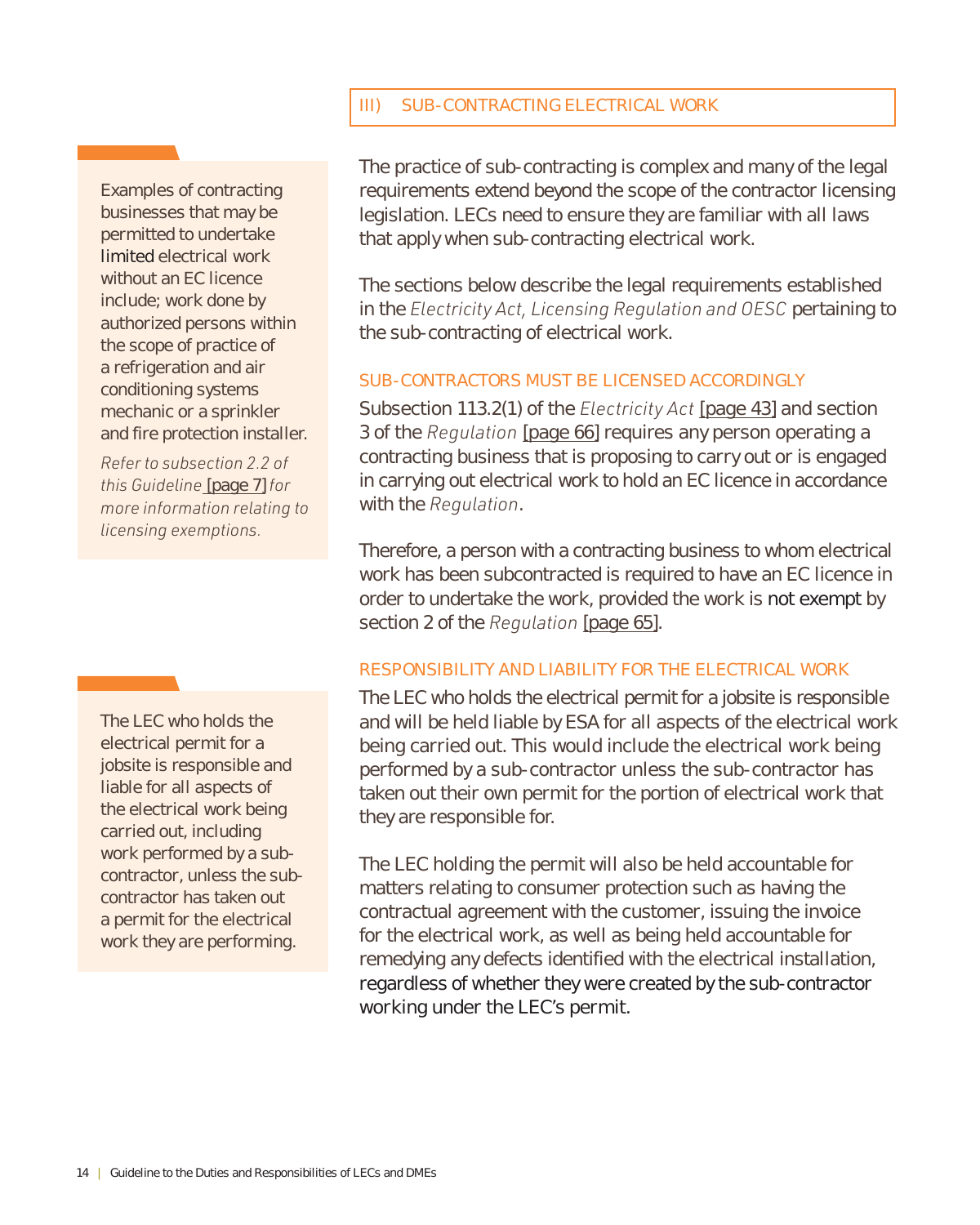## III) SUB-CONTRACTING ELECTRICAL WORK

The practice of sub-contracting is complex and many of the legal requirements extend beyond the scope of the contractor licensing legislation. LECs need to ensure they are familiar with all laws that apply when sub-contracting electrical work.

The sections below describe the legal requirements established in the *Electricity Act, Licensing Regulation and OESC* pertaining to the sub-contracting of electrical work.

> Examples of contracting businesses that may be permitted to undertake limited electrical work without an EC licence include; work done by authorized persons within the scope of practice of a refrigeration and air conditioning systems mechanic or a sprinkler and fire protection installer.
>
> *Refer to subsection 2.2 of this Guideline* [page 7] *for more information relating to licensing exemptions.*

### SUB-CONTRACTORS MUST BE LICENSED ACCORDINGLY

Subsection 113.2(1) of the *Electricity Act* [page 43] and section 3 of the *Regulation* [page 66] requires any person operating a contracting business that is proposing to carry out or is engaged in carrying out electrical work to hold an EC licence in accordance with the *Regulation*.

Therefore, a person with a contracting business to whom electrical work has been subcontracted is required to have an EC licence in order to undertake the work, provided the work is not exempt by section 2 of the *Regulation* [page 65].

### RESPONSIBILITY AND LIABILITY FOR THE ELECTRICAL WORK

> The LEC who holds the electrical permit for a jobsite is responsible and liable for all aspects of the electrical work being carried out, including work performed by a sub-contractor, unless the sub-contractor has taken out a permit for the electrical work they are performing.

The LEC who holds the electrical permit for a jobsite is responsible and will be held liable by ESA for all aspects of the electrical work being carried out. This would include the electrical work being performed by a sub-contractor unless the sub-contractor has taken out their own permit for the portion of electrical work that they are responsible for.

The LEC holding the permit will also be held accountable for matters relating to consumer protection such as having the contractual agreement with the customer, issuing the invoice for the electrical work, as well as being held accountable for remedying any defects identified with the electrical installation, regardless of whether they were created by the sub-contractor working under the LEC's permit.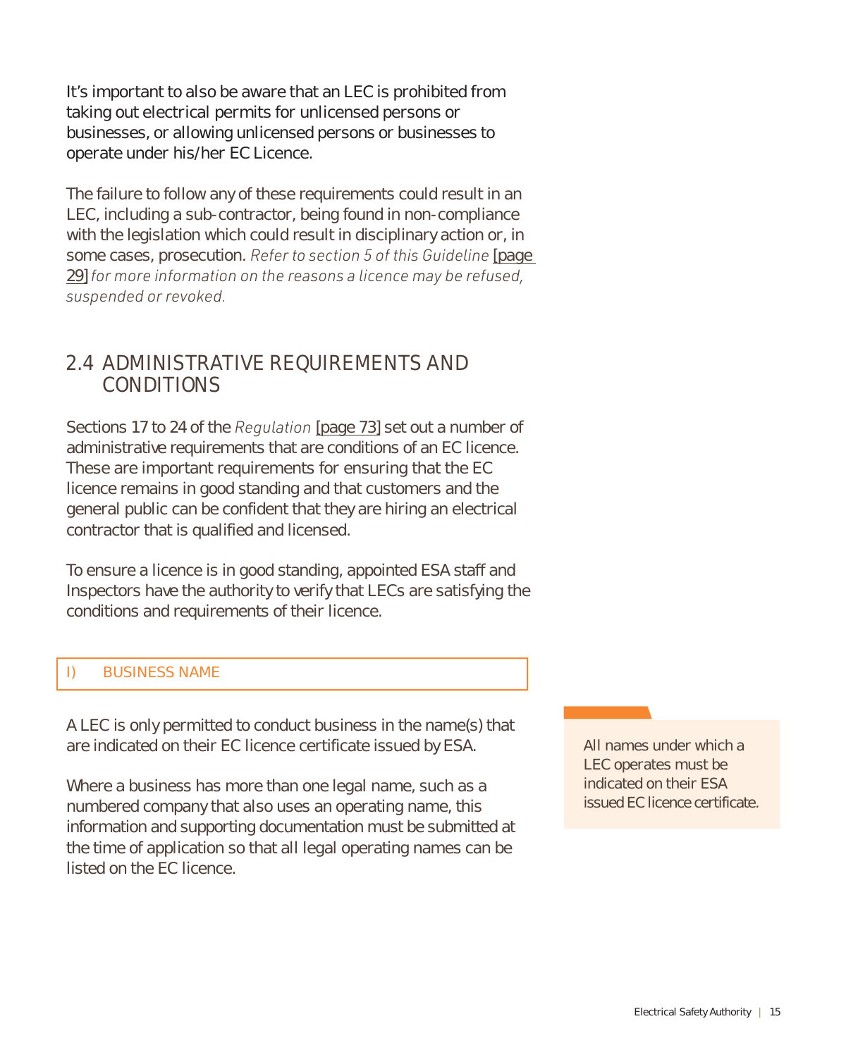It's important to also be aware that an LEC is prohibited from taking out electrical permits for unlicensed persons or businesses, or allowing unlicensed persons or businesses to operate under his/her EC Licence.

The failure to follow any of these requirements could result in an LEC, including a sub-contractor, being found in non-compliance with the legislation which could result in disciplinary action or, in some cases, prosecution. *Refer to section 5 of this Guideline* [page 29] *for more information on the reasons a licence may be refused, suspended or revoked.*

## 2.4 ADMINISTRATIVE REQUIREMENTS AND CONDITIONS

Sections 17 to 24 of the *Regulation* [page 73] set out a number of administrative requirements that are conditions of an EC licence. These are important requirements for ensuring that the EC licence remains in good standing and that customers and the general public can be confident that they are hiring an electrical contractor that is qualified and licensed.

To ensure a licence is in good standing, appointed ESA staff and Inspectors have the authority to verify that LECs are satisfying the conditions and requirements of their licence.

### I) BUSINESS NAME

A LEC is only permitted to conduct business in the name(s) that are indicated on their EC licence certificate issued by ESA.

Where a business has more than one legal name, such as a numbered company that also uses an operating name, this information and supporting documentation must be submitted at the time of application so that all legal operating names can be listed on the EC licence.

> All names under which a LEC operates must be indicated on their ESA issued EC licence certificate.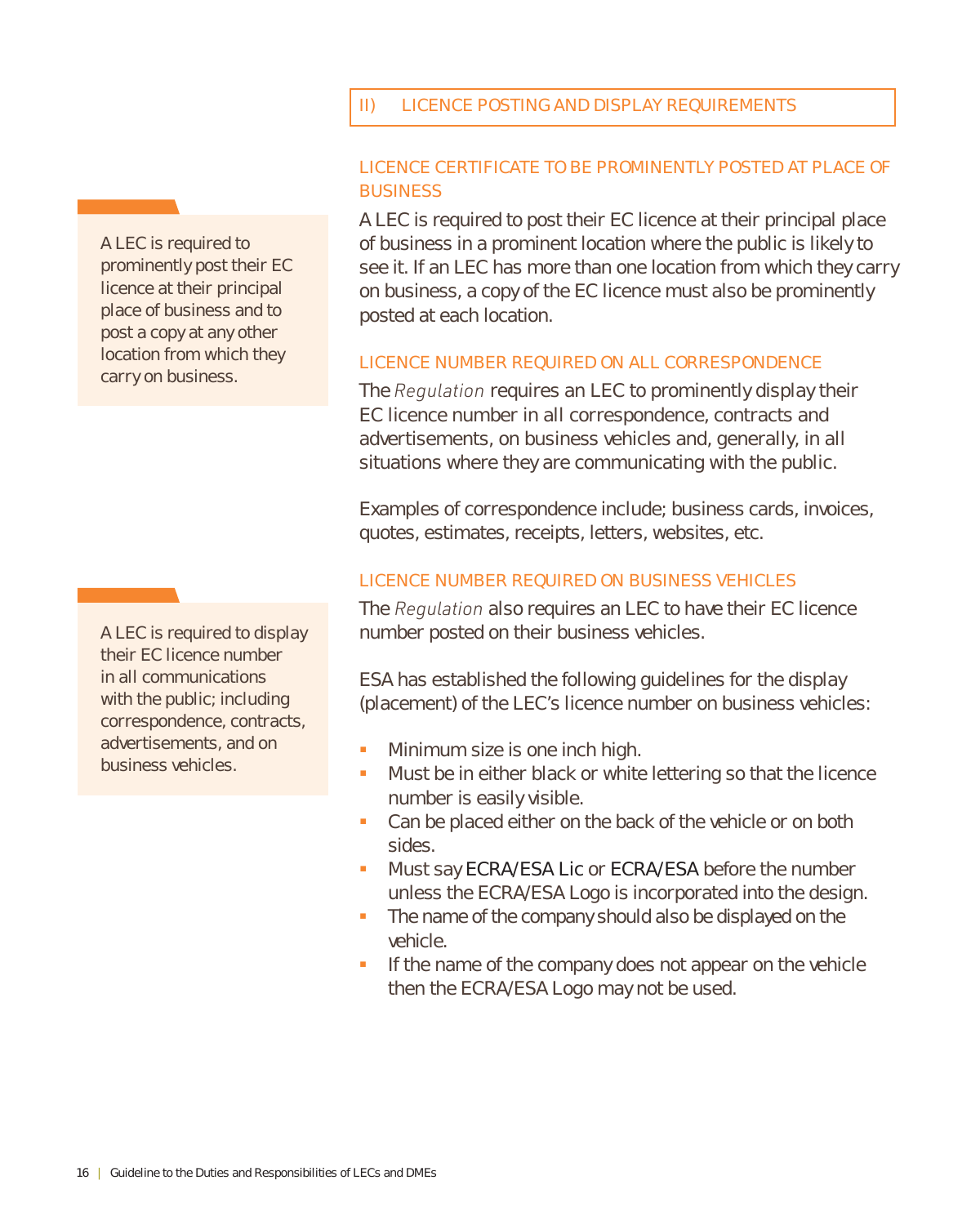## II) LICENCE POSTING AND DISPLAY REQUIREMENTS

### LICENCE CERTIFICATE TO BE PROMINENTLY POSTED AT PLACE OF BUSINESS

> A LEC is required to prominently post their EC licence at their principal place of business and to post a copy at any other location from which they carry on business.

A LEC is required to post their EC licence at their principal place of business in a prominent location where the public is likely to see it. If an LEC has more than one location from which they carry on business, a copy of the EC licence must also be prominently posted at each location.

### LICENCE NUMBER REQUIRED ON ALL CORRESPONDENCE

The *Regulation* requires an LEC to prominently display their EC licence number in all correspondence, contracts and advertisements, on business vehicles and, generally, in all situations where they are communicating with the public.

Examples of correspondence include; business cards, invoices, quotes, estimates, receipts, letters, websites, etc.

### LICENCE NUMBER REQUIRED ON BUSINESS VEHICLES

> A LEC is required to display their EC licence number in all communications with the public; including correspondence, contracts, advertisements, and on business vehicles.

The *Regulation* also requires an LEC to have their EC licence number posted on their business vehicles.

ESA has established the following guidelines for the display (placement) of the LEC's licence number on business vehicles:

- Minimum size is one inch high.
- Must be in either black or white lettering so that the licence number is easily visible.
- Can be placed either on the back of the vehicle or on both sides.
- Must say ECRA/ESA Lic or ECRA/ESA before the number unless the ECRA/ESA Logo is incorporated into the design.
- The name of the company should also be displayed on the vehicle.
- If the name of the company does not appear on the vehicle then the ECRA/ESA Logo may not be used.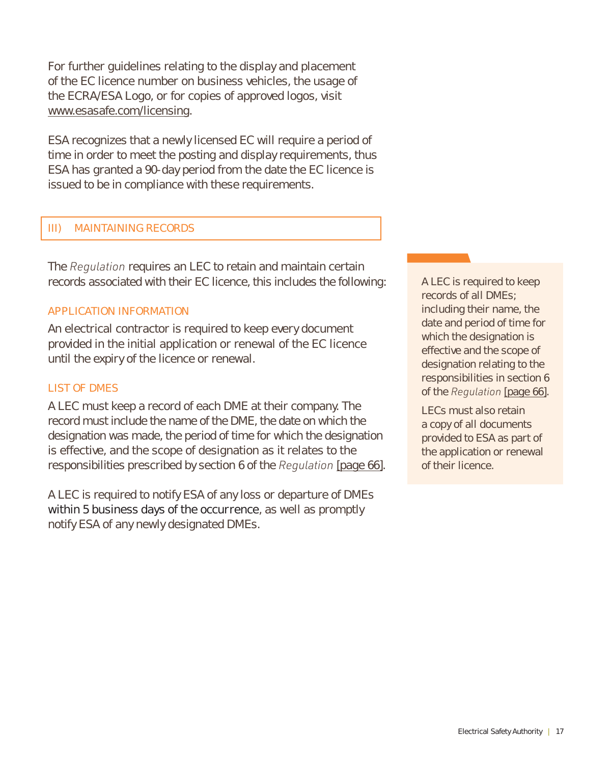For further guidelines relating to the display and placement of the EC licence number on business vehicles, the usage of the ECRA/ESA Logo, or for copies of approved logos, visit www.esasafe.com/licensing.

ESA recognizes that a newly licensed EC will require a period of time in order to meet the posting and display requirements, thus ESA has granted a 90-day period from the date the EC licence is issued to be in compliance with these requirements.

## III) MAINTAINING RECORDS

The *Regulation* requires an LEC to retain and maintain certain records associated with their EC licence, this includes the following:

### APPLICATION INFORMATION

An electrical contractor is required to keep every document provided in the initial application or renewal of the EC licence until the expiry of the licence or renewal.

### LIST OF DMES

A LEC must keep a record of each DME at their company. The record must include the name of the DME, the date on which the designation was made, the period of time for which the designation is effective, and the scope of designation as it relates to the responsibilities prescribed by section 6 of the *Regulation* [page 66].

A LEC is required to notify ESA of any loss or departure of DMEs within 5 business days of the occurrence, as well as promptly notify ESA of any newly designated DMEs.

> A LEC is required to keep records of all DMEs; including their name, the date and period of time for which the designation is effective and the scope of designation relating to the responsibilities in section 6 of the *Regulation* [page 66].
>
> LECs must also retain a copy of all documents provided to ESA as part of the application or renewal of their licence.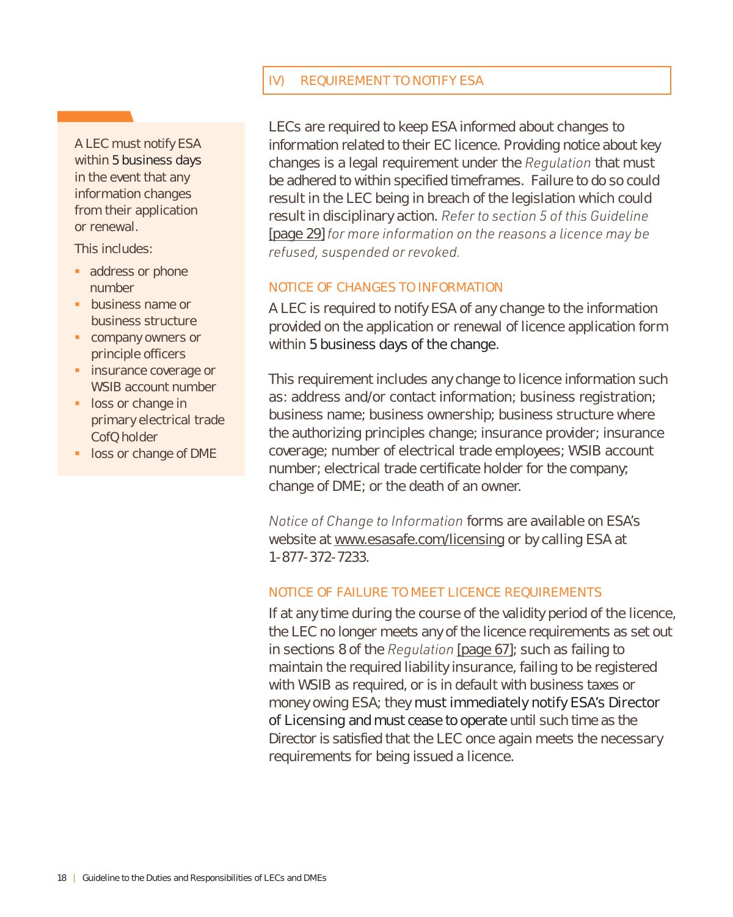## IV) REQUIREMENT TO NOTIFY ESA

A LEC must notify ESA within 5 business days in the event that any information changes from their application or renewal.

This includes:

- address or phone number
- business name or business structure
- company owners or principle officers
- insurance coverage or WSIB account number
- loss or change in primary electrical trade CofQ holder
- loss or change of DME

LECs are required to keep ESA informed about changes to information related to their EC licence. Providing notice about key changes is a legal requirement under the *Regulation* that must be adhered to within specified timeframes. Failure to do so could result in the LEC being in breach of the legislation which could result in disciplinary action. *Refer to section 5 of this Guideline [page 29] for more information on the reasons a licence may be refused, suspended or revoked.*

### NOTICE OF CHANGES TO INFORMATION

A LEC is required to notify ESA of any change to the information provided on the application or renewal of licence application form within 5 business days of the change.

This requirement includes any change to licence information such as: address and/or contact information; business registration; business name; business ownership; business structure where the authorizing principles change; insurance provider; insurance coverage; number of electrical trade employees; WSIB account number; electrical trade certificate holder for the company; change of DME; or the death of an owner.

*Notice of Change to Information* forms are available on ESA's website at www.esasafe.com/licensing or by calling ESA at 1-877-372-7233.

### NOTICE OF FAILURE TO MEET LICENCE REQUIREMENTS

If at any time during the course of the validity period of the licence, the LEC no longer meets any of the licence requirements as set out in sections 8 of the *Regulation* [page 67]; such as failing to maintain the required liability insurance, failing to be registered with WSIB as required, or is in default with business taxes or money owing ESA; they must immediately notify ESA's Director of Licensing and must cease to operate until such time as the Director is satisfied that the LEC once again meets the necessary requirements for being issued a licence.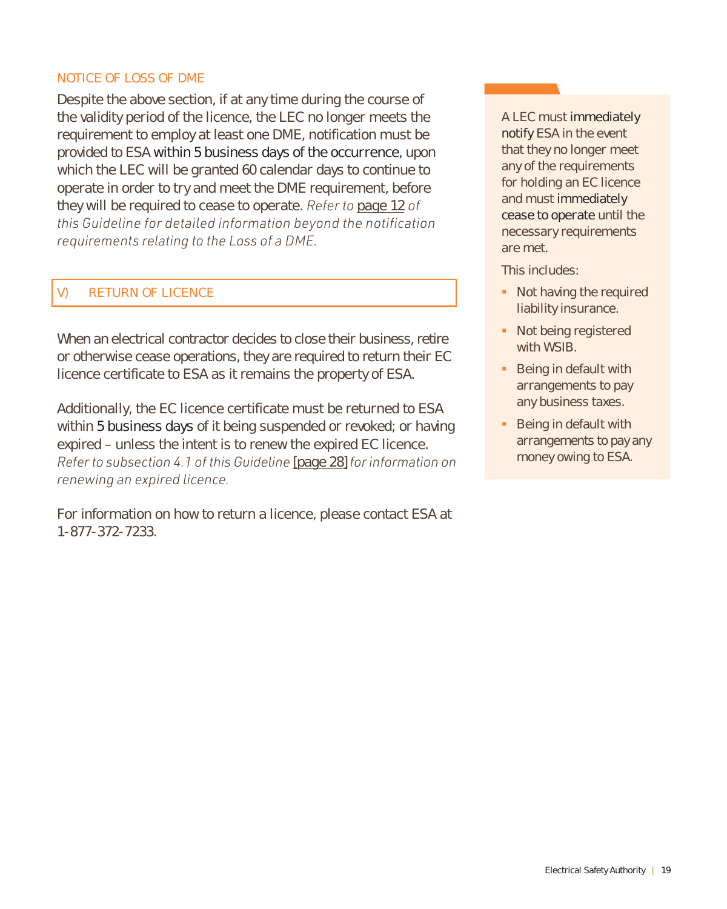### NOTICE OF LOSS OF DME

Despite the above section, if at any time during the course of the validity period of the licence, the LEC no longer meets the requirement to employ at least one DME, notification must be provided to ESA **within 5 business days of the occurrence**, upon which the LEC will be granted 60 calendar days to continue to operate in order to try and meet the DME requirement, before they will be required to cease to operate. *Refer to page 12 of this Guideline for detailed information beyond the notification requirements relating to the Loss of a DME.*

## V) RETURN OF LICENCE

When an electrical contractor decides to close their business, retire or otherwise cease operations, they are required to return their EC licence certificate to ESA as it remains the property of ESA.

Additionally, the EC licence certificate must be returned to ESA within **5 business days** of it being suspended or revoked; or having expired – unless the intent is to renew the expired EC licence. *Refer to subsection 4.1 of this Guideline [page 28] for information on renewing an expired licence.*

For information on how to return a licence, please contact ESA at 1-877-372-7233.

A LEC must **immediately notify** ESA in the event that they no longer meet any of the requirements for holding an EC licence and must **immediately cease to operate** until the necessary requirements are met.

This includes:

- Not having the required liability insurance.
- Not being registered with WSIB.
- Being in default with arrangements to pay any business taxes.
- Being in default with arrangements to pay any money owing to ESA.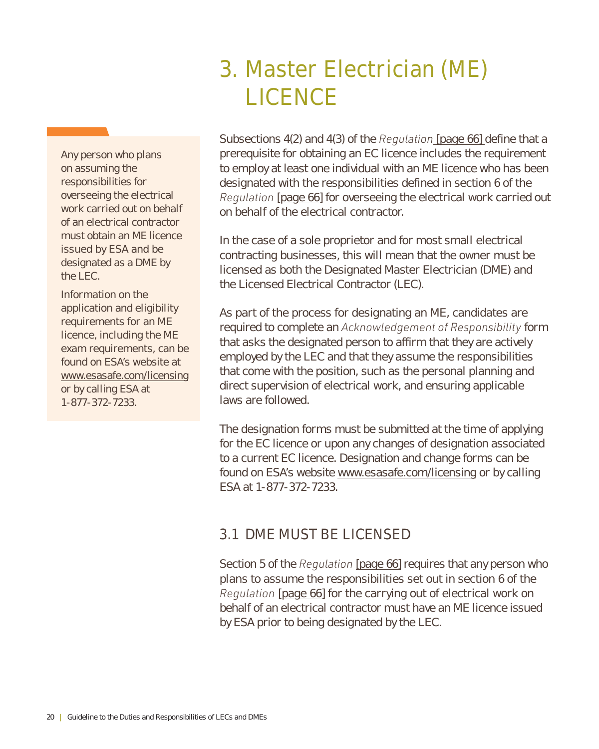# 3. Master Electrician (ME) LICENCE

> Any person who plans on assuming the responsibilities for overseeing the electrical work carried out on behalf of an electrical contractor must obtain an ME licence issued by ESA and be designated as a DME by the LEC.
>
> Information on the application and eligibility requirements for an ME licence, including the ME exam requirements, can be found on ESA's website at www.esasafe.com/licensing or by calling ESA at 1-877-372-7233.

Subsections 4(2) and 4(3) of the *Regulation* [page 66] define that a prerequisite for obtaining an EC licence includes the requirement to employ at least one individual with an ME licence who has been designated with the responsibilities defined in section 6 of the *Regulation* [page 66] for overseeing the electrical work carried out on behalf of the electrical contractor.

In the case of a sole proprietor and for most small electrical contracting businesses, this will mean that the owner must be licensed as both the Designated Master Electrician (DME) and the Licensed Electrical Contractor (LEC).

As part of the process for designating an ME, candidates are required to complete an *Acknowledgement of Responsibility* form that asks the designated person to affirm that they are actively employed by the LEC and that they assume the responsibilities that come with the position, such as the personal planning and direct supervision of electrical work, and ensuring applicable laws are followed.

The designation forms must be submitted at the time of applying for the EC licence or upon any changes of designation associated to a current EC licence. Designation and change forms can be found on ESA's website www.esasafe.com/licensing or by calling ESA at 1-877-372-7233.

## 3.1 DME MUST BE LICENSED

Section 5 of the *Regulation* [page 66] requires that any person who plans to assume the responsibilities set out in section 6 of the *Regulation* [page 66] for the carrying out of electrical work on behalf of an electrical contractor must have an ME licence issued by ESA prior to being designated by the LEC.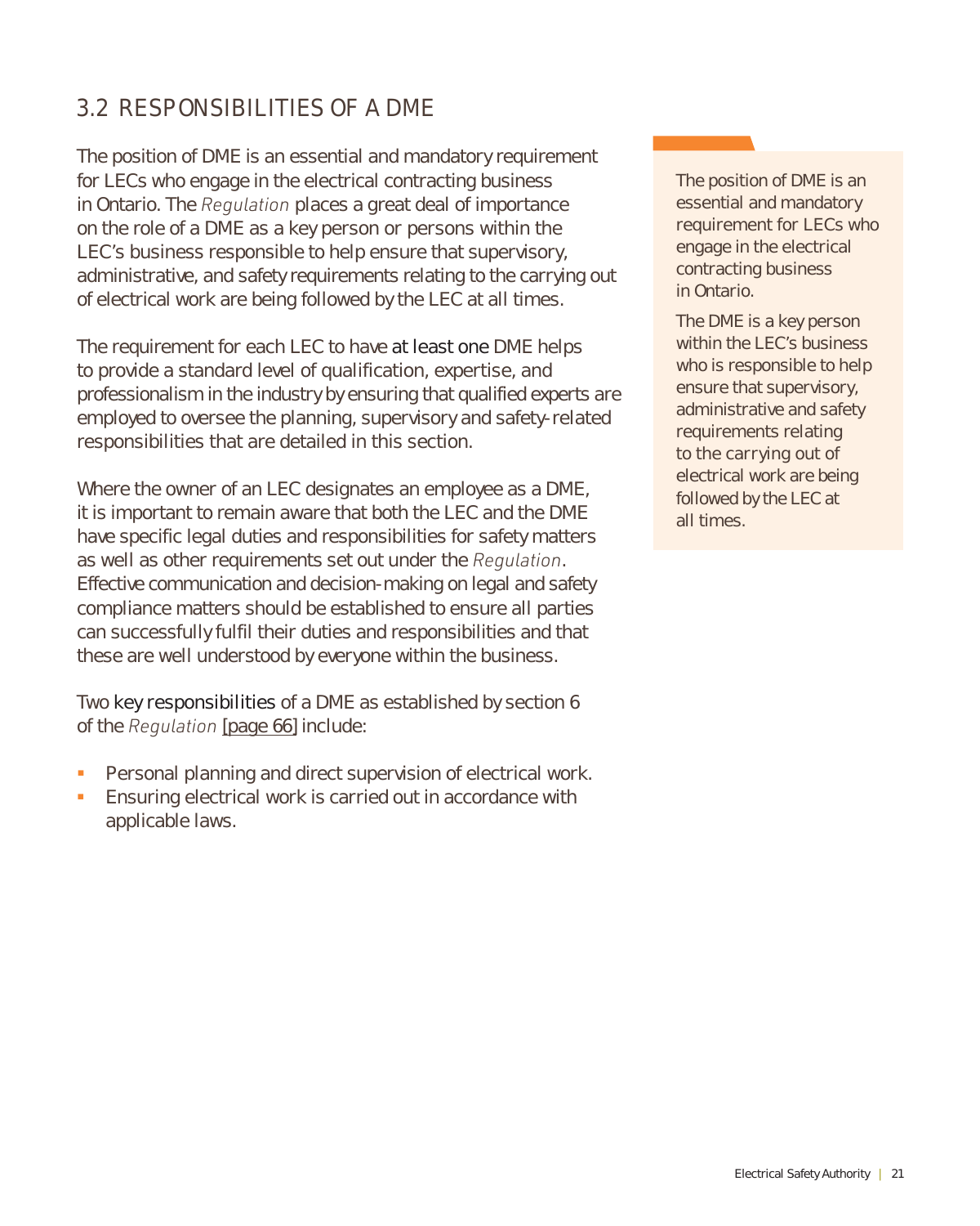## 3.2 RESPONSIBILITIES OF A DME

The position of DME is an essential and mandatory requirement for LECs who engage in the electrical contracting business in Ontario. The *Regulation* places a great deal of importance on the role of a DME as a key person or persons within the LEC's business responsible to help ensure that supervisory, administrative, and safety requirements relating to the carrying out of electrical work are being followed by the LEC at all times.

The requirement for each LEC to have at least one DME helps to provide a standard level of qualification, expertise, and professionalism in the industry by ensuring that qualified experts are employed to oversee the planning, supervisory and safety-related responsibilities that are detailed in this section.

Where the owner of an LEC designates an employee as a DME, it is important to remain aware that both the LEC and the DME have specific legal duties and responsibilities for safety matters as well as other requirements set out under the *Regulation*. Effective communication and decision-making on legal and safety compliance matters should be established to ensure all parties can successfully fulfil their duties and responsibilities and that these are well understood by everyone within the business.

Two key responsibilities of a DME as established by section 6 of the *Regulation* [page 66] include:

- Personal planning and direct supervision of electrical work.
- Ensuring electrical work is carried out in accordance with applicable laws.

> The position of DME is an essential and mandatory requirement for LECs who engage in the electrical contracting business in Ontario.
>
> The DME is a key person within the LEC's business who is responsible to help ensure that supervisory, administrative and safety requirements relating to the carrying out of electrical work are being followed by the LEC at all times.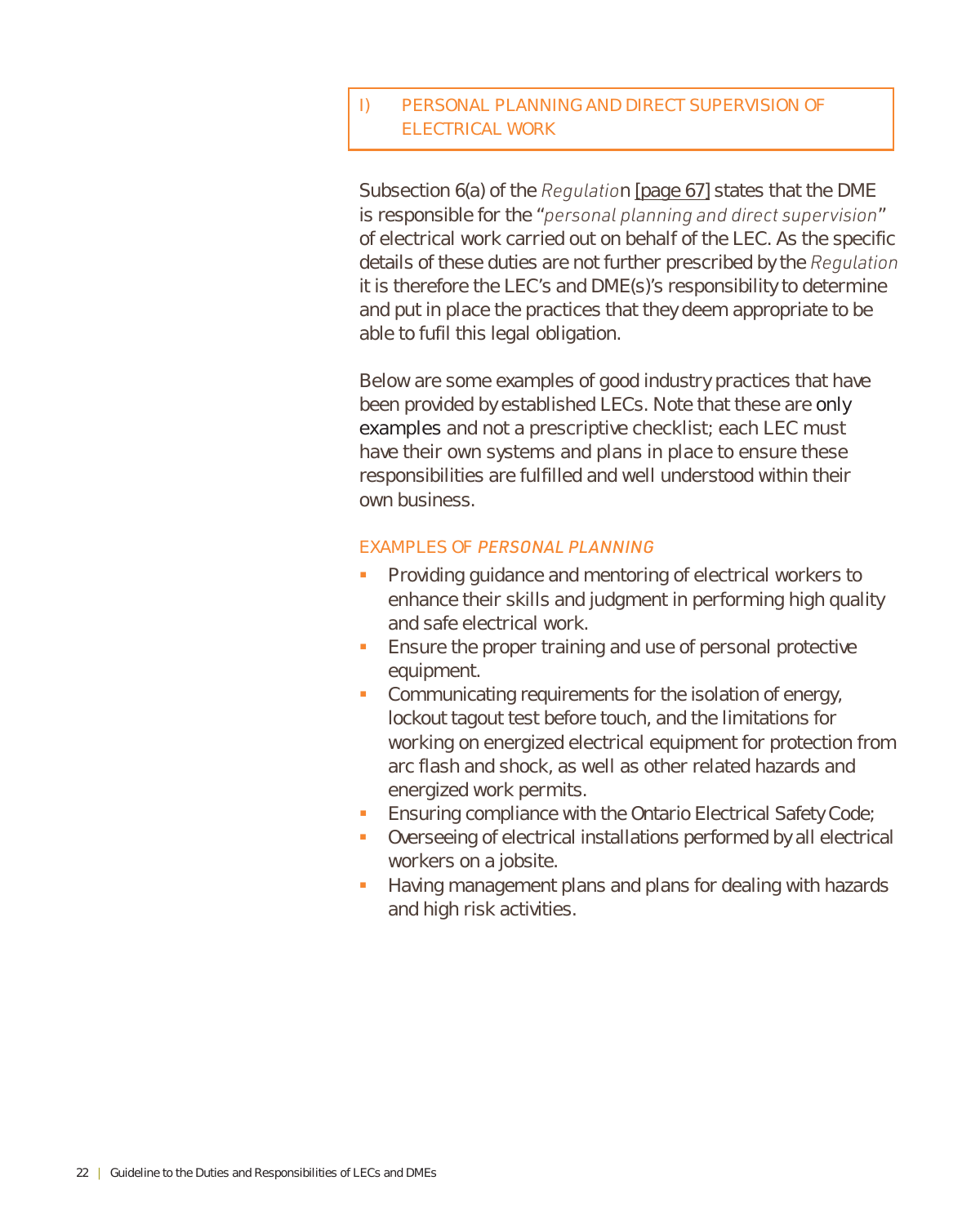## I) PERSONAL PLANNING AND DIRECT SUPERVISION OF ELECTRICAL WORK

Subsection 6(a) of the *Regulation* [page 67] states that the DME is responsible for the "*personal planning and direct supervision*" of electrical work carried out on behalf of the LEC. As the specific details of these duties are not further prescribed by the *Regulation* it is therefore the LEC's and DME(s)'s responsibility to determine and put in place the practices that they deem appropriate to be able to fufil this legal obligation.

Below are some examples of good industry practices that have been provided by established LECs. Note that these are only examples and not a prescriptive checklist; each LEC must have their own systems and plans in place to ensure these responsibilities are fulfilled and well understood within their own business.

### EXAMPLES OF *PERSONAL PLANNING*

- Providing guidance and mentoring of electrical workers to enhance their skills and judgment in performing high quality and safe electrical work.
- Ensure the proper training and use of personal protective equipment.
- Communicating requirements for the isolation of energy, lockout tagout test before touch, and the limitations for working on energized electrical equipment for protection from arc flash and shock, as well as other related hazards and energized work permits.
- Ensuring compliance with the Ontario Electrical Safety Code;
- Overseeing of electrical installations performed by all electrical workers on a jobsite.
- Having management plans and plans for dealing with hazards and high risk activities.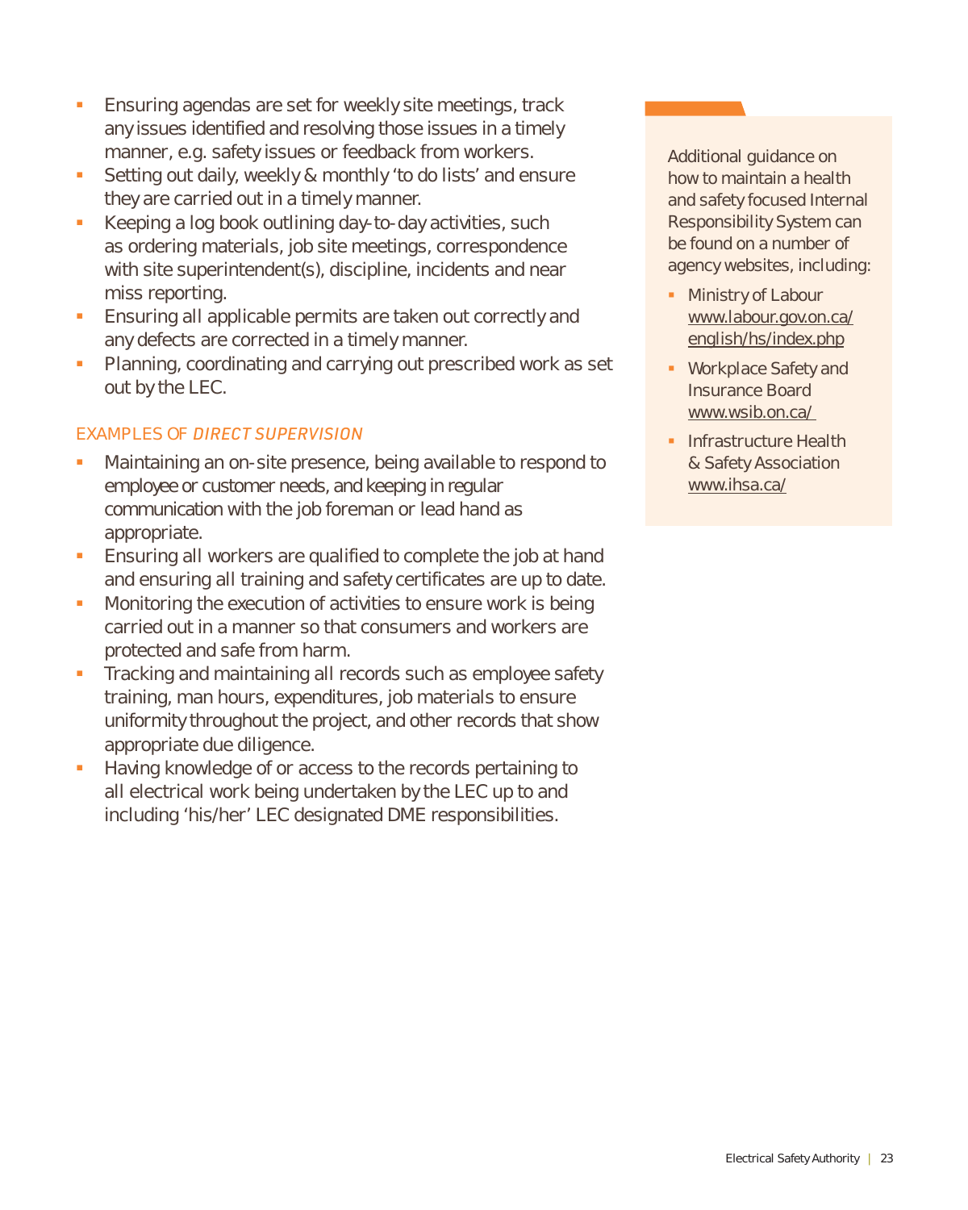- Ensuring agendas are set for weekly site meetings, track any issues identified and resolving those issues in a timely manner, e.g. safety issues or feedback from workers.
- Setting out daily, weekly & monthly 'to do lists' and ensure they are carried out in a timely manner.
- Keeping a log book outlining day-to-day activities, such as ordering materials, job site meetings, correspondence with site superintendent(s), discipline, incidents and near miss reporting.
- Ensuring all applicable permits are taken out correctly and any defects are corrected in a timely manner.
- Planning, coordinating and carrying out prescribed work as set out by the LEC.

### EXAMPLES OF *DIRECT SUPERVISION*

- Maintaining an on-site presence, being available to respond to employee or customer needs, and keeping in regular communication with the job foreman or lead hand as appropriate.
- Ensuring all workers are qualified to complete the job at hand and ensuring all training and safety certificates are up to date.
- Monitoring the execution of activities to ensure work is being carried out in a manner so that consumers and workers are protected and safe from harm.
- Tracking and maintaining all records such as employee safety training, man hours, expenditures, job materials to ensure uniformity throughout the project, and other records that show appropriate due diligence.
- Having knowledge of or access to the records pertaining to all electrical work being undertaken by the LEC up to and including 'his/her' LEC designated DME responsibilities.

Additional guidance on how to maintain a health and safety focused Internal Responsibility System can be found on a number of agency websites, including:

- Ministry of Labour www.labour.gov.on.ca/english/hs/index.php
- Workplace Safety and Insurance Board www.wsib.on.ca/
- Infrastructure Health & Safety Association www.ihsa.ca/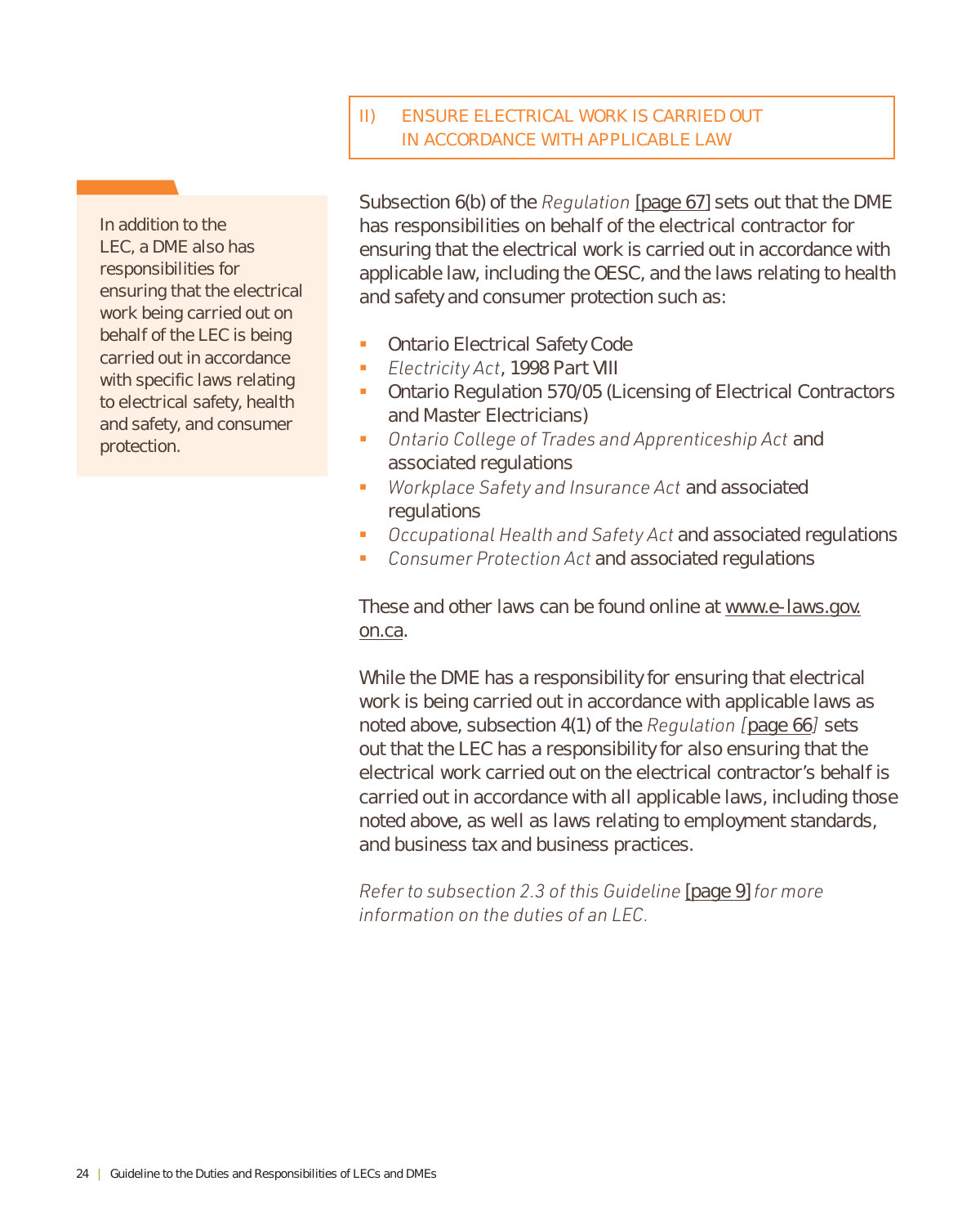### II) ENSURE ELECTRICAL WORK IS CARRIED OUT IN ACCORDANCE WITH APPLICABLE LAW

> In addition to the LEC, a DME also has responsibilities for ensuring that the electrical work being carried out on behalf of the LEC is being carried out in accordance with specific laws relating to electrical safety, health and safety, and consumer protection.

Subsection 6(b) of the *Regulation* [page 67] sets out that the DME has responsibilities on behalf of the electrical contractor for ensuring that the electrical work is carried out in accordance with applicable law, including the OESC, and the laws relating to health and safety and consumer protection such as:

- Ontario Electrical Safety Code
- *Electricity Act*, 1998 Part VIII
- Ontario Regulation 570/05 (Licensing of Electrical Contractors and Master Electricians)
- *Ontario College of Trades and Apprenticeship Act* and associated regulations
- *Workplace Safety and Insurance Act* and associated regulations
- *Occupational Health and Safety Act* and associated regulations
- *Consumer Protection Act* and associated regulations

These and other laws can be found online at www.e-laws.gov.on.ca.

While the DME has a responsibility for ensuring that electrical work is being carried out in accordance with applicable laws as noted above, subsection 4(1) of the *Regulation* [page 66] sets out that the LEC has a responsibility for also ensuring that the electrical work carried out on the electrical contractor's behalf is carried out in accordance with all applicable laws, including those noted above, as well as laws relating to employment standards, and business tax and business practices.

*Refer to subsection 2.3 of this Guideline* [page 9] *for more information on the duties of an LEC.*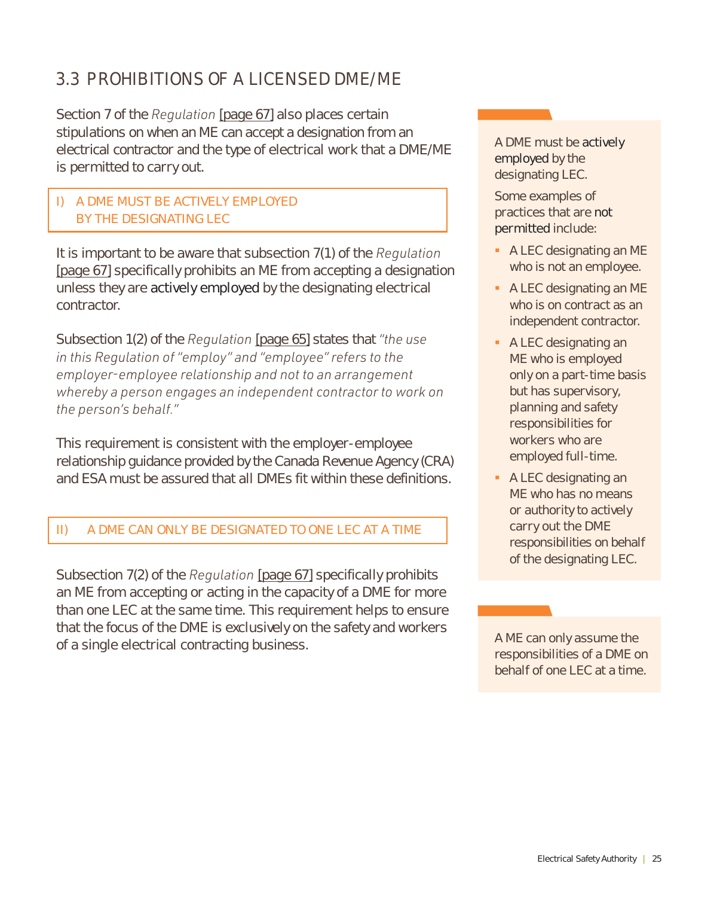## 3.3 PROHIBITIONS OF A LICENSED DME/ME

Section 7 of the *Regulation* [page 67] also places certain stipulations on when an ME can accept a designation from an electrical contractor and the type of electrical work that a DME/ME is permitted to carry out.

### I) A DME MUST BE ACTIVELY EMPLOYED BY THE DESIGNATING LEC

It is important to be aware that subsection 7(1) of the *Regulation* [page 67] specifically prohibits an ME from accepting a designation unless they are actively employed by the designating electrical contractor.

Subsection 1(2) of the *Regulation* [page 65] states that *"the use in this Regulation of "employ" and "employee" refers to the employer-employee relationship and not to an arrangement whereby a person engages an independent contractor to work on the person's behalf."*

This requirement is consistent with the employer-employee relationship guidance provided by the Canada Revenue Agency (CRA) and ESA must be assured that all DMEs fit within these definitions.

### II) A DME CAN ONLY BE DESIGNATED TO ONE LEC AT A TIME

Subsection 7(2) of the *Regulation* [page 67] specifically prohibits an ME from accepting or acting in the capacity of a DME for more than one LEC at the same time. This requirement helps to ensure that the focus of the DME is exclusively on the safety and workers of a single electrical contracting business.

A DME must be actively employed by the designating LEC.

Some examples of practices that are not permitted include:

- A LEC designating an ME who is not an employee.
- A LEC designating an ME who is on contract as an independent contractor.
- A LEC designating an ME who is employed only on a part-time basis but has supervisory, planning and safety responsibilities for workers who are employed full-time.
- A LEC designating an ME who has no means or authority to actively carry out the DME responsibilities on behalf of the designating LEC.

A ME can only assume the responsibilities of a DME on behalf of one LEC at a time.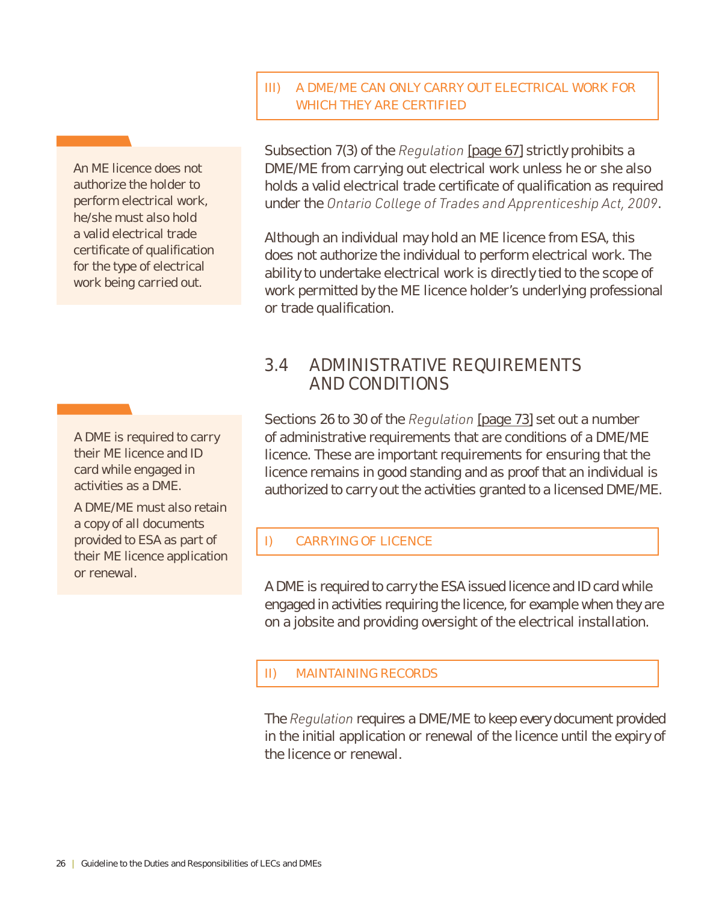### III) A DME/ME CAN ONLY CARRY OUT ELECTRICAL WORK FOR WHICH THEY ARE CERTIFIED

> An ME licence does not authorize the holder to perform electrical work, he/she must also hold a valid electrical trade certificate of qualification for the type of electrical work being carried out.

Subsection 7(3) of the *Regulation* [page 67] strictly prohibits a DME/ME from carrying out electrical work unless he or she also holds a valid electrical trade certificate of qualification as required under the *Ontario College of Trades and Apprenticeship Act, 2009*.

Although an individual may hold an ME licence from ESA, this does not authorize the individual to perform electrical work. The ability to undertake electrical work is directly tied to the scope of work permitted by the ME licence holder's underlying professional or trade qualification.

## 3.4 ADMINISTRATIVE REQUIREMENTS AND CONDITIONS

> A DME is required to carry their ME licence and ID card while engaged in activities as a DME.
>
> A DME/ME must also retain a copy of all documents provided to ESA as part of their ME licence application or renewal.

Sections 26 to 30 of the *Regulation* [page 73] set out a number of administrative requirements that are conditions of a DME/ME licence. These are important requirements for ensuring that the licence remains in good standing and as proof that an individual is authorized to carry out the activities granted to a licensed DME/ME.

### I) CARRYING OF LICENCE

A DME is required to carry the ESA issued licence and ID card while engaged in activities requiring the licence, for example when they are on a jobsite and providing oversight of the electrical installation.

### II) MAINTAINING RECORDS

The *Regulation* requires a DME/ME to keep every document provided in the initial application or renewal of the licence until the expiry of the licence or renewal.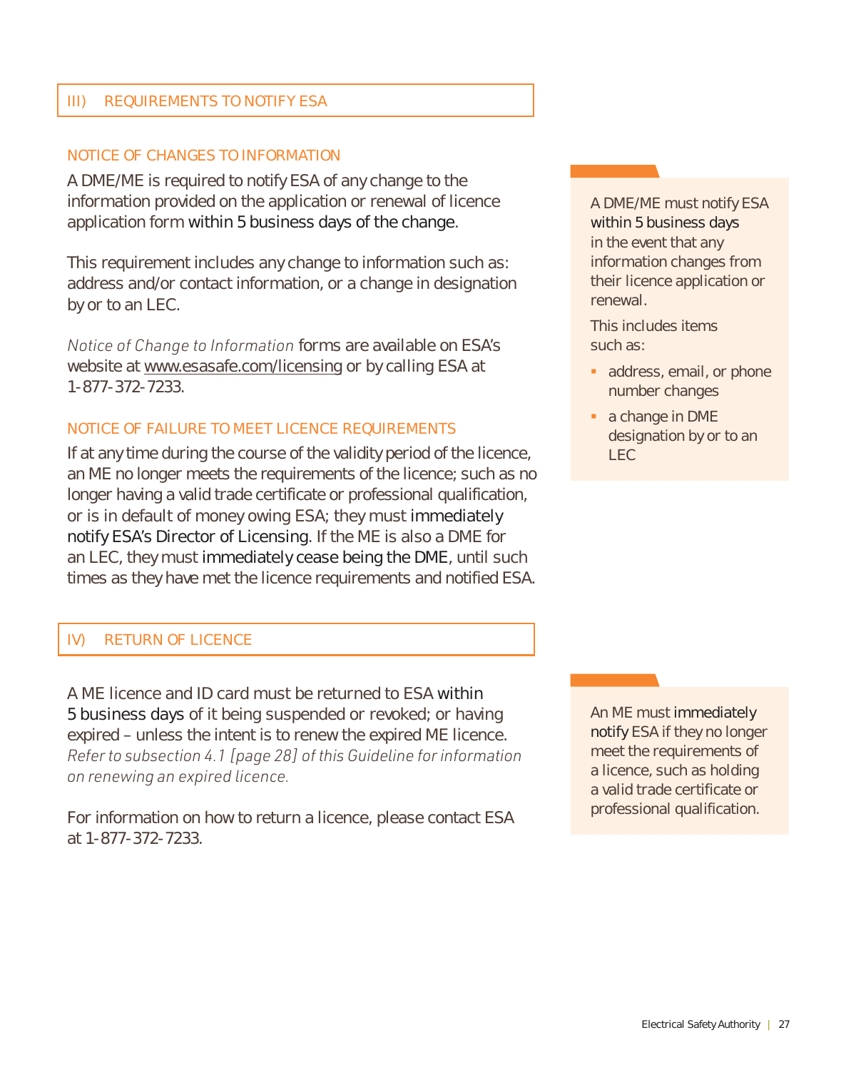## III) REQUIREMENTS TO NOTIFY ESA

### NOTICE OF CHANGES TO INFORMATION

A DME/ME is required to notify ESA of any change to the information provided on the application or renewal of licence application form within 5 business days of the change.

This requirement includes any change to information such as: address and/or contact information, or a change in designation by or to an LEC.

*Notice of Change to Information* forms are available on ESA's website at www.esasafe.com/licensing or by calling ESA at 1-877-372-7233.

> A DME/ME must notify ESA within 5 business days in the event that any information changes from their licence application or renewal.
>
> This includes items such as:
>
> - address, email, or phone number changes
> - a change in DME designation by or to an LEC

### NOTICE OF FAILURE TO MEET LICENCE REQUIREMENTS

If at any time during the course of the validity period of the licence, an ME no longer meets the requirements of the licence; such as no longer having a valid trade certificate or professional qualification, or is in default of money owing ESA; they must immediately notify ESA's Director of Licensing. If the ME is also a DME for an LEC, they must immediately cease being the DME, until such times as they have met the licence requirements and notified ESA.

## IV) RETURN OF LICENCE

A ME licence and ID card must be returned to ESA within 5 business days of it being suspended or revoked; or having expired – unless the intent is to renew the expired ME licence. *Refer to subsection 4.1 [page 28] of this Guideline for information on renewing an expired licence.*

For information on how to return a licence, please contact ESA at 1-877-372-7233.

> An ME must immediately notify ESA if they no longer meet the requirements of a licence, such as holding a valid trade certificate or professional qualification.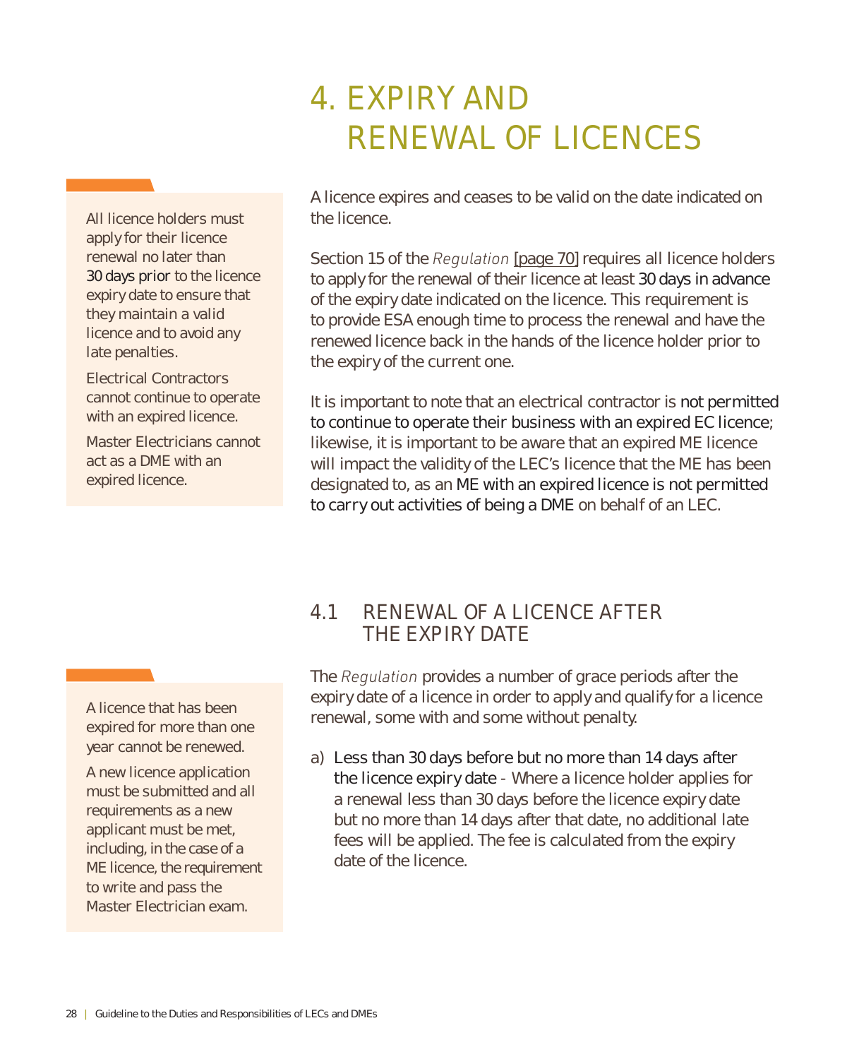# 4. EXPIRY AND RENEWAL OF LICENCES

All licence holders must apply for their licence renewal no later than 30 days prior to the licence expiry date to ensure that they maintain a valid licence and to avoid any late penalties.

Electrical Contractors cannot continue to operate with an expired licence.

Master Electricians cannot act as a DME with an expired licence.

A licence expires and ceases to be valid on the date indicated on the licence.

Section 15 of the *Regulation* [page 70] requires all licence holders to apply for the renewal of their licence at least 30 days in advance of the expiry date indicated on the licence. This requirement is to provide ESA enough time to process the renewal and have the renewed licence back in the hands of the licence holder prior to the expiry of the current one.

It is important to note that an electrical contractor is not permitted to continue to operate their business with an expired EC licence; likewise, it is important to be aware that an expired ME licence will impact the validity of the LEC's licence that the ME has been designated to, as an ME with an expired licence is not permitted to carry out activities of being a DME on behalf of an LEC.

## 4.1 RENEWAL OF A LICENCE AFTER THE EXPIRY DATE

A licence that has been expired for more than one year cannot be renewed.

A new licence application must be submitted and all requirements as a new applicant must be met, including, in the case of a ME licence, the requirement to write and pass the Master Electrician exam.

The *Regulation* provides a number of grace periods after the expiry date of a licence in order to apply and qualify for a licence renewal, some with and some without penalty.

a) Less than 30 days before but no more than 14 days after the licence expiry date - Where a licence holder applies for a renewal less than 30 days before the licence expiry date but no more than 14 days after that date, no additional late fees will be applied. The fee is calculated from the expiry date of the licence.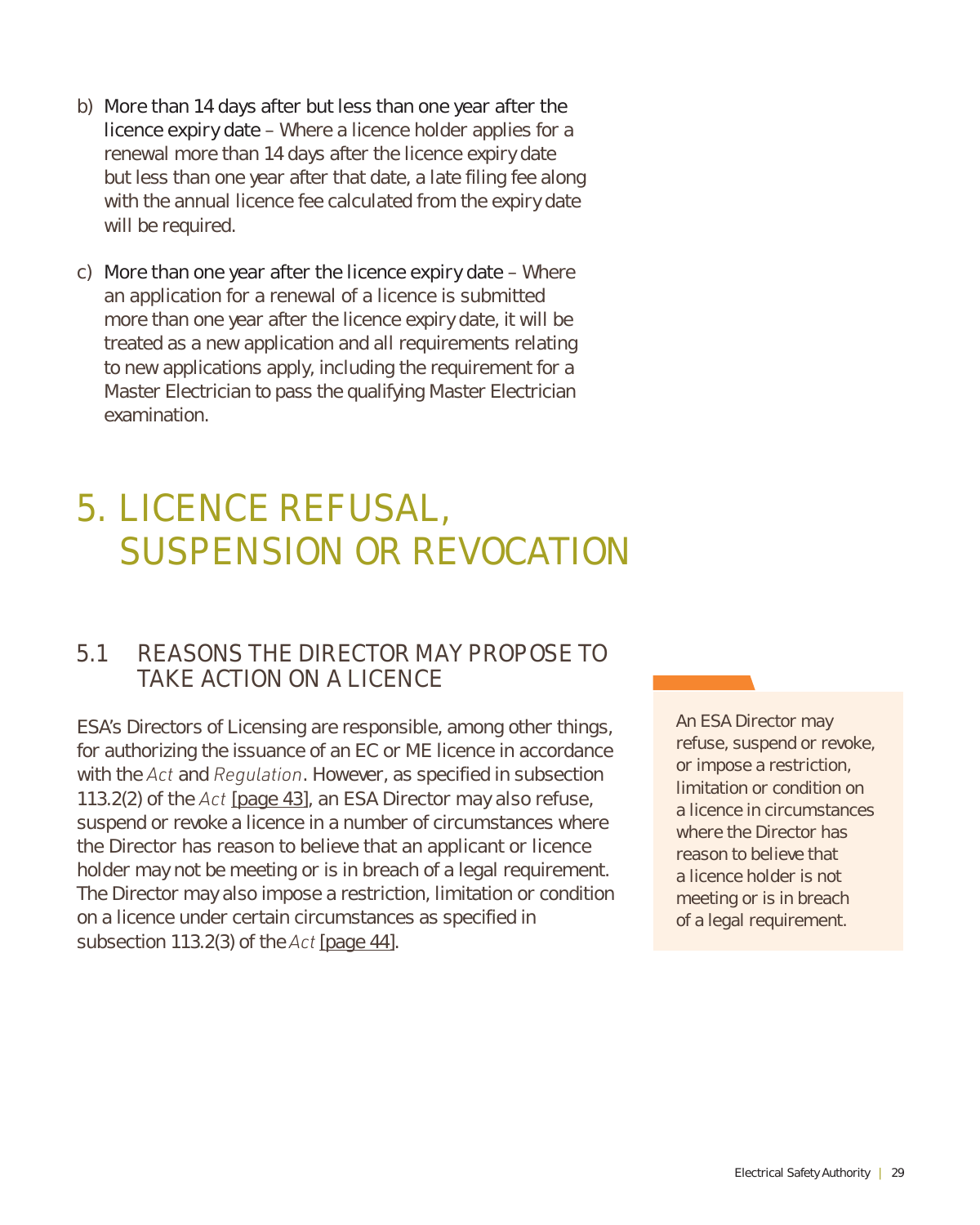b) More than 14 days after but less than one year after the licence expiry date – Where a licence holder applies for a renewal more than 14 days after the licence expiry date but less than one year after that date, a late filing fee along with the annual licence fee calculated from the expiry date will be required.

c) More than one year after the licence expiry date – Where an application for a renewal of a licence is submitted more than one year after the licence expiry date, it will be treated as a new application and all requirements relating to new applications apply, including the requirement for a Master Electrician to pass the qualifying Master Electrician examination.

# 5. LICENCE REFUSAL, SUSPENSION OR REVOCATION

## 5.1 REASONS THE DIRECTOR MAY PROPOSE TO TAKE ACTION ON A LICENCE

ESA's Directors of Licensing are responsible, among other things, for authorizing the issuance of an EC or ME licence in accordance with the *Act* and *Regulation*. However, as specified in subsection 113.2(2) of the *Act* [page 43], an ESA Director may also refuse, suspend or revoke a licence in a number of circumstances where the Director has reason to believe that an applicant or licence holder may not be meeting or is in breach of a legal requirement. The Director may also impose a restriction, limitation or condition on a licence under certain circumstances as specified in subsection 113.2(3) of the *Act* [page 44].

> An ESA Director may refuse, suspend or revoke, or impose a restriction, limitation or condition on a licence in circumstances where the Director has reason to believe that a licence holder is not meeting or is in breach of a legal requirement.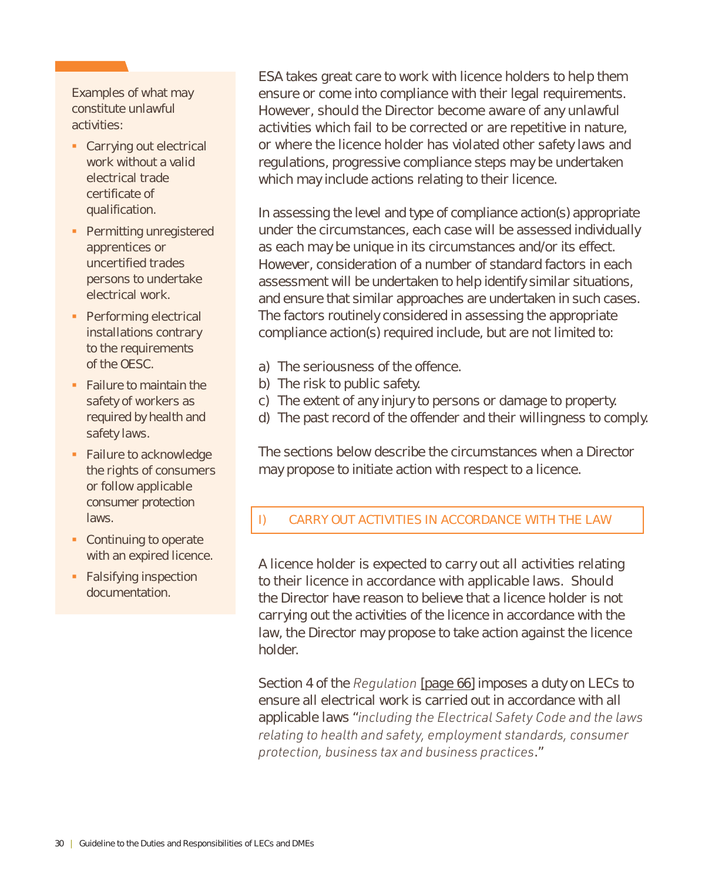Examples of what may constitute unlawful activities:

- Carrying out electrical work without a valid electrical trade certificate of qualification.
- Permitting unregistered apprentices or uncertified trades persons to undertake electrical work.
- Performing electrical installations contrary to the requirements of the OESC.
- Failure to maintain the safety of workers as required by health and safety laws.
- Failure to acknowledge the rights of consumers or follow applicable consumer protection laws.
- Continuing to operate with an expired licence.
- Falsifying inspection documentation.

ESA takes great care to work with licence holders to help them ensure or come into compliance with their legal requirements. However, should the Director become aware of any unlawful activities which fail to be corrected or are repetitive in nature, or where the licence holder has violated other safety laws and regulations, progressive compliance steps may be undertaken which may include actions relating to their licence.

In assessing the level and type of compliance action(s) appropriate under the circumstances, each case will be assessed individually as each may be unique in its circumstances and/or its effect. However, consideration of a number of standard factors in each assessment will be undertaken to help identify similar situations, and ensure that similar approaches are undertaken in such cases. The factors routinely considered in assessing the appropriate compliance action(s) required include, but are not limited to:

a) The seriousness of the offence.
b) The risk to public safety.
c) The extent of any injury to persons or damage to property.
d) The past record of the offender and their willingness to comply.

The sections below describe the circumstances when a Director may propose to initiate action with respect to a licence.

## I) CARRY OUT ACTIVITIES IN ACCORDANCE WITH THE LAW

A licence holder is expected to carry out all activities relating to their licence in accordance with applicable laws. Should the Director have reason to believe that a licence holder is not carrying out the activities of the licence in accordance with the law, the Director may propose to take action against the licence holder.

Section 4 of the *Regulation* [page 66] imposes a duty on LECs to ensure all electrical work is carried out in accordance with all applicable laws "*including the Electrical Safety Code and the laws relating to health and safety, employment standards, consumer protection, business tax and business practices*."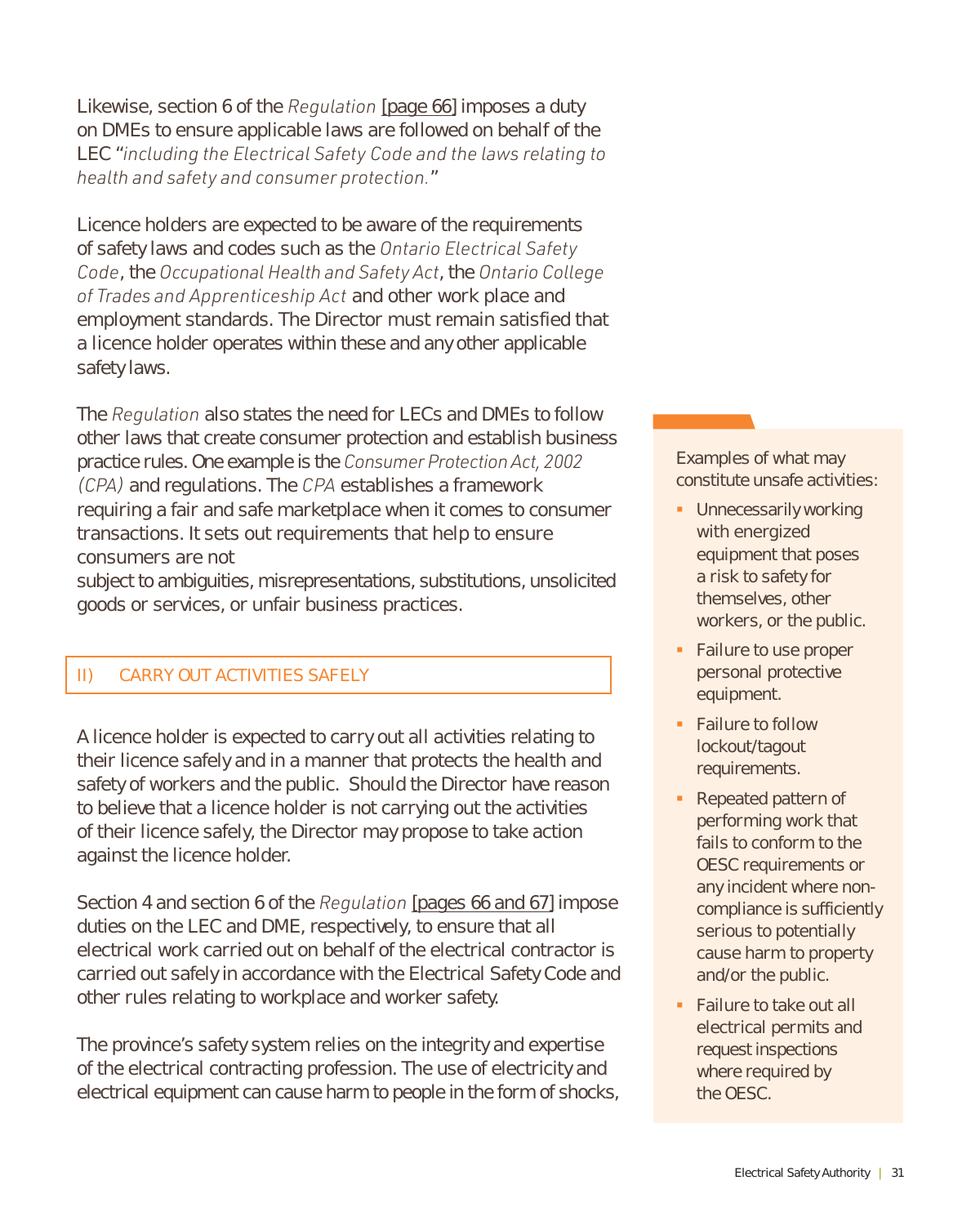Likewise, section 6 of the *Regulation* [page 66] imposes a duty on DMEs to ensure applicable laws are followed on behalf of the LEC "*including the Electrical Safety Code and the laws relating to health and safety and consumer protection.*"

Licence holders are expected to be aware of the requirements of safety laws and codes such as the *Ontario Electrical Safety Code*, the *Occupational Health and Safety Act*, the *Ontario College of Trades and Apprenticeship Act* and other work place and employment standards. The Director must remain satisfied that a licence holder operates within these and any other applicable safety laws.

The *Regulation* also states the need for LECs and DMEs to follow other laws that create consumer protection and establish business practice rules. One example is the *Consumer Protection Act, 2002 (CPA)* and regulations. The *CPA* establishes a framework requiring a fair and safe marketplace when it comes to consumer transactions. It sets out requirements that help to ensure consumers are not subject to ambiguities, misrepresentations, substitutions, unsolicited goods or services, or unfair business practices.

## II) CARRY OUT ACTIVITIES SAFELY

A licence holder is expected to carry out all activities relating to their licence safely and in a manner that protects the health and safety of workers and the public. Should the Director have reason to believe that a licence holder is not carrying out the activities of their licence safely, the Director may propose to take action against the licence holder.

Section 4 and section 6 of the *Regulation* [pages 66 and 67] impose duties on the LEC and DME, respectively, to ensure that all electrical work carried out on behalf of the electrical contractor is carried out safely in accordance with the Electrical Safety Code and other rules relating to workplace and worker safety.

The province's safety system relies on the integrity and expertise of the electrical contracting profession. The use of electricity and electrical equipment can cause harm to people in the form of shocks,

Examples of what may constitute unsafe activities:

- Unnecessarily working with energized equipment that poses a risk to safety for themselves, other workers, or the public.
- Failure to use proper personal protective equipment.
- Failure to follow lockout/tagout requirements.
- Repeated pattern of performing work that fails to conform to the OESC requirements or any incident where non-compliance is sufficiently serious to potentially cause harm to property and/or the public.
- Failure to take out all electrical permits and request inspections where required by the OESC.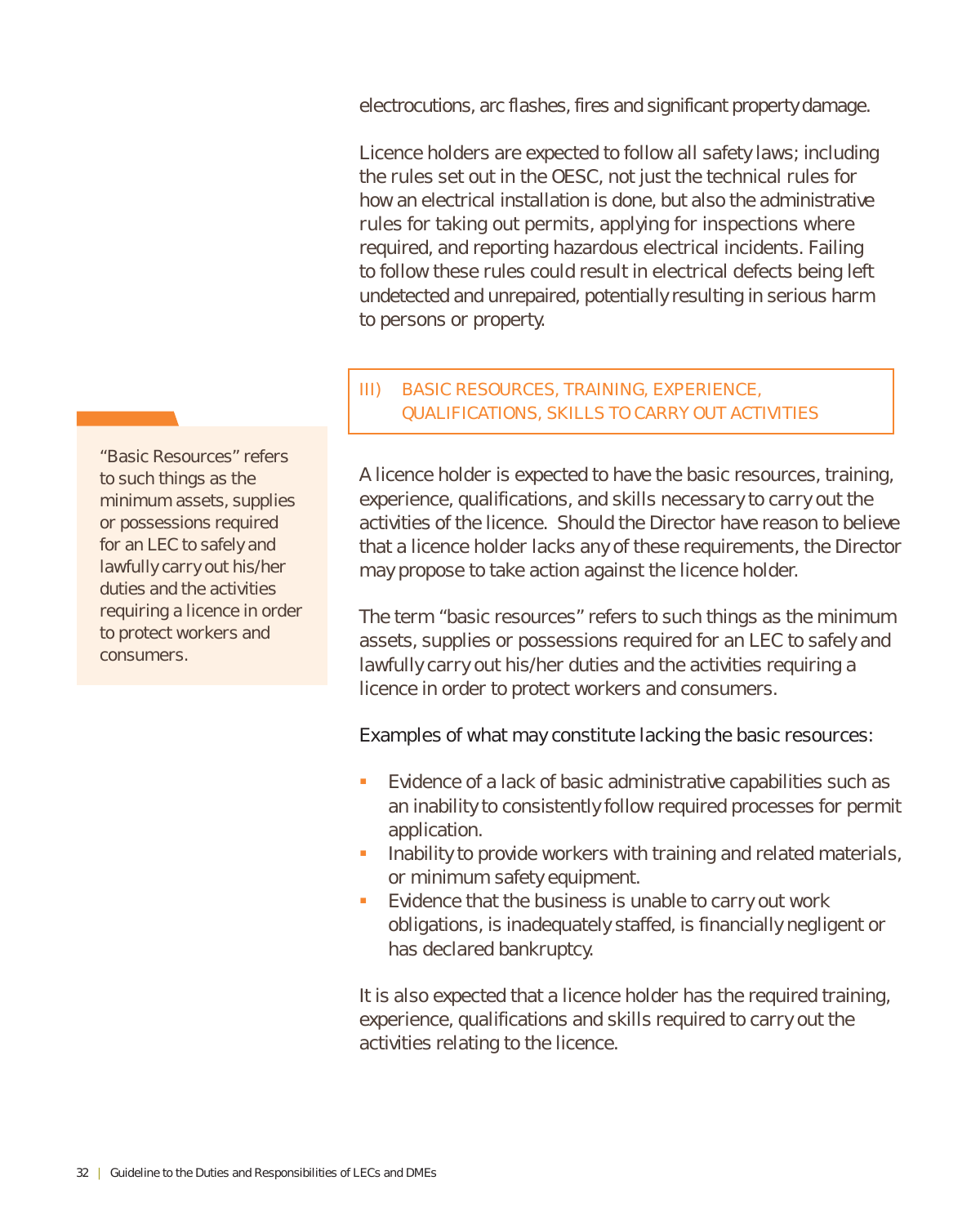electrocutions, arc flashes, fires and significant property damage.

Licence holders are expected to follow all safety laws; including the rules set out in the OESC, not just the technical rules for how an electrical installation is done, but also the administrative rules for taking out permits, applying for inspections where required, and reporting hazardous electrical incidents. Failing to follow these rules could result in electrical defects being left undetected and unrepaired, potentially resulting in serious harm to persons or property.

### III) BASIC RESOURCES, TRAINING, EXPERIENCE, QUALIFICATIONS, SKILLS TO CARRY OUT ACTIVITIES

> "Basic Resources" refers to such things as the minimum assets, supplies or possessions required for an LEC to safely and lawfully carry out his/her duties and the activities requiring a licence in order to protect workers and consumers.

A licence holder is expected to have the basic resources, training, experience, qualifications, and skills necessary to carry out the activities of the licence. Should the Director have reason to believe that a licence holder lacks any of these requirements, the Director may propose to take action against the licence holder.

The term "basic resources" refers to such things as the minimum assets, supplies or possessions required for an LEC to safely and lawfully carry out his/her duties and the activities requiring a licence in order to protect workers and consumers.

Examples of what may constitute lacking the basic resources:

- Evidence of a lack of basic administrative capabilities such as an inability to consistently follow required processes for permit application.
- Inability to provide workers with training and related materials, or minimum safety equipment.
- Evidence that the business is unable to carry out work obligations, is inadequately staffed, is financially negligent or has declared bankruptcy.

It is also expected that a licence holder has the required training, experience, qualifications and skills required to carry out the activities relating to the licence.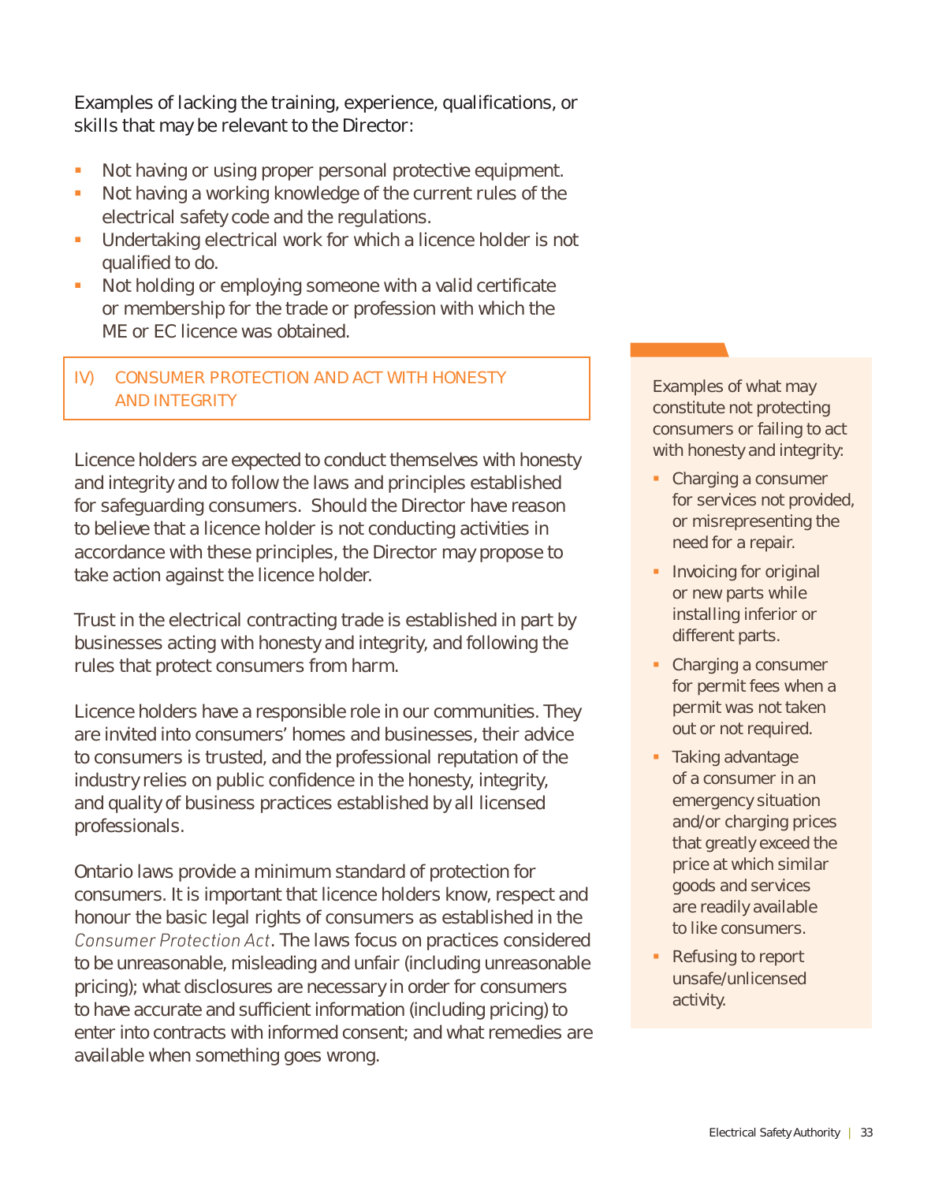Examples of lacking the training, experience, qualifications, or skills that may be relevant to the Director:

- Not having or using proper personal protective equipment.
- Not having a working knowledge of the current rules of the electrical safety code and the regulations.
- Undertaking electrical work for which a licence holder is not qualified to do.
- Not holding or employing someone with a valid certificate or membership for the trade or profession with which the ME or EC licence was obtained.

## IV) CONSUMER PROTECTION AND ACT WITH HONESTY AND INTEGRITY

Licence holders are expected to conduct themselves with honesty and integrity and to follow the laws and principles established for safeguarding consumers. Should the Director have reason to believe that a licence holder is not conducting activities in accordance with these principles, the Director may propose to take action against the licence holder.

Trust in the electrical contracting trade is established in part by businesses acting with honesty and integrity, and following the rules that protect consumers from harm.

Licence holders have a responsible role in our communities. They are invited into consumers' homes and businesses, their advice to consumers is trusted, and the professional reputation of the industry relies on public confidence in the honesty, integrity, and quality of business practices established by all licensed professionals.

Ontario laws provide a minimum standard of protection for consumers. It is important that licence holders know, respect and honour the basic legal rights of consumers as established in the *Consumer Protection Act*. The laws focus on practices considered to be unreasonable, misleading and unfair (including unreasonable pricing); what disclosures are necessary in order for consumers to have accurate and sufficient information (including pricing) to enter into contracts with informed consent; and what remedies are available when something goes wrong.

Examples of what may constitute not protecting consumers or failing to act with honesty and integrity:

- Charging a consumer for services not provided, or misrepresenting the need for a repair.
- Invoicing for original or new parts while installing inferior or different parts.
- Charging a consumer for permit fees when a permit was not taken out or not required.
- Taking advantage of a consumer in an emergency situation and/or charging prices that greatly exceed the price at which similar goods and services are readily available to like consumers.
- Refusing to report unsafe/unlicensed activity.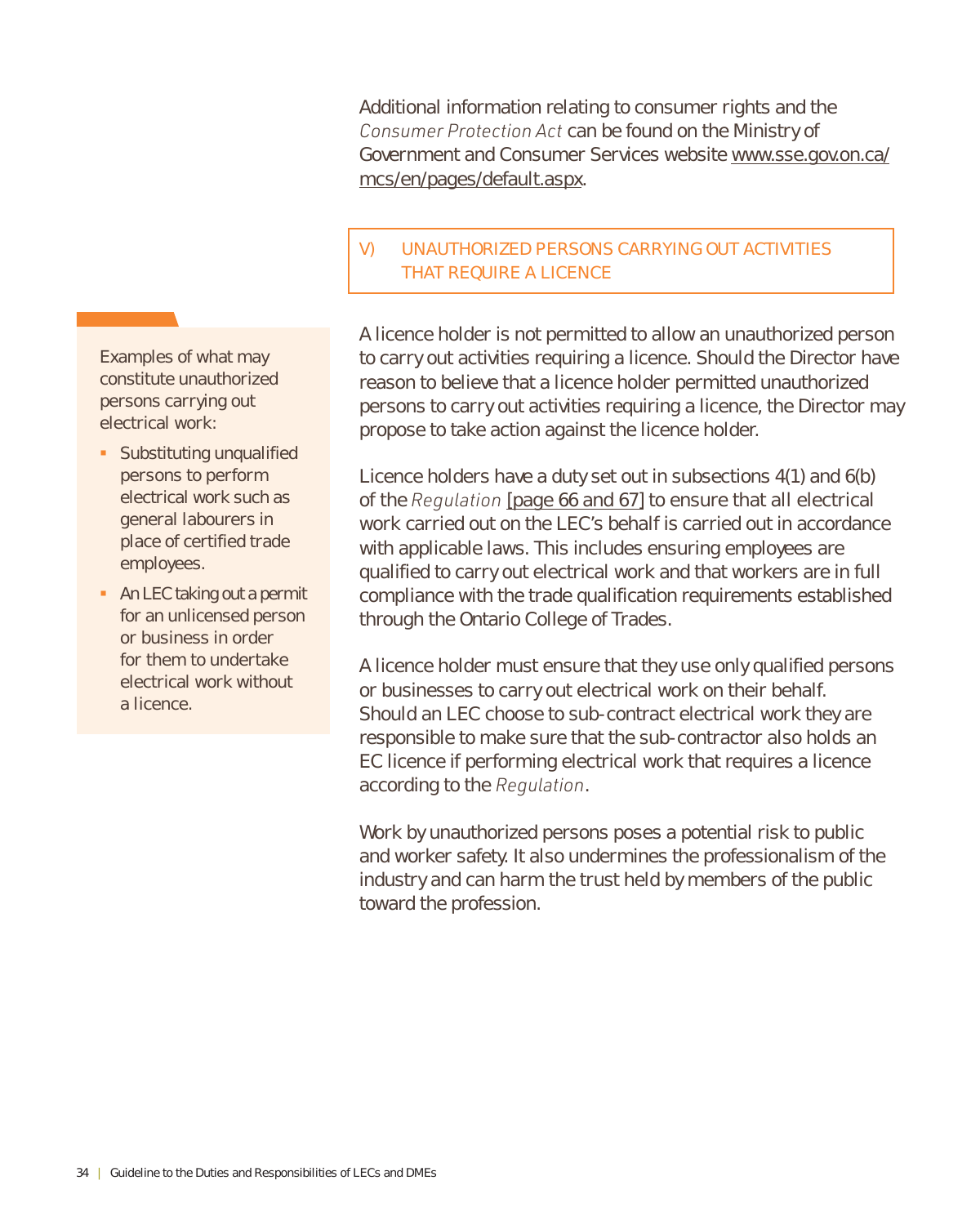Additional information relating to consumer rights and the *Consumer Protection Act* can be found on the Ministry of Government and Consumer Services website www.sse.gov.on.ca/mcs/en/pages/default.aspx.

## V) UNAUTHORIZED PERSONS CARRYING OUT ACTIVITIES THAT REQUIRE A LICENCE

A licence holder is not permitted to allow an unauthorized person to carry out activities requiring a licence. Should the Director have reason to believe that a licence holder permitted unauthorized persons to carry out activities requiring a licence, the Director may propose to take action against the licence holder.

Licence holders have a duty set out in subsections 4(1) and 6(b) of the *Regulation* [page 66 and 67] to ensure that all electrical work carried out on the LEC's behalf is carried out in accordance with applicable laws. This includes ensuring employees are qualified to carry out electrical work and that workers are in full compliance with the trade qualification requirements established through the Ontario College of Trades.

A licence holder must ensure that they use only qualified persons or businesses to carry out electrical work on their behalf. Should an LEC choose to sub-contract electrical work they are responsible to make sure that the sub-contractor also holds an EC licence if performing electrical work that requires a licence according to the *Regulation*.

Work by unauthorized persons poses a potential risk to public and worker safety. It also undermines the professionalism of the industry and can harm the trust held by members of the public toward the profession.

Examples of what may constitute unauthorized persons carrying out electrical work:

- Substituting unqualified persons to perform electrical work such as general labourers in place of certified trade employees.
- An LEC taking out a permit for an unlicensed person or business in order for them to undertake electrical work without a licence.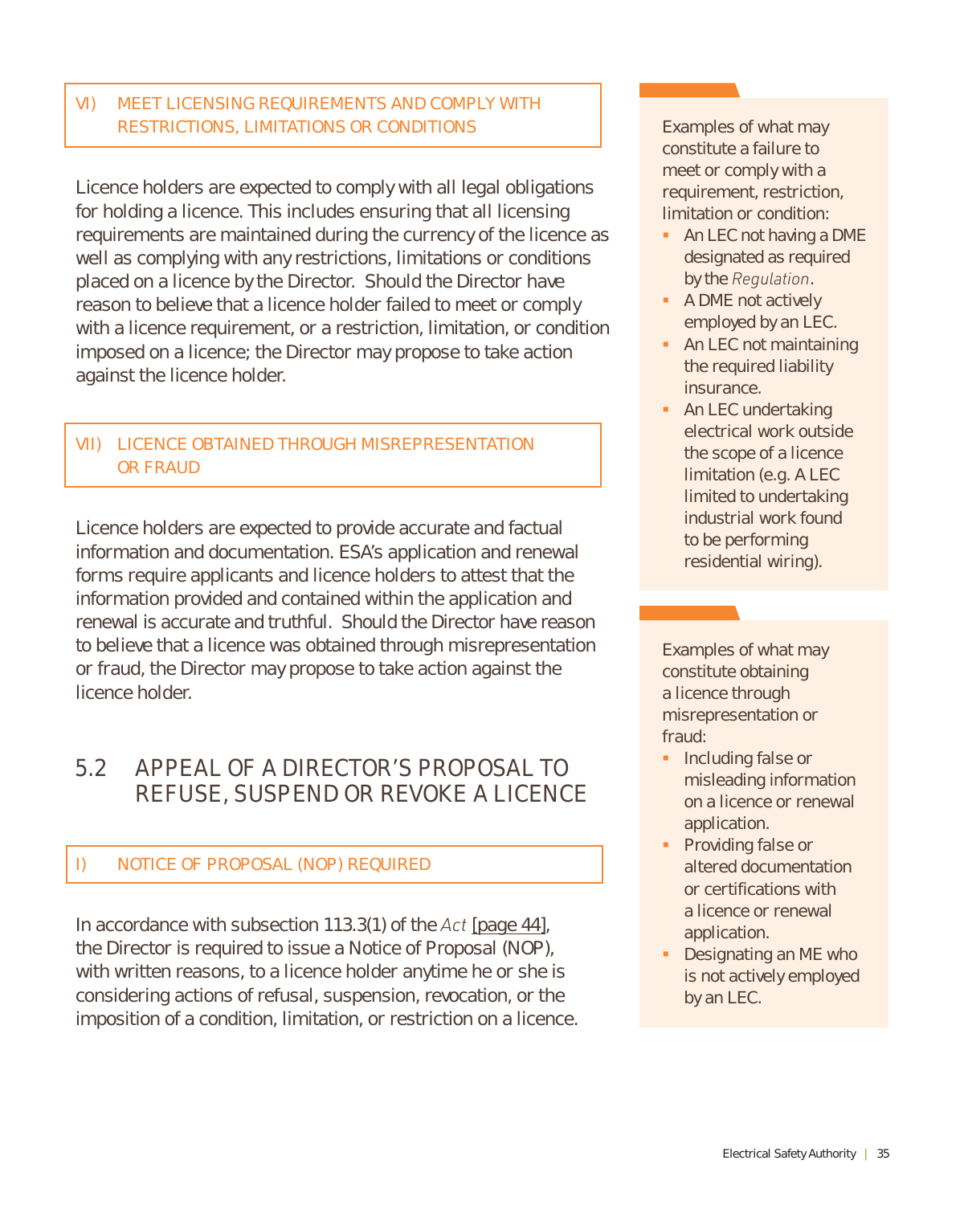### VI) MEET LICENSING REQUIREMENTS AND COMPLY WITH RESTRICTIONS, LIMITATIONS OR CONDITIONS

Licence holders are expected to comply with all legal obligations for holding a licence. This includes ensuring that all licensing requirements are maintained during the currency of the licence as well as complying with any restrictions, limitations or conditions placed on a licence by the Director. Should the Director have reason to believe that a licence holder failed to meet or comply with a licence requirement, or a restriction, limitation, or condition imposed on a licence; the Director may propose to take action against the licence holder.

Examples of what may constitute a failure to meet or comply with a requirement, restriction, limitation or condition:

- An LEC not having a DME designated as required by the *Regulation*.
- A DME not actively employed by an LEC.
- An LEC not maintaining the required liability insurance.
- An LEC undertaking electrical work outside the scope of a licence limitation (e.g. A LEC limited to undertaking industrial work found to be performing residential wiring).

### VII) LICENCE OBTAINED THROUGH MISREPRESENTATION OR FRAUD

Licence holders are expected to provide accurate and factual information and documentation. ESA's application and renewal forms require applicants and licence holders to attest that the information provided and contained within the application and renewal is accurate and truthful. Should the Director have reason to believe that a licence was obtained through misrepresentation or fraud, the Director may propose to take action against the licence holder.

Examples of what may constitute obtaining a licence through misrepresentation or fraud:

- Including false or misleading information on a licence or renewal application.
- Providing false or altered documentation or certifications with a licence or renewal application.
- Designating an ME who is not actively employed by an LEC.

## 5.2 APPEAL OF A DIRECTOR'S PROPOSAL TO REFUSE, SUSPEND OR REVOKE A LICENCE

### I) NOTICE OF PROPOSAL (NOP) REQUIRED

In accordance with subsection 113.3(1) of the *Act* [page 44], the Director is required to issue a Notice of Proposal (NOP), with written reasons, to a licence holder anytime he or she is considering actions of refusal, suspension, revocation, or the imposition of a condition, limitation, or restriction on a licence.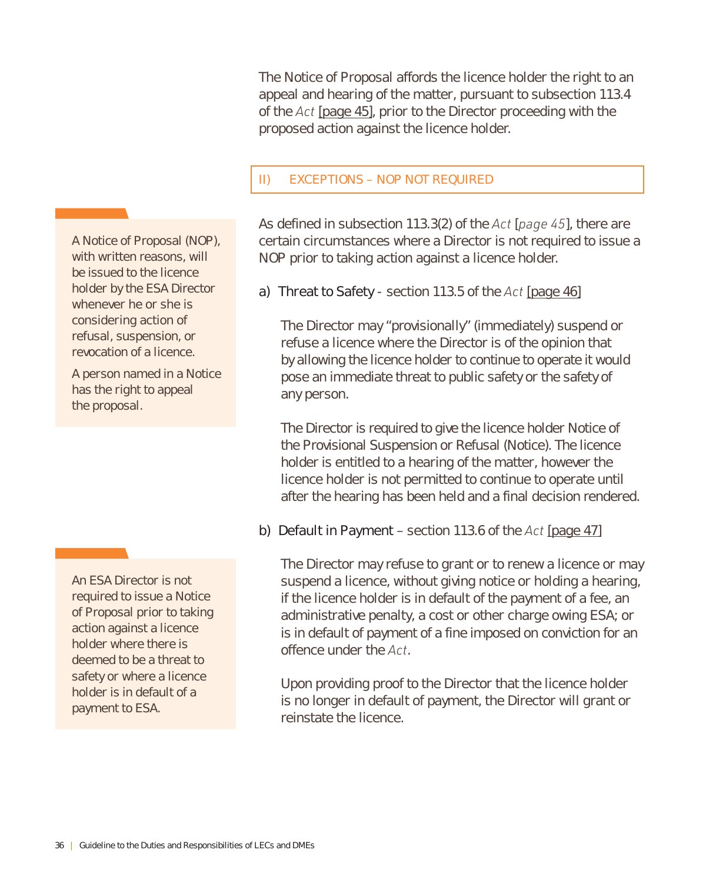The Notice of Proposal affords the licence holder the right to an appeal and hearing of the matter, pursuant to subsection 113.4 of the *Act* [page 45], prior to the Director proceeding with the proposed action against the licence holder.

### II) EXCEPTIONS – NOP NOT REQUIRED

> A Notice of Proposal (NOP), with written reasons, will be issued to the licence holder by the ESA Director whenever he or she is considering action of refusal, suspension, or revocation of a licence.
>
> A person named in a Notice has the right to appeal the proposal.

As defined in subsection 113.3(2) of the *Act* [*page 45*], there are certain circumstances where a Director is not required to issue a NOP prior to taking action against a licence holder.

a) Threat to Safety - section 113.5 of the *Act* [page 46]

The Director may "provisionally" (immediately) suspend or refuse a licence where the Director is of the opinion that by allowing the licence holder to continue to operate it would pose an immediate threat to public safety or the safety of any person.

The Director is required to give the licence holder Notice of the Provisional Suspension or Refusal (Notice). The licence holder is entitled to a hearing of the matter, however the licence holder is not permitted to continue to operate until after the hearing has been held and a final decision rendered.

> An ESA Director is not required to issue a Notice of Proposal prior to taking action against a licence holder where there is deemed to be a threat to safety or where a licence holder is in default of a payment to ESA.

b) Default in Payment – section 113.6 of the *Act* [page 47]

The Director may refuse to grant or to renew a licence or may suspend a licence, without giving notice or holding a hearing, if the licence holder is in default of the payment of a fee, an administrative penalty, a cost or other charge owing ESA; or is in default of payment of a fine imposed on conviction for an offence under the *Act*.

Upon providing proof to the Director that the licence holder is no longer in default of payment, the Director will grant or reinstate the licence.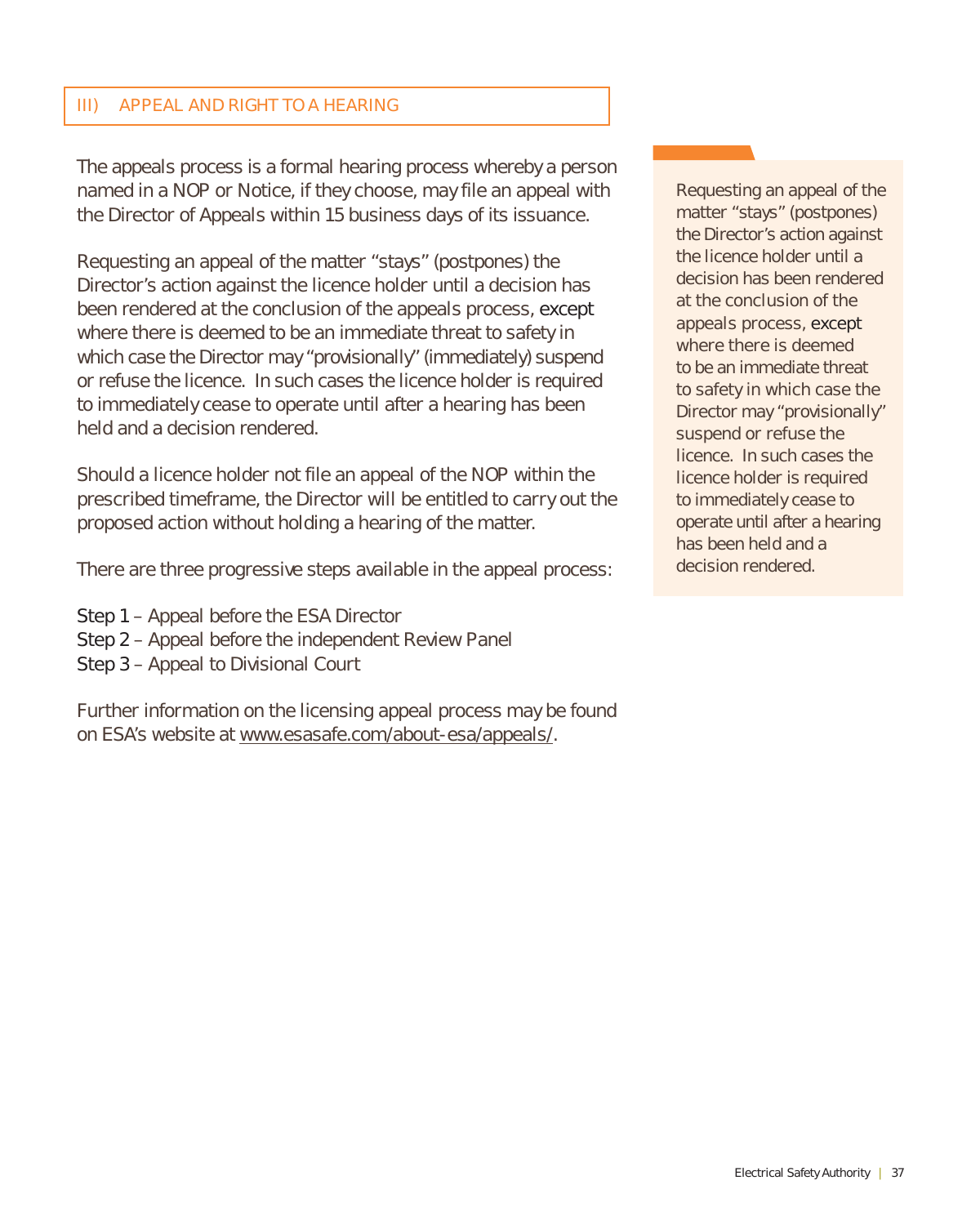## III) APPEAL AND RIGHT TO A HEARING

The appeals process is a formal hearing process whereby a person named in a NOP or Notice, if they choose, may file an appeal with the Director of Appeals within 15 business days of its issuance.

Requesting an appeal of the matter "stays" (postpones) the Director's action against the licence holder until a decision has been rendered at the conclusion of the appeals process, except where there is deemed to be an immediate threat to safety in which case the Director may "provisionally" (immediately) suspend or refuse the licence. In such cases the licence holder is required to immediately cease to operate until after a hearing has been held and a decision rendered.

Should a licence holder not file an appeal of the NOP within the prescribed timeframe, the Director will be entitled to carry out the proposed action without holding a hearing of the matter.

There are three progressive steps available in the appeal process:

Step 1 – Appeal before the ESA Director
Step 2 – Appeal before the independent Review Panel
Step 3 – Appeal to Divisional Court

Further information on the licensing appeal process may be found on ESA's website at www.esasafe.com/about-esa/appeals/.

> Requesting an appeal of the matter "stays" (postpones) the Director's action against the licence holder until a decision has been rendered at the conclusion of the appeals process, except where there is deemed to be an immediate threat to safety in which case the Director may "provisionally" suspend or refuse the licence. In such cases the licence holder is required to immediately cease to operate until after a hearing has been held and a decision rendered.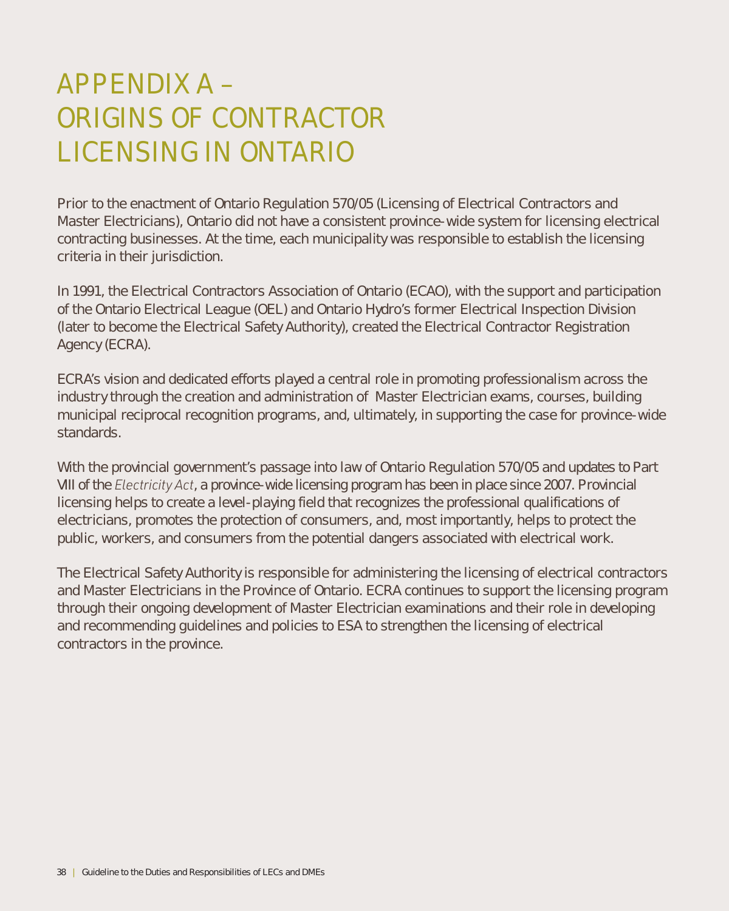# APPENDIX A – ORIGINS OF CONTRACTOR LICENSING IN ONTARIO

Prior to the enactment of Ontario Regulation 570/05 (Licensing of Electrical Contractors and Master Electricians), Ontario did not have a consistent province-wide system for licensing electrical contracting businesses. At the time, each municipality was responsible to establish the licensing criteria in their jurisdiction.

In 1991, the Electrical Contractors Association of Ontario (ECAO), with the support and participation of the Ontario Electrical League (OEL) and Ontario Hydro's former Electrical Inspection Division (later to become the Electrical Safety Authority), created the Electrical Contractor Registration Agency (ECRA).

ECRA's vision and dedicated efforts played a central role in promoting professionalism across the industry through the creation and administration of Master Electrician exams, courses, building municipal reciprocal recognition programs, and, ultimately, in supporting the case for province-wide standards.

With the provincial government's passage into law of Ontario Regulation 570/05 and updates to Part VIII of the *Electricity Act*, a province-wide licensing program has been in place since 2007. Provincial licensing helps to create a level-playing field that recognizes the professional qualifications of electricians, promotes the protection of consumers, and, most importantly, helps to protect the public, workers, and consumers from the potential dangers associated with electrical work.

The Electrical Safety Authority is responsible for administering the licensing of electrical contractors and Master Electricians in the Province of Ontario. ECRA continues to support the licensing program through their ongoing development of Master Electrician examinations and their role in developing and recommending guidelines and policies to ESA to strengthen the licensing of electrical contractors in the province.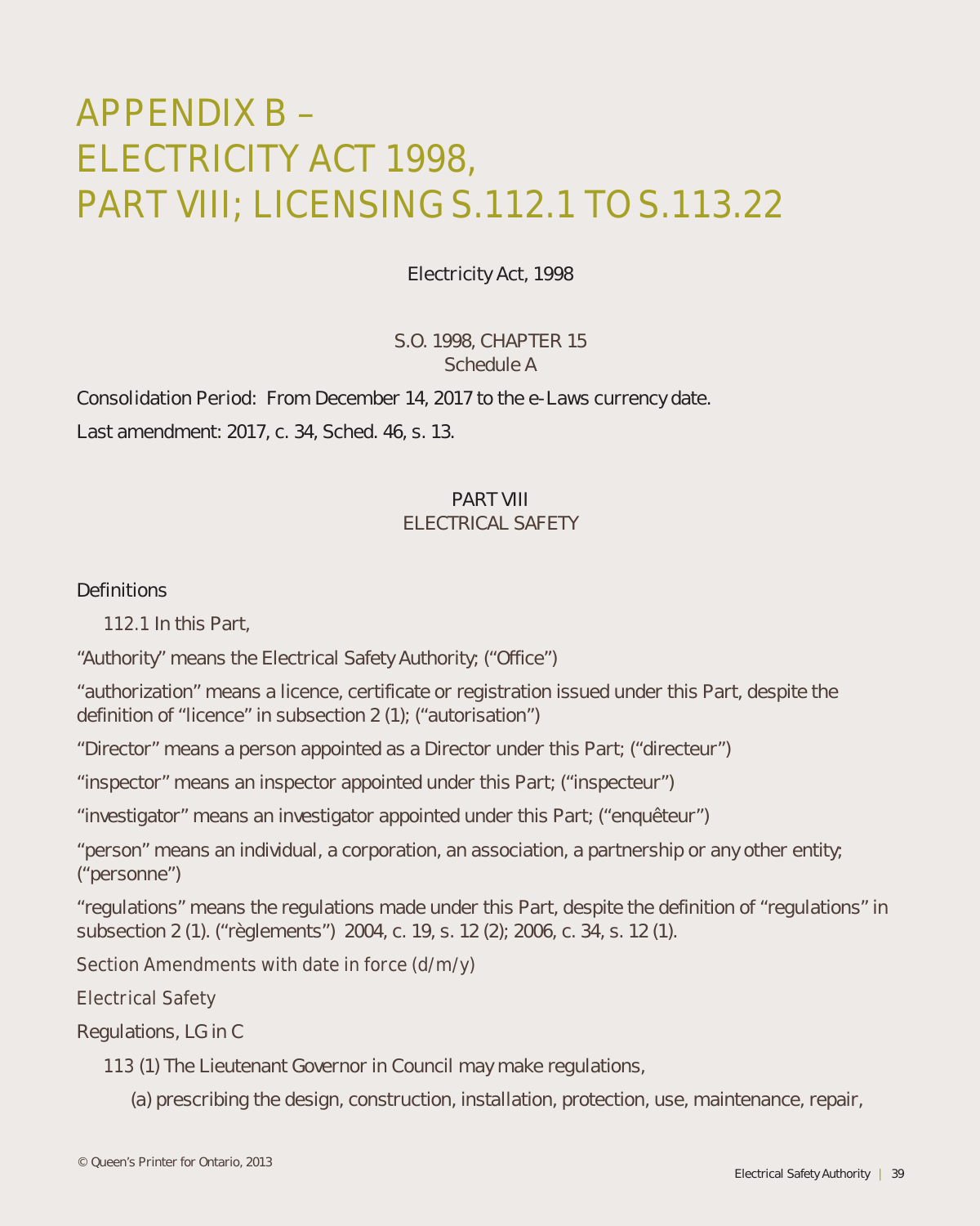# APPENDIX B – ELECTRICITY ACT 1998, PART VIII; LICENSING S.112.1 TO S.113.22

Electricity Act, 1998

S.O. 1998, CHAPTER 15
Schedule A

Consolidation Period: From December 14, 2017 to the e-Laws currency date.

Last amendment: 2017, c. 34, Sched. 46, s. 13.

## PART VIII
## ELECTRICAL SAFETY

### Definitions

112.1 In this Part,

"Authority" means the Electrical Safety Authority; ("Office")

"authorization" means a licence, certificate or registration issued under this Part, despite the definition of "licence" in subsection 2 (1); ("autorisation")

"Director" means a person appointed as a Director under this Part; ("directeur")

"inspector" means an inspector appointed under this Part; ("inspecteur")

"investigator" means an investigator appointed under this Part; ("enquêteur")

"person" means an individual, a corporation, an association, a partnership or any other entity; ("personne")

"regulations" means the regulations made under this Part, despite the definition of "regulations" in subsection 2 (1). ("règlements") 2004, c. 19, s. 12 (2); 2006, c. 34, s. 12 (1).

*Section Amendments with date in force (d/m/y)*

*Electrical Safety*

### Regulations, LG in C

113 (1) The Lieutenant Governor in Council may make regulations,

(a) prescribing the design, construction, installation, protection, use, maintenance, repair,

© Queen's Printer for Ontario, 2013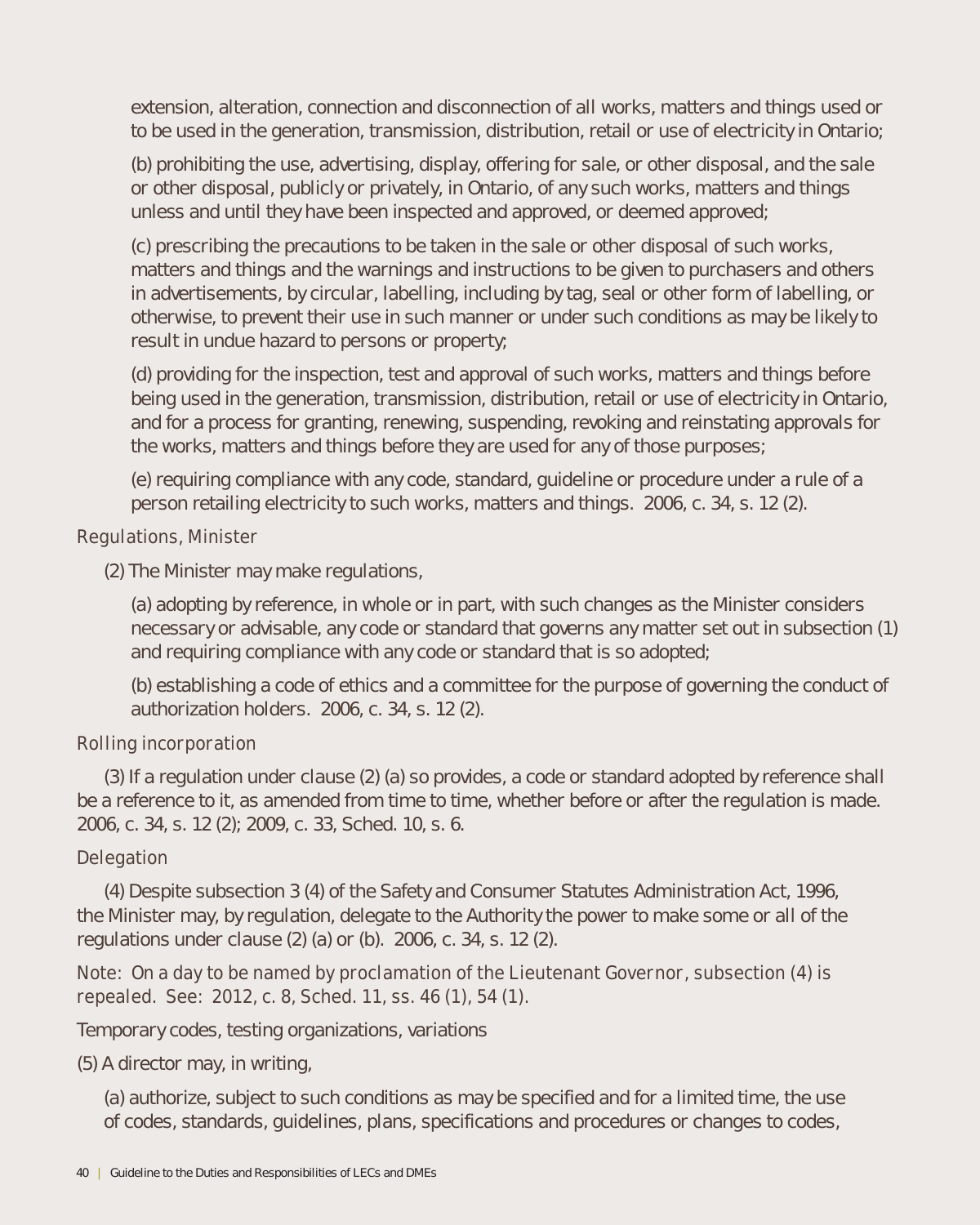extension, alteration, connection and disconnection of all works, matters and things used or to be used in the generation, transmission, distribution, retail or use of electricity in Ontario;

(b) prohibiting the use, advertising, display, offering for sale, or other disposal, and the sale or other disposal, publicly or privately, in Ontario, of any such works, matters and things unless and until they have been inspected and approved, or deemed approved;

(c) prescribing the precautions to be taken in the sale or other disposal of such works, matters and things and the warnings and instructions to be given to purchasers and others in advertisements, by circular, labelling, including by tag, seal or other form of labelling, or otherwise, to prevent their use in such manner or under such conditions as may be likely to result in undue hazard to persons or property;

(d) providing for the inspection, test and approval of such works, matters and things before being used in the generation, transmission, distribution, retail or use of electricity in Ontario, and for a process for granting, renewing, suspending, revoking and reinstating approvals for the works, matters and things before they are used for any of those purposes;

(e) requiring compliance with any code, standard, guideline or procedure under a rule of a person retailing electricity to such works, matters and things. 2006, c. 34, s. 12 (2).

*Regulations, Minister*

(2) The Minister may make regulations,

(a) adopting by reference, in whole or in part, with such changes as the Minister considers necessary or advisable, any code or standard that governs any matter set out in subsection (1) and requiring compliance with any code or standard that is so adopted;

(b) establishing a code of ethics and a committee for the purpose of governing the conduct of authorization holders. 2006, c. 34, s. 12 (2).

*Rolling incorporation*

(3) If a regulation under clause (2) (a) so provides, a code or standard adopted by reference shall be a reference to it, as amended from time to time, whether before or after the regulation is made. 2006, c. 34, s. 12 (2); 2009, c. 33, Sched. 10, s. 6.

*Delegation*

(4) Despite subsection 3 (4) of the Safety and Consumer Statutes Administration Act, 1996, the Minister may, by regulation, delegate to the Authority the power to make some or all of the regulations under clause (2) (a) or (b). 2006, c. 34, s. 12 (2).

*Note: On a day to be named by proclamation of the Lieutenant Governor, subsection (4) is repealed. See: 2012, c. 8, Sched. 11, ss. 46 (1), 54 (1).*

Temporary codes, testing organizations, variations

(5) A director may, in writing,

(a) authorize, subject to such conditions as may be specified and for a limited time, the use of codes, standards, guidelines, plans, specifications and procedures or changes to codes,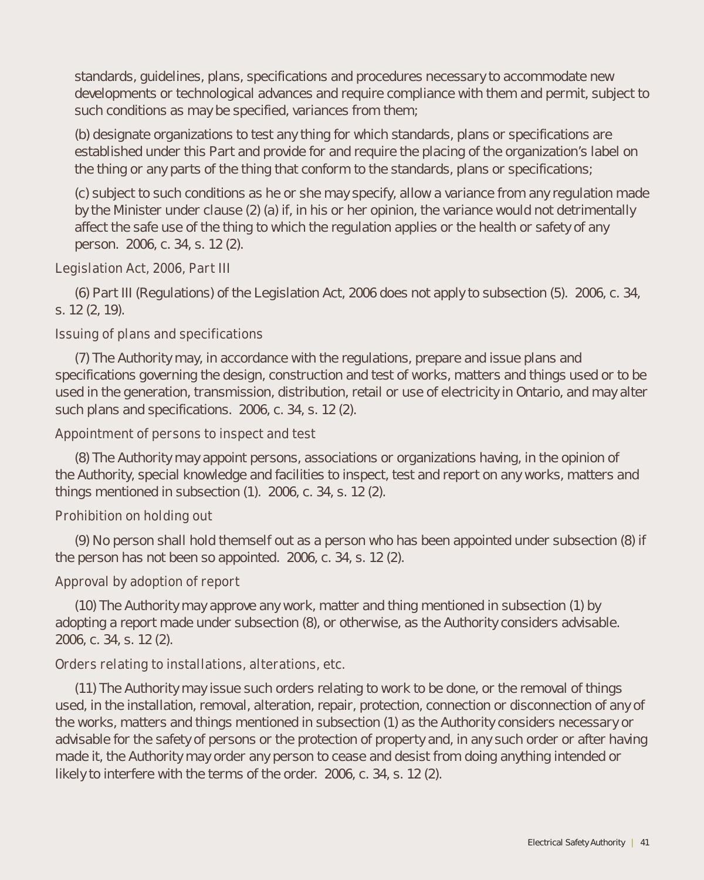standards, guidelines, plans, specifications and procedures necessary to accommodate new developments or technological advances and require compliance with them and permit, subject to such conditions as may be specified, variances from them;

(b) designate organizations to test any thing for which standards, plans or specifications are established under this Part and provide for and require the placing of the organization's label on the thing or any parts of the thing that conform to the standards, plans or specifications;

(c) subject to such conditions as he or she may specify, allow a variance from any regulation made by the Minister under clause (2) (a) if, in his or her opinion, the variance would not detrimentally affect the safe use of the thing to which the regulation applies or the health or safety of any person. 2006, c. 34, s. 12 (2).

*Legislation Act, 2006, Part III*

(6) Part III (Regulations) of the Legislation Act, 2006 does not apply to subsection (5). 2006, c. 34, s. 12 (2, 19).

*Issuing of plans and specifications*

(7) The Authority may, in accordance with the regulations, prepare and issue plans and specifications governing the design, construction and test of works, matters and things used or to be used in the generation, transmission, distribution, retail or use of electricity in Ontario, and may alter such plans and specifications. 2006, c. 34, s. 12 (2).

*Appointment of persons to inspect and test*

(8) The Authority may appoint persons, associations or organizations having, in the opinion of the Authority, special knowledge and facilities to inspect, test and report on any works, matters and things mentioned in subsection (1). 2006, c. 34, s. 12 (2).

*Prohibition on holding out*

(9) No person shall hold themself out as a person who has been appointed under subsection (8) if the person has not been so appointed. 2006, c. 34, s. 12 (2).

*Approval by adoption of report*

(10) The Authority may approve any work, matter and thing mentioned in subsection (1) by adopting a report made under subsection (8), or otherwise, as the Authority considers advisable. 2006, c. 34, s. 12 (2).

*Orders relating to installations, alterations, etc.*

(11) The Authority may issue such orders relating to work to be done, or the removal of things used, in the installation, removal, alteration, repair, protection, connection or disconnection of any of the works, matters and things mentioned in subsection (1) as the Authority considers necessary or advisable for the safety of persons or the protection of property and, in any such order or after having made it, the Authority may order any person to cease and desist from doing anything intended or likely to interfere with the terms of the order. 2006, c. 34, s. 12 (2).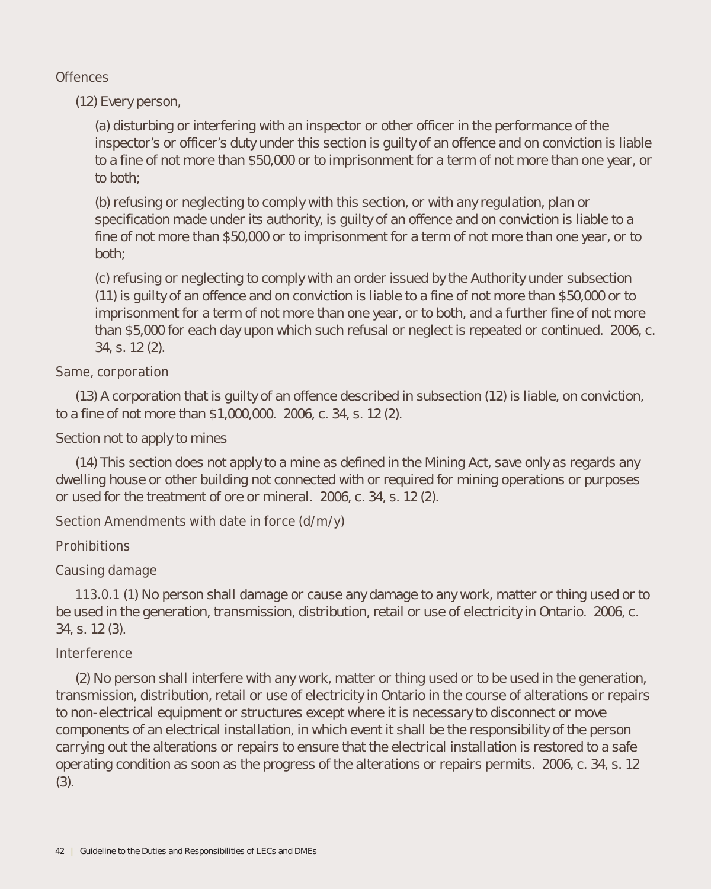Offences

(12) Every person,

(a) disturbing or interfering with an inspector or other officer in the performance of the inspector's or officer's duty under this section is guilty of an offence and on conviction is liable to a fine of not more than $50,000 or to imprisonment for a term of not more than one year, or to both;

(b) refusing or neglecting to comply with this section, or with any regulation, plan or specification made under its authority, is guilty of an offence and on conviction is liable to a fine of not more than $50,000 or to imprisonment for a term of not more than one year, or to both;

(c) refusing or neglecting to comply with an order issued by the Authority under subsection (11) is guilty of an offence and on conviction is liable to a fine of not more than $50,000 or to imprisonment for a term of not more than one year, or to both, and a further fine of not more than $5,000 for each day upon which such refusal or neglect is repeated or continued. 2006, c. 34, s. 12 (2).

Same, corporation

(13) A corporation that is guilty of an offence described in subsection (12) is liable, on conviction, to a fine of not more than $1,000,000. 2006, c. 34, s. 12 (2).

Section not to apply to mines

(14) This section does not apply to a mine as defined in the Mining Act, save only as regards any dwelling house or other building not connected with or required for mining operations or purposes or used for the treatment of ore or mineral. 2006, c. 34, s. 12 (2).

Section Amendments with date in force (d/m/y)

Prohibitions

Causing damage

113.0.1 (1) No person shall damage or cause any damage to any work, matter or thing used or to be used in the generation, transmission, distribution, retail or use of electricity in Ontario. 2006, c. 34, s. 12 (3).

Interference

(2) No person shall interfere with any work, matter or thing used or to be used in the generation, transmission, distribution, retail or use of electricity in Ontario in the course of alterations or repairs to non-electrical equipment or structures except where it is necessary to disconnect or move components of an electrical installation, in which event it shall be the responsibility of the person carrying out the alterations or repairs to ensure that the electrical installation is restored to a safe operating condition as soon as the progress of the alterations or repairs permits. 2006, c. 34, s. 12 (3).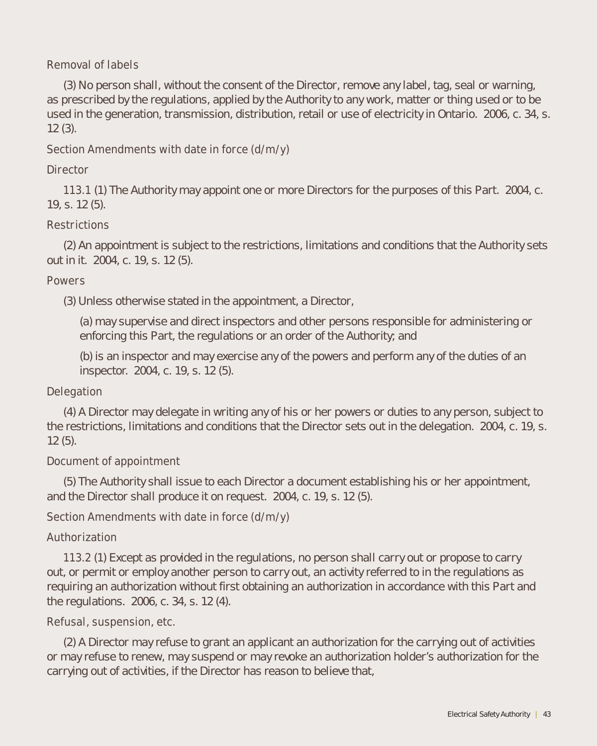*Removal of labels*

(3) No person shall, without the consent of the Director, remove any label, tag, seal or warning, as prescribed by the regulations, applied by the Authority to any work, matter or thing used or to be used in the generation, transmission, distribution, retail or use of electricity in Ontario. 2006, c. 34, s. 12 (3).

*Section Amendments with date in force (d/m/y)*

*Director*

113.1 (1) The Authority may appoint one or more Directors for the purposes of this Part. 2004, c. 19, s. 12 (5).

*Restrictions*

(2) An appointment is subject to the restrictions, limitations and conditions that the Authority sets out in it. 2004, c. 19, s. 12 (5).

*Powers*

(3) Unless otherwise stated in the appointment, a Director,

(a) may supervise and direct inspectors and other persons responsible for administering or enforcing this Part, the regulations or an order of the Authority; and

(b) is an inspector and may exercise any of the powers and perform any of the duties of an inspector. 2004, c. 19, s. 12 (5).

*Delegation*

(4) A Director may delegate in writing any of his or her powers or duties to any person, subject to the restrictions, limitations and conditions that the Director sets out in the delegation. 2004, c. 19, s. 12 (5).

*Document of appointment*

(5) The Authority shall issue to each Director a document establishing his or her appointment, and the Director shall produce it on request. 2004, c. 19, s. 12 (5).

*Section Amendments with date in force (d/m/y)*

*Authorization*

113.2 (1) Except as provided in the regulations, no person shall carry out or propose to carry out, or permit or employ another person to carry out, an activity referred to in the regulations as requiring an authorization without first obtaining an authorization in accordance with this Part and the regulations. 2006, c. 34, s. 12 (4).

*Refusal, suspension, etc.*

(2) A Director may refuse to grant an applicant an authorization for the carrying out of activities or may refuse to renew, may suspend or may revoke an authorization holder's authorization for the carrying out of activities, if the Director has reason to believe that,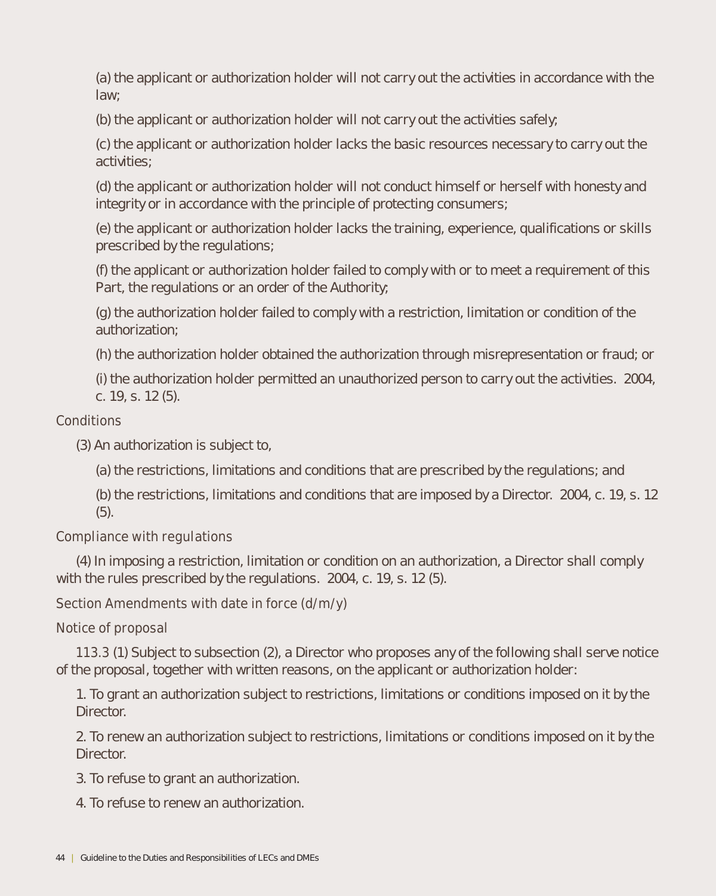(a) the applicant or authorization holder will not carry out the activities in accordance with the law;

(b) the applicant or authorization holder will not carry out the activities safely;

(c) the applicant or authorization holder lacks the basic resources necessary to carry out the activities;

(d) the applicant or authorization holder will not conduct himself or herself with honesty and integrity or in accordance with the principle of protecting consumers;

(e) the applicant or authorization holder lacks the training, experience, qualifications or skills prescribed by the regulations;

(f) the applicant or authorization holder failed to comply with or to meet a requirement of this Part, the regulations or an order of the Authority;

(g) the authorization holder failed to comply with a restriction, limitation or condition of the authorization;

(h) the authorization holder obtained the authorization through misrepresentation or fraud; or

(i) the authorization holder permitted an unauthorized person to carry out the activities. 2004, c. 19, s. 12 (5).

*Conditions*

(3) An authorization is subject to,

(a) the restrictions, limitations and conditions that are prescribed by the regulations; and

(b) the restrictions, limitations and conditions that are imposed by a Director. 2004, c. 19, s. 12 (5).

*Compliance with regulations*

(4) In imposing a restriction, limitation or condition on an authorization, a Director shall comply with the rules prescribed by the regulations. 2004, c. 19, s. 12 (5).

*Section Amendments with date in force (d/m/y)*

*Notice of proposal*

113.3 (1) Subject to subsection (2), a Director who proposes any of the following shall serve notice of the proposal, together with written reasons, on the applicant or authorization holder:

1. To grant an authorization subject to restrictions, limitations or conditions imposed on it by the Director.

2. To renew an authorization subject to restrictions, limitations or conditions imposed on it by the Director.

3. To refuse to grant an authorization.

4. To refuse to renew an authorization.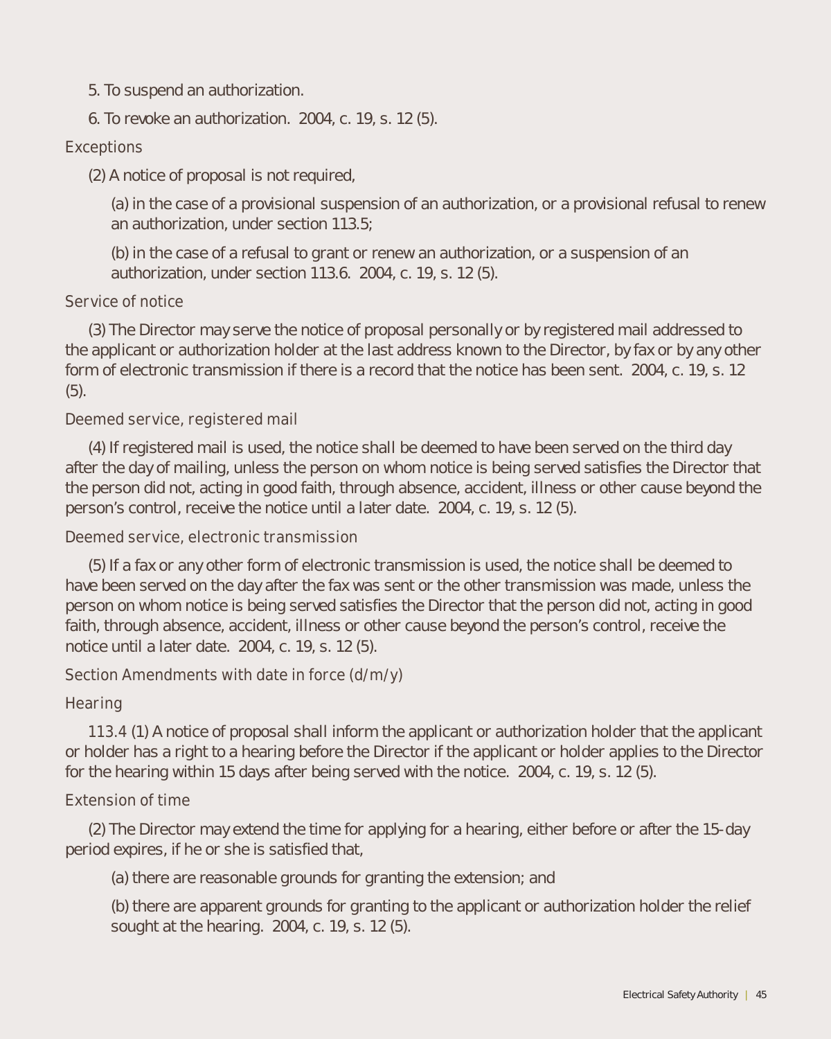5. To suspend an authorization.

6. To revoke an authorization. 2004, c. 19, s. 12 (5).

Exceptions

(2) A notice of proposal is not required,

(a) in the case of a provisional suspension of an authorization, or a provisional refusal to renew an authorization, under section 113.5;

(b) in the case of a refusal to grant or renew an authorization, or a suspension of an authorization, under section 113.6. 2004, c. 19, s. 12 (5).

Service of notice

(3) The Director may serve the notice of proposal personally or by registered mail addressed to the applicant or authorization holder at the last address known to the Director, by fax or by any other form of electronic transmission if there is a record that the notice has been sent. 2004, c. 19, s. 12 (5).

Deemed service, registered mail

(4) If registered mail is used, the notice shall be deemed to have been served on the third day after the day of mailing, unless the person on whom notice is being served satisfies the Director that the person did not, acting in good faith, through absence, accident, illness or other cause beyond the person's control, receive the notice until a later date. 2004, c. 19, s. 12 (5).

Deemed service, electronic transmission

(5) If a fax or any other form of electronic transmission is used, the notice shall be deemed to have been served on the day after the fax was sent or the other transmission was made, unless the person on whom notice is being served satisfies the Director that the person did not, acting in good faith, through absence, accident, illness or other cause beyond the person's control, receive the notice until a later date. 2004, c. 19, s. 12 (5).

Section Amendments with date in force (d/m/y)

Hearing

113.4 (1) A notice of proposal shall inform the applicant or authorization holder that the applicant or holder has a right to a hearing before the Director if the applicant or holder applies to the Director for the hearing within 15 days after being served with the notice. 2004, c. 19, s. 12 (5).

Extension of time

(2) The Director may extend the time for applying for a hearing, either before or after the 15-day period expires, if he or she is satisfied that,

(a) there are reasonable grounds for granting the extension; and

(b) there are apparent grounds for granting to the applicant or authorization holder the relief sought at the hearing. 2004, c. 19, s. 12 (5).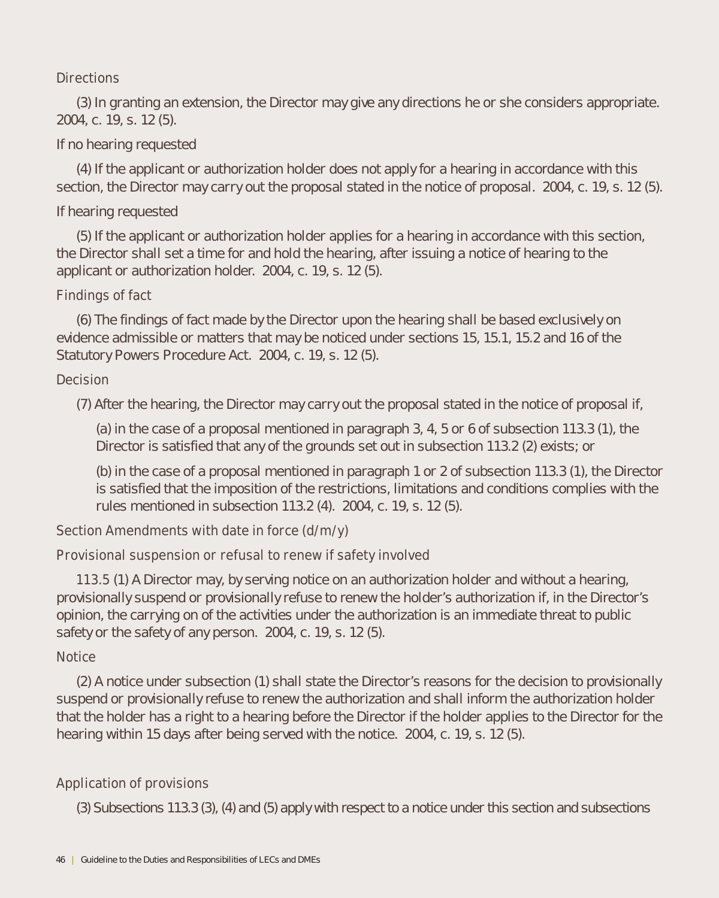Directions

(3) In granting an extension, the Director may give any directions he or she considers appropriate. 2004, c. 19, s. 12 (5).

If no hearing requested

(4) If the applicant or authorization holder does not apply for a hearing in accordance with this section, the Director may carry out the proposal stated in the notice of proposal. 2004, c. 19, s. 12 (5).

If hearing requested

(5) If the applicant or authorization holder applies for a hearing in accordance with this section, the Director shall set a time for and hold the hearing, after issuing a notice of hearing to the applicant or authorization holder. 2004, c. 19, s. 12 (5).

Findings of fact

(6) The findings of fact made by the Director upon the hearing shall be based exclusively on evidence admissible or matters that may be noticed under sections 15, 15.1, 15.2 and 16 of the Statutory Powers Procedure Act. 2004, c. 19, s. 12 (5).

Decision

(7) After the hearing, the Director may carry out the proposal stated in the notice of proposal if,

(a) in the case of a proposal mentioned in paragraph 3, 4, 5 or 6 of subsection 113.3 (1), the Director is satisfied that any of the grounds set out in subsection 113.2 (2) exists; or

(b) in the case of a proposal mentioned in paragraph 1 or 2 of subsection 113.3 (1), the Director is satisfied that the imposition of the restrictions, limitations and conditions complies with the rules mentioned in subsection 113.2 (4). 2004, c. 19, s. 12 (5).

Section Amendments with date in force (d/m/y)

Provisional suspension or refusal to renew if safety involved

113.5 (1) A Director may, by serving notice on an authorization holder and without a hearing, provisionally suspend or provisionally refuse to renew the holder's authorization if, in the Director's opinion, the carrying on of the activities under the authorization is an immediate threat to public safety or the safety of any person. 2004, c. 19, s. 12 (5).

Notice

(2) A notice under subsection (1) shall state the Director's reasons for the decision to provisionally suspend or provisionally refuse to renew the authorization and shall inform the authorization holder that the holder has a right to a hearing before the Director if the holder applies to the Director for the hearing within 15 days after being served with the notice. 2004, c. 19, s. 12 (5).

Application of provisions

(3) Subsections 113.3 (3), (4) and (5) apply with respect to a notice under this section and subsections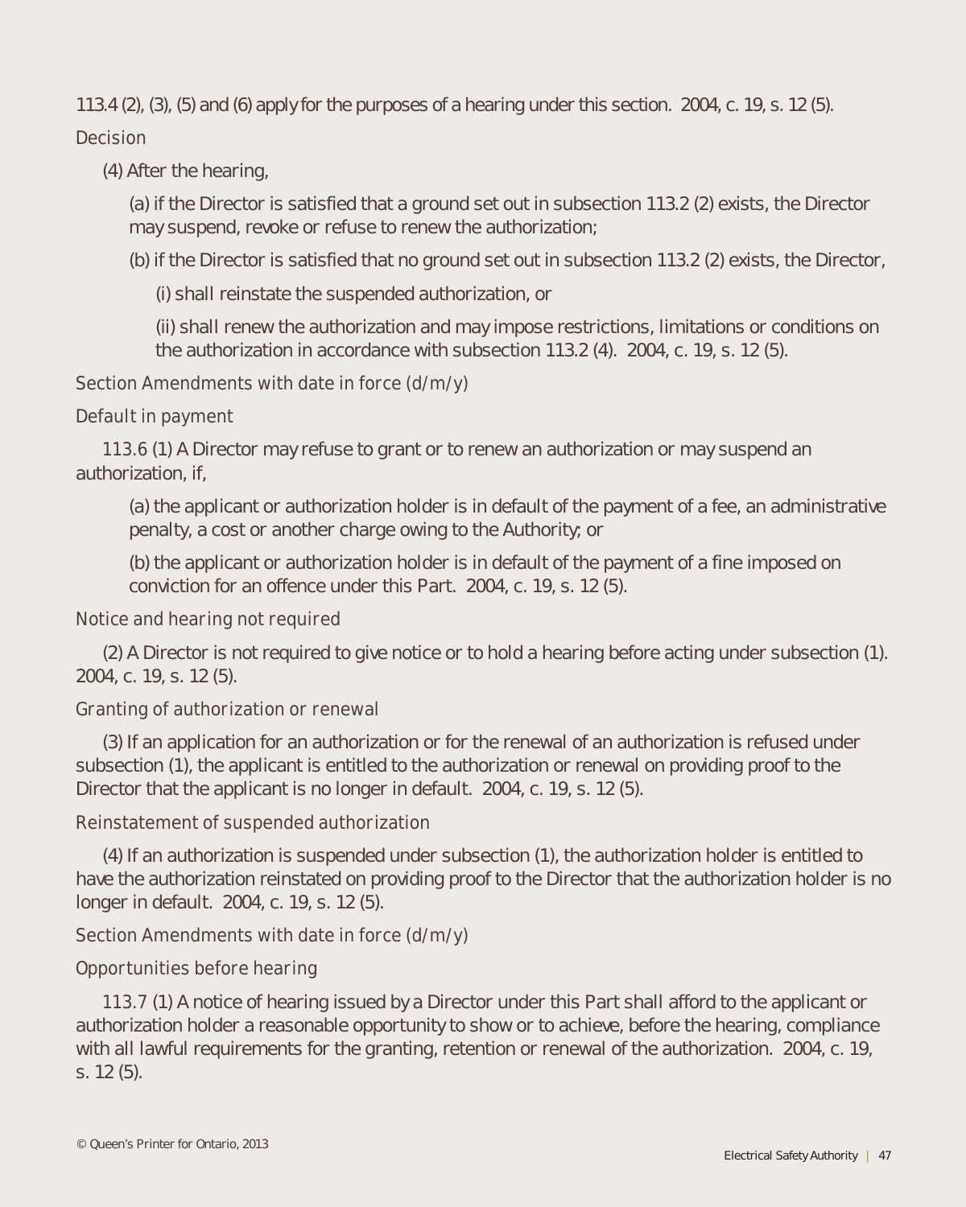113.4 (2), (3), (5) and (6) apply for the purposes of a hearing under this section. 2004, c. 19, s. 12 (5).

*Decision*

(4) After the hearing,

(a) if the Director is satisfied that a ground set out in subsection 113.2 (2) exists, the Director may suspend, revoke or refuse to renew the authorization;

(b) if the Director is satisfied that no ground set out in subsection 113.2 (2) exists, the Director,

(i) shall reinstate the suspended authorization, or

(ii) shall renew the authorization and may impose restrictions, limitations or conditions on the authorization in accordance with subsection 113.2 (4). 2004, c. 19, s. 12 (5).

*Section Amendments with date in force (d/m/y)*

*Default in payment*

113.6 (1) A Director may refuse to grant or to renew an authorization or may suspend an authorization, if,

(a) the applicant or authorization holder is in default of the payment of a fee, an administrative penalty, a cost or another charge owing to the Authority; or

(b) the applicant or authorization holder is in default of the payment of a fine imposed on conviction for an offence under this Part. 2004, c. 19, s. 12 (5).

*Notice and hearing not required*

(2) A Director is not required to give notice or to hold a hearing before acting under subsection (1). 2004, c. 19, s. 12 (5).

*Granting of authorization or renewal*

(3) If an application for an authorization or for the renewal of an authorization is refused under subsection (1), the applicant is entitled to the authorization or renewal on providing proof to the Director that the applicant is no longer in default. 2004, c. 19, s. 12 (5).

*Reinstatement of suspended authorization*

(4) If an authorization is suspended under subsection (1), the authorization holder is entitled to have the authorization reinstated on providing proof to the Director that the authorization holder is no longer in default. 2004, c. 19, s. 12 (5).

*Section Amendments with date in force (d/m/y)*

*Opportunities before hearing*

113.7 (1) A notice of hearing issued by a Director under this Part shall afford to the applicant or authorization holder a reasonable opportunity to show or to achieve, before the hearing, compliance with all lawful requirements for the granting, retention or renewal of the authorization. 2004, c. 19, s. 12 (5).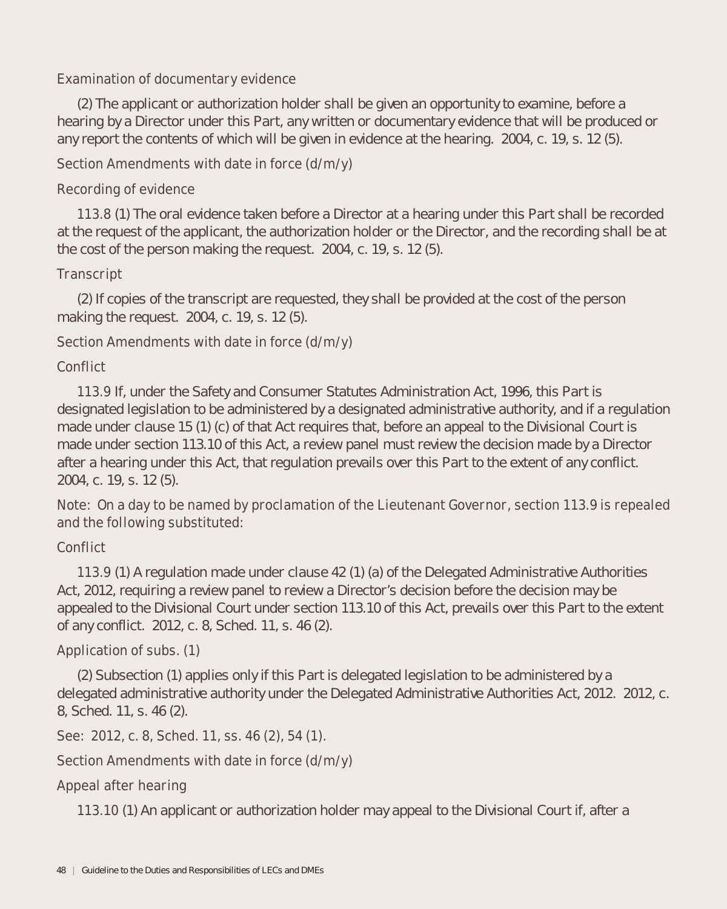*Examination of documentary evidence*

(2) The applicant or authorization holder shall be given an opportunity to examine, before a hearing by a Director under this Part, any written or documentary evidence that will be produced or any report the contents of which will be given in evidence at the hearing. 2004, c. 19, s. 12 (5).

*Section Amendments with date in force (d/m/y)*

*Recording of evidence*

113.8 (1) The oral evidence taken before a Director at a hearing under this Part shall be recorded at the request of the applicant, the authorization holder or the Director, and the recording shall be at the cost of the person making the request. 2004, c. 19, s. 12 (5).

*Transcript*

(2) If copies of the transcript are requested, they shall be provided at the cost of the person making the request. 2004, c. 19, s. 12 (5).

*Section Amendments with date in force (d/m/y)*

*Conflict*

113.9 If, under the Safety and Consumer Statutes Administration Act, 1996, this Part is designated legislation to be administered by a designated administrative authority, and if a regulation made under clause 15 (1) (c) of that Act requires that, before an appeal to the Divisional Court is made under section 113.10 of this Act, a review panel must review the decision made by a Director after a hearing under this Act, that regulation prevails over this Part to the extent of any conflict. 2004, c. 19, s. 12 (5).

*Note: On a day to be named by proclamation of the Lieutenant Governor, section 113.9 is repealed and the following substituted:*

*Conflict*

113.9 (1) A regulation made under clause 42 (1) (a) of the Delegated Administrative Authorities Act, 2012, requiring a review panel to review a Director's decision before the decision may be appealed to the Divisional Court under section 113.10 of this Act, prevails over this Part to the extent of any conflict. 2012, c. 8, Sched. 11, s. 46 (2).

*Application of subs. (1)*

(2) Subsection (1) applies only if this Part is delegated legislation to be administered by a delegated administrative authority under the Delegated Administrative Authorities Act, 2012. 2012, c. 8, Sched. 11, s. 46 (2).

*See: 2012, c. 8, Sched. 11, ss. 46 (2), 54 (1).*

*Section Amendments with date in force (d/m/y)*

*Appeal after hearing*

113.10 (1) An applicant or authorization holder may appeal to the Divisional Court if, after a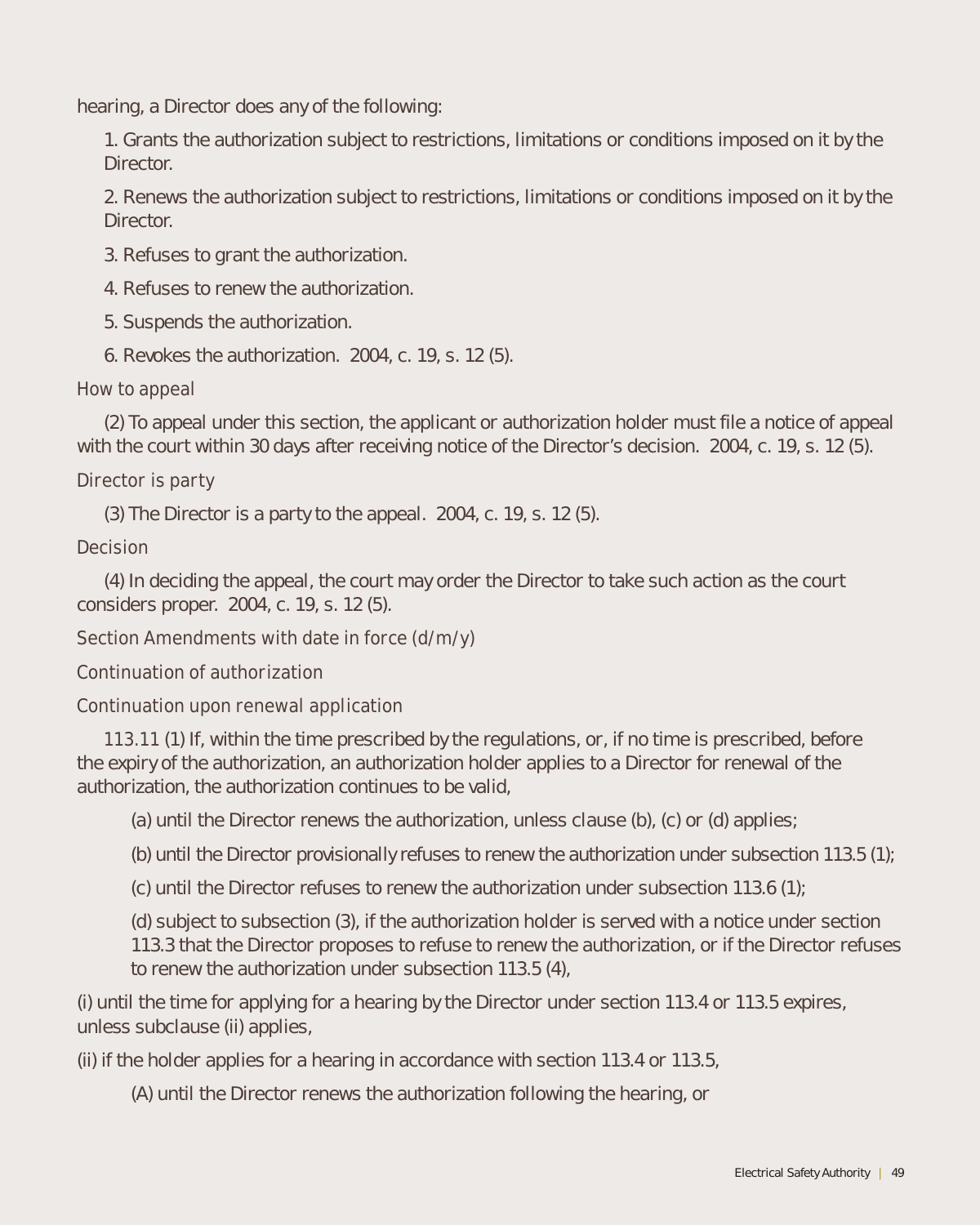hearing, a Director does any of the following:

1. Grants the authorization subject to restrictions, limitations or conditions imposed on it by the Director.

2. Renews the authorization subject to restrictions, limitations or conditions imposed on it by the Director.

3. Refuses to grant the authorization.

4. Refuses to renew the authorization.

5. Suspends the authorization.

6. Revokes the authorization. 2004, c. 19, s. 12 (5).

*How to appeal*

(2) To appeal under this section, the applicant or authorization holder must file a notice of appeal with the court within 30 days after receiving notice of the Director's decision. 2004, c. 19, s. 12 (5).

*Director is party*

(3) The Director is a party to the appeal. 2004, c. 19, s. 12 (5).

*Decision*

(4) In deciding the appeal, the court may order the Director to take such action as the court considers proper. 2004, c. 19, s. 12 (5).

*Section Amendments with date in force (d/m/y)*

*Continuation of authorization*

*Continuation upon renewal application*

113.11 (1) If, within the time prescribed by the regulations, or, if no time is prescribed, before the expiry of the authorization, an authorization holder applies to a Director for renewal of the authorization, the authorization continues to be valid,

(a) until the Director renews the authorization, unless clause (b), (c) or (d) applies;

(b) until the Director provisionally refuses to renew the authorization under subsection 113.5 (1);

(c) until the Director refuses to renew the authorization under subsection 113.6 (1);

(d) subject to subsection (3), if the authorization holder is served with a notice under section 113.3 that the Director proposes to refuse to renew the authorization, or if the Director refuses to renew the authorization under subsection 113.5 (4),

(i) until the time for applying for a hearing by the Director under section 113.4 or 113.5 expires, unless subclause (ii) applies,

(ii) if the holder applies for a hearing in accordance with section 113.4 or 113.5,

(A) until the Director renews the authorization following the hearing, or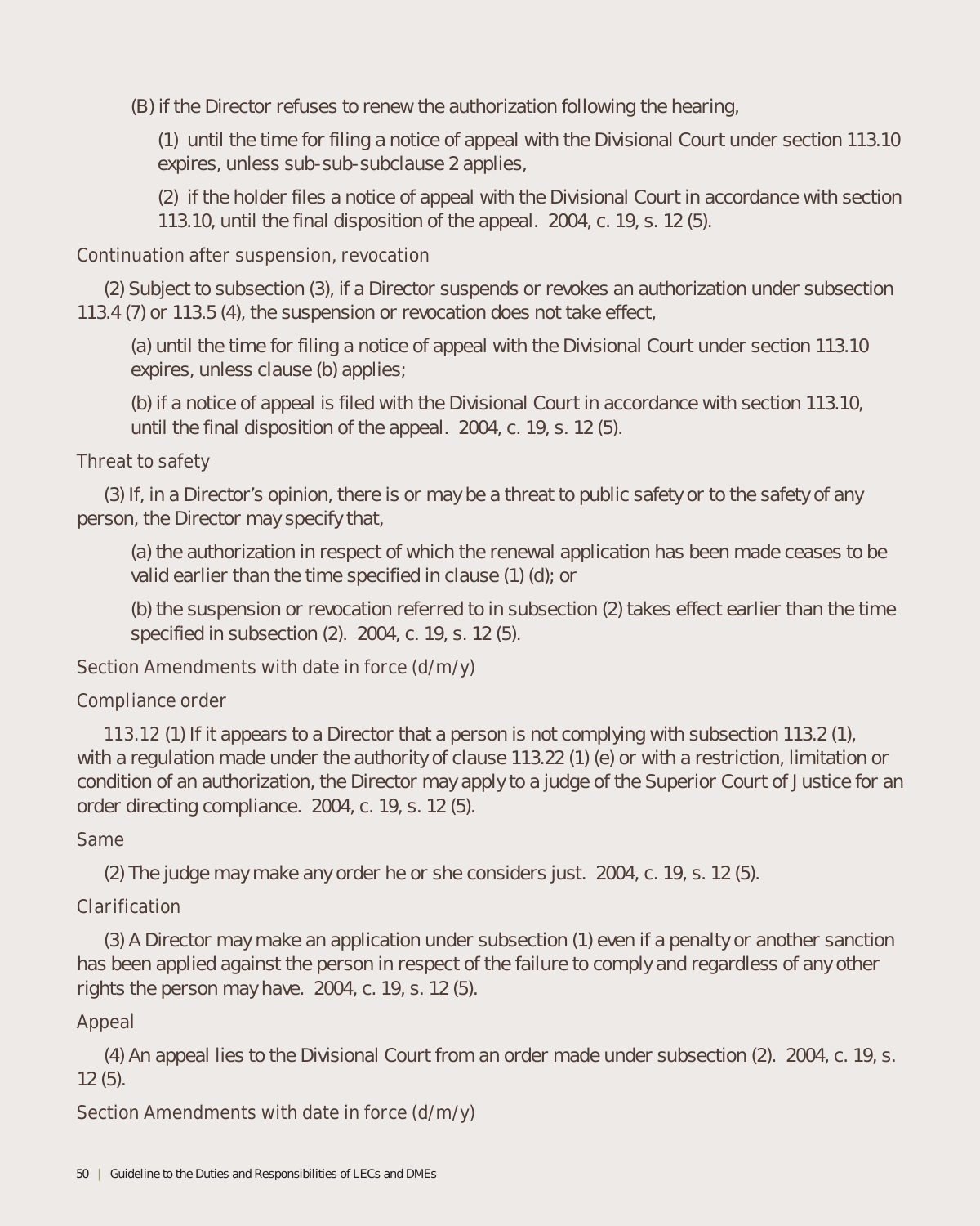(B) if the Director refuses to renew the authorization following the hearing,

(1) until the time for filing a notice of appeal with the Divisional Court under section 113.10 expires, unless sub-sub-subclause 2 applies,

(2) if the holder files a notice of appeal with the Divisional Court in accordance with section 113.10, until the final disposition of the appeal. 2004, c. 19, s. 12 (5).

*Continuation after suspension, revocation*

(2) Subject to subsection (3), if a Director suspends or revokes an authorization under subsection 113.4 (7) or 113.5 (4), the suspension or revocation does not take effect,

(a) until the time for filing a notice of appeal with the Divisional Court under section 113.10 expires, unless clause (b) applies;

(b) if a notice of appeal is filed with the Divisional Court in accordance with section 113.10, until the final disposition of the appeal. 2004, c. 19, s. 12 (5).

*Threat to safety*

(3) If, in a Director's opinion, there is or may be a threat to public safety or to the safety of any person, the Director may specify that,

(a) the authorization in respect of which the renewal application has been made ceases to be valid earlier than the time specified in clause (1) (d); or

(b) the suspension or revocation referred to in subsection (2) takes effect earlier than the time specified in subsection (2). 2004, c. 19, s. 12 (5).

*Section Amendments with date in force (d/m/y)*

*Compliance order*

113.12 (1) If it appears to a Director that a person is not complying with subsection 113.2 (1), with a regulation made under the authority of clause 113.22 (1) (e) or with a restriction, limitation or condition of an authorization, the Director may apply to a judge of the Superior Court of Justice for an order directing compliance. 2004, c. 19, s. 12 (5).

*Same*

(2) The judge may make any order he or she considers just. 2004, c. 19, s. 12 (5).

*Clarification*

(3) A Director may make an application under subsection (1) even if a penalty or another sanction has been applied against the person in respect of the failure to comply and regardless of any other rights the person may have. 2004, c. 19, s. 12 (5).

*Appeal*

(4) An appeal lies to the Divisional Court from an order made under subsection (2). 2004, c. 19, s. 12 (5).

*Section Amendments with date in force (d/m/y)*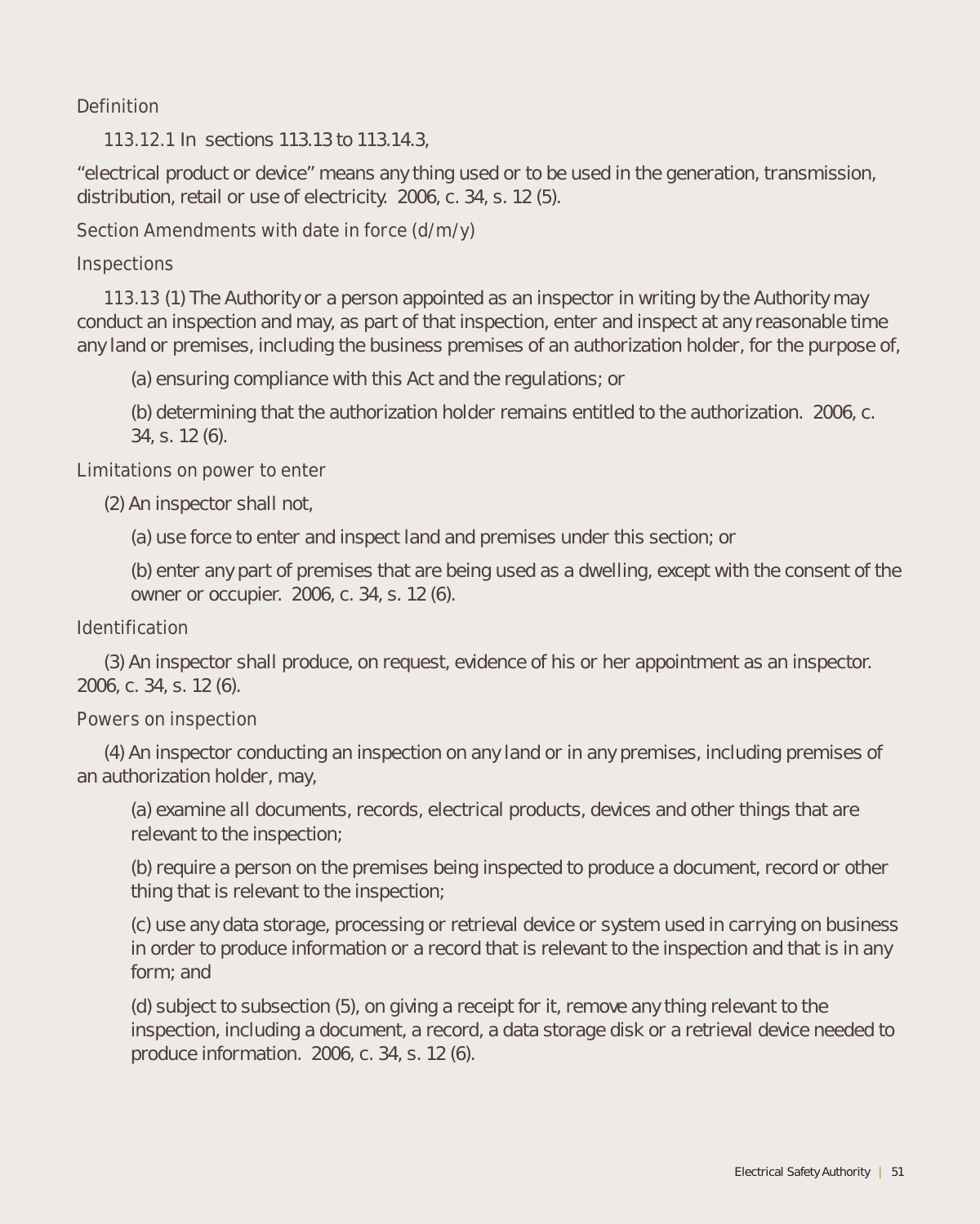Definition

113.12.1 In sections 113.13 to 113.14.3,

"electrical product or device" means any thing used or to be used in the generation, transmission, distribution, retail or use of electricity. 2006, c. 34, s. 12 (5).

Section Amendments with date in force (d/m/y)

Inspections

113.13 (1) The Authority or a person appointed as an inspector in writing by the Authority may conduct an inspection and may, as part of that inspection, enter and inspect at any reasonable time any land or premises, including the business premises of an authorization holder, for the purpose of,

(a) ensuring compliance with this Act and the regulations; or

(b) determining that the authorization holder remains entitled to the authorization. 2006, c. 34, s. 12 (6).

Limitations on power to enter

(2) An inspector shall not,

(a) use force to enter and inspect land and premises under this section; or

(b) enter any part of premises that are being used as a dwelling, except with the consent of the owner or occupier. 2006, c. 34, s. 12 (6).

Identification

(3) An inspector shall produce, on request, evidence of his or her appointment as an inspector. 2006, c. 34, s. 12 (6).

Powers on inspection

(4) An inspector conducting an inspection on any land or in any premises, including premises of an authorization holder, may,

(a) examine all documents, records, electrical products, devices and other things that are relevant to the inspection;

(b) require a person on the premises being inspected to produce a document, record or other thing that is relevant to the inspection;

(c) use any data storage, processing or retrieval device or system used in carrying on business in order to produce information or a record that is relevant to the inspection and that is in any form; and

(d) subject to subsection (5), on giving a receipt for it, remove any thing relevant to the inspection, including a document, a record, a data storage disk or a retrieval device needed to produce information. 2006, c. 34, s. 12 (6).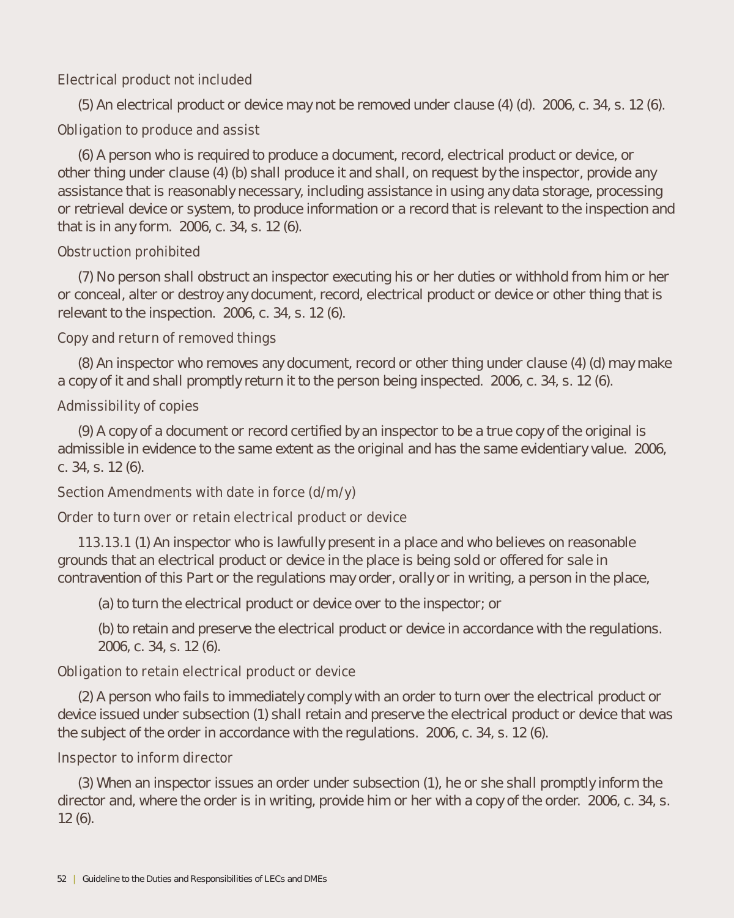*Electrical product not included*

(5) An electrical product or device may not be removed under clause (4) (d). 2006, c. 34, s. 12 (6).

*Obligation to produce and assist*

(6) A person who is required to produce a document, record, electrical product or device, or other thing under clause (4) (b) shall produce it and shall, on request by the inspector, provide any assistance that is reasonably necessary, including assistance in using any data storage, processing or retrieval device or system, to produce information or a record that is relevant to the inspection and that is in any form. 2006, c. 34, s. 12 (6).

*Obstruction prohibited*

(7) No person shall obstruct an inspector executing his or her duties or withhold from him or her or conceal, alter or destroy any document, record, electrical product or device or other thing that is relevant to the inspection. 2006, c. 34, s. 12 (6).

*Copy and return of removed things*

(8) An inspector who removes any document, record or other thing under clause (4) (d) may make a copy of it and shall promptly return it to the person being inspected. 2006, c. 34, s. 12 (6).

*Admissibility of copies*

(9) A copy of a document or record certified by an inspector to be a true copy of the original is admissible in evidence to the same extent as the original and has the same evidentiary value. 2006, c. 34, s. 12 (6).

*Section Amendments with date in force (d/m/y)*

*Order to turn over or retain electrical product or device*

113.13.1 (1) An inspector who is lawfully present in a place and who believes on reasonable grounds that an electrical product or device in the place is being sold or offered for sale in contravention of this Part or the regulations may order, orally or in writing, a person in the place,

(a) to turn the electrical product or device over to the inspector; or

(b) to retain and preserve the electrical product or device in accordance with the regulations. 2006, c. 34, s. 12 (6).

*Obligation to retain electrical product or device*

(2) A person who fails to immediately comply with an order to turn over the electrical product or device issued under subsection (1) shall retain and preserve the electrical product or device that was the subject of the order in accordance with the regulations. 2006, c. 34, s. 12 (6).

*Inspector to inform director*

(3) When an inspector issues an order under subsection (1), he or she shall promptly inform the director and, where the order is in writing, provide him or her with a copy of the order. 2006, c. 34, s. 12 (6).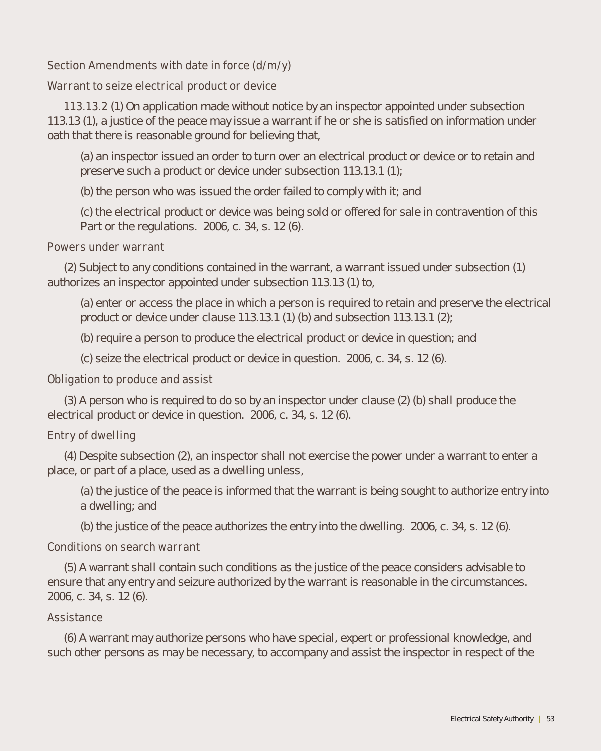Section Amendments with date in force (d/m/y)

*Warrant to seize electrical product or device*

113.13.2 (1) On application made without notice by an inspector appointed under subsection 113.13 (1), a justice of the peace may issue a warrant if he or she is satisfied on information under oath that there is reasonable ground for believing that,

(a) an inspector issued an order to turn over an electrical product or device or to retain and preserve such a product or device under subsection 113.13.1 (1);

(b) the person who was issued the order failed to comply with it; and

(c) the electrical product or device was being sold or offered for sale in contravention of this Part or the regulations. 2006, c. 34, s. 12 (6).

*Powers under warrant*

(2) Subject to any conditions contained in the warrant, a warrant issued under subsection (1) authorizes an inspector appointed under subsection 113.13 (1) to,

(a) enter or access the place in which a person is required to retain and preserve the electrical product or device under clause 113.13.1 (1) (b) and subsection 113.13.1 (2);

(b) require a person to produce the electrical product or device in question; and

(c) seize the electrical product or device in question. 2006, c. 34, s. 12 (6).

*Obligation to produce and assist*

(3) A person who is required to do so by an inspector under clause (2) (b) shall produce the electrical product or device in question. 2006, c. 34, s. 12 (6).

*Entry of dwelling*

(4) Despite subsection (2), an inspector shall not exercise the power under a warrant to enter a place, or part of a place, used as a dwelling unless,

(a) the justice of the peace is informed that the warrant is being sought to authorize entry into a dwelling; and

(b) the justice of the peace authorizes the entry into the dwelling. 2006, c. 34, s. 12 (6).

*Conditions on search warrant*

(5) A warrant shall contain such conditions as the justice of the peace considers advisable to ensure that any entry and seizure authorized by the warrant is reasonable in the circumstances. 2006, c. 34, s. 12 (6).

*Assistance*

(6) A warrant may authorize persons who have special, expert or professional knowledge, and such other persons as may be necessary, to accompany and assist the inspector in respect of the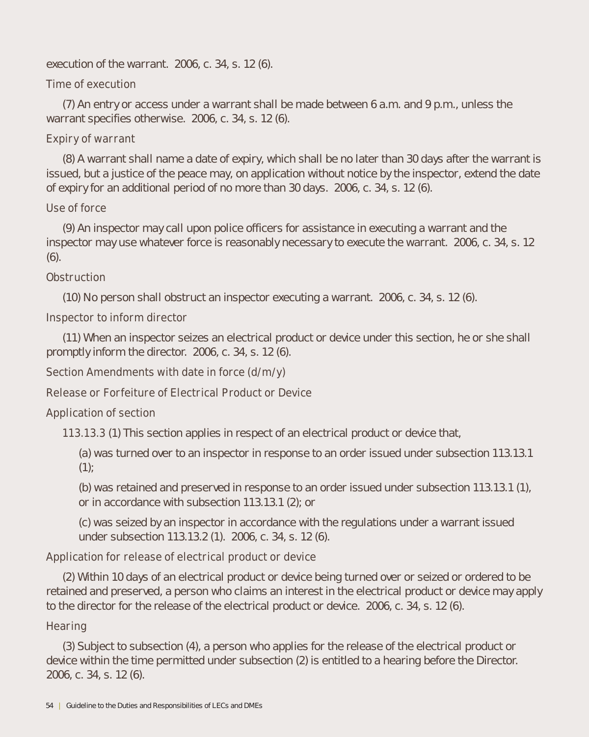execution of the warrant. 2006, c. 34, s. 12 (6).

*Time of execution*

(7) An entry or access under a warrant shall be made between 6 a.m. and 9 p.m., unless the warrant specifies otherwise. 2006, c. 34, s. 12 (6).

*Expiry of warrant*

(8) A warrant shall name a date of expiry, which shall be no later than 30 days after the warrant is issued, but a justice of the peace may, on application without notice by the inspector, extend the date of expiry for an additional period of no more than 30 days. 2006, c. 34, s. 12 (6).

*Use of force*

(9) An inspector may call upon police officers for assistance in executing a warrant and the inspector may use whatever force is reasonably necessary to execute the warrant. 2006, c. 34, s. 12 (6).

*Obstruction*

(10) No person shall obstruct an inspector executing a warrant. 2006, c. 34, s. 12 (6).

*Inspector to inform director*

(11) When an inspector seizes an electrical product or device under this section, he or she shall promptly inform the director. 2006, c. 34, s. 12 (6).

*Section Amendments with date in force (d/m/y)*

*Release or Forfeiture of Electrical Product or Device*

*Application of section*

113.13.3 (1) This section applies in respect of an electrical product or device that,

(a) was turned over to an inspector in response to an order issued under subsection 113.13.1 (1);

(b) was retained and preserved in response to an order issued under subsection 113.13.1 (1), or in accordance with subsection 113.13.1 (2); or

(c) was seized by an inspector in accordance with the regulations under a warrant issued under subsection 113.13.2 (1). 2006, c. 34, s. 12 (6).

*Application for release of electrical product or device*

(2) Within 10 days of an electrical product or device being turned over or seized or ordered to be retained and preserved, a person who claims an interest in the electrical product or device may apply to the director for the release of the electrical product or device. 2006, c. 34, s. 12 (6).

*Hearing*

(3) Subject to subsection (4), a person who applies for the release of the electrical product or device within the time permitted under subsection (2) is entitled to a hearing before the Director. 2006, c. 34, s. 12 (6).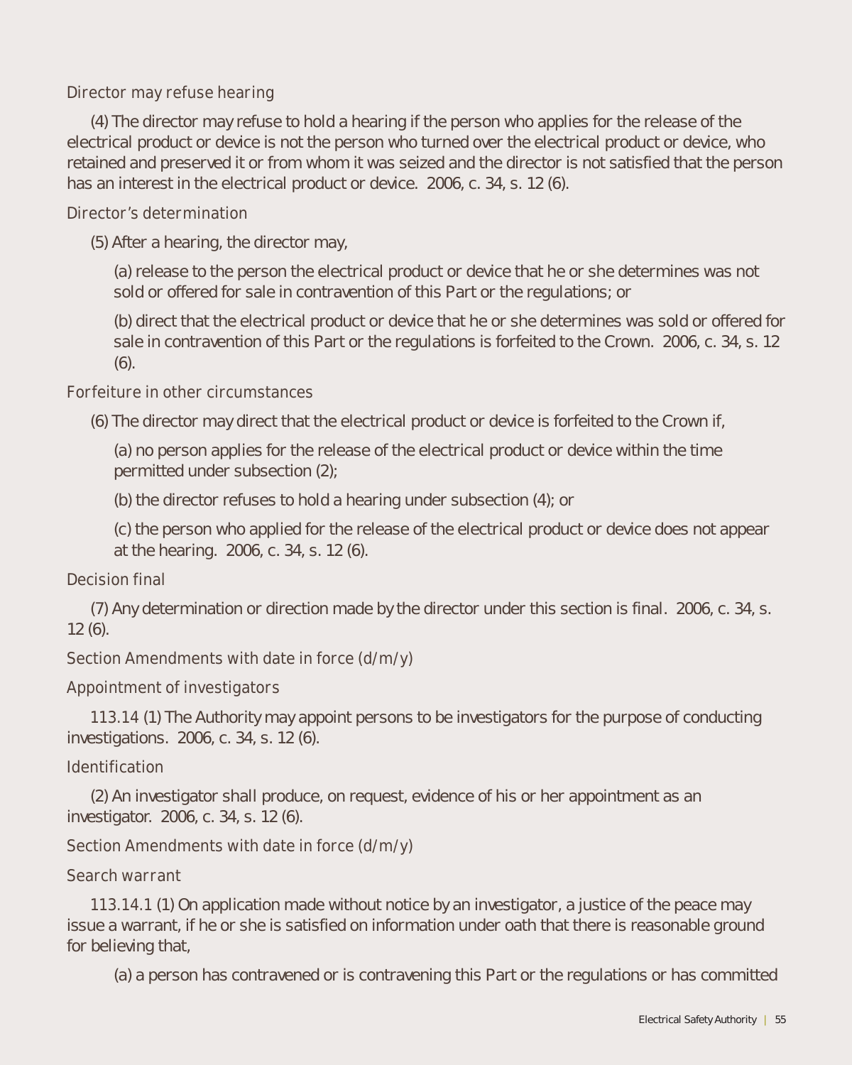*Director may refuse hearing*

(4) The director may refuse to hold a hearing if the person who applies for the release of the electrical product or device is not the person who turned over the electrical product or device, who retained and preserved it or from whom it was seized and the director is not satisfied that the person has an interest in the electrical product or device. 2006, c. 34, s. 12 (6).

*Director's determination*

(5) After a hearing, the director may,

(a) release to the person the electrical product or device that he or she determines was not sold or offered for sale in contravention of this Part or the regulations; or

(b) direct that the electrical product or device that he or she determines was sold or offered for sale in contravention of this Part or the regulations is forfeited to the Crown. 2006, c. 34, s. 12 (6).

*Forfeiture in other circumstances*

(6) The director may direct that the electrical product or device is forfeited to the Crown if,

(a) no person applies for the release of the electrical product or device within the time permitted under subsection (2);

(b) the director refuses to hold a hearing under subsection (4); or

(c) the person who applied for the release of the electrical product or device does not appear at the hearing. 2006, c. 34, s. 12 (6).

*Decision final*

(7) Any determination or direction made by the director under this section is final. 2006, c. 34, s. 12 (6).

*Section Amendments with date in force (d/m/y)*

*Appointment of investigators*

113.14 (1) The Authority may appoint persons to be investigators for the purpose of conducting investigations. 2006, c. 34, s. 12 (6).

*Identification*

(2) An investigator shall produce, on request, evidence of his or her appointment as an investigator. 2006, c. 34, s. 12 (6).

*Section Amendments with date in force (d/m/y)*

*Search warrant*

113.14.1 (1) On application made without notice by an investigator, a justice of the peace may issue a warrant, if he or she is satisfied on information under oath that there is reasonable ground for believing that,

(a) a person has contravened or is contravening this Part or the regulations or has committed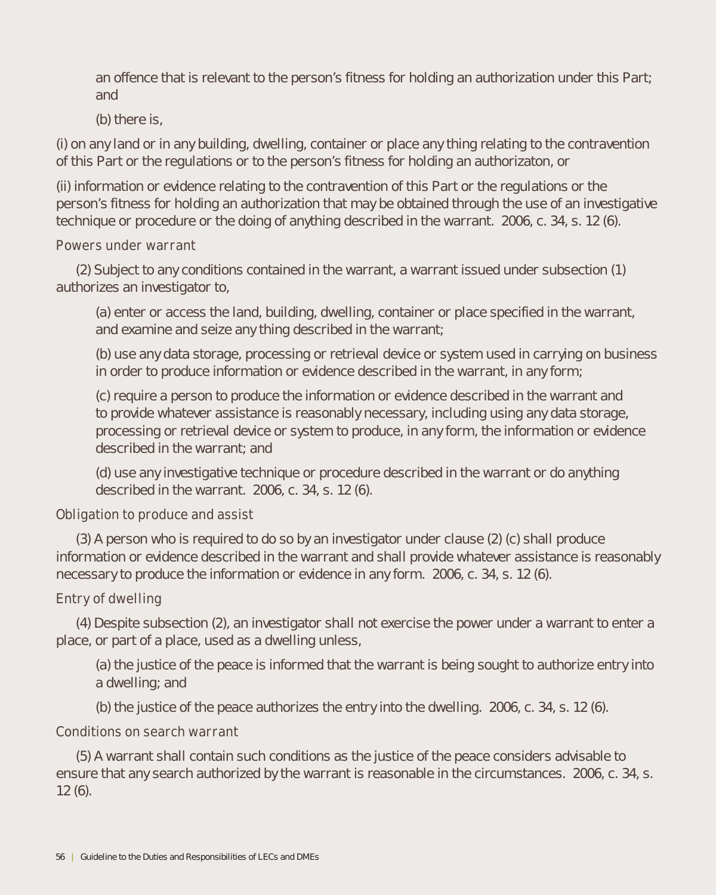an offence that is relevant to the person's fitness for holding an authorization under this Part; and

(b) there is,

(i) on any land or in any building, dwelling, container or place any thing relating to the contravention of this Part or the regulations or to the person's fitness for holding an authorizaton, or

(ii) information or evidence relating to the contravention of this Part or the regulations or the person's fitness for holding an authorization that may be obtained through the use of an investigative technique or procedure or the doing of anything described in the warrant. 2006, c. 34, s. 12 (6).

*Powers under warrant*

(2) Subject to any conditions contained in the warrant, a warrant issued under subsection (1) authorizes an investigator to,

(a) enter or access the land, building, dwelling, container or place specified in the warrant, and examine and seize any thing described in the warrant;

(b) use any data storage, processing or retrieval device or system used in carrying on business in order to produce information or evidence described in the warrant, in any form;

(c) require a person to produce the information or evidence described in the warrant and to provide whatever assistance is reasonably necessary, including using any data storage, processing or retrieval device or system to produce, in any form, the information or evidence described in the warrant; and

(d) use any investigative technique or procedure described in the warrant or do anything described in the warrant. 2006, c. 34, s. 12 (6).

*Obligation to produce and assist*

(3) A person who is required to do so by an investigator under clause (2) (c) shall produce information or evidence described in the warrant and shall provide whatever assistance is reasonably necessary to produce the information or evidence in any form. 2006, c. 34, s. 12 (6).

*Entry of dwelling*

(4) Despite subsection (2), an investigator shall not exercise the power under a warrant to enter a place, or part of a place, used as a dwelling unless,

(a) the justice of the peace is informed that the warrant is being sought to authorize entry into a dwelling; and

(b) the justice of the peace authorizes the entry into the dwelling. 2006, c. 34, s. 12 (6).

*Conditions on search warrant*

(5) A warrant shall contain such conditions as the justice of the peace considers advisable to ensure that any search authorized by the warrant is reasonable in the circumstances. 2006, c. 34, s. 12 (6).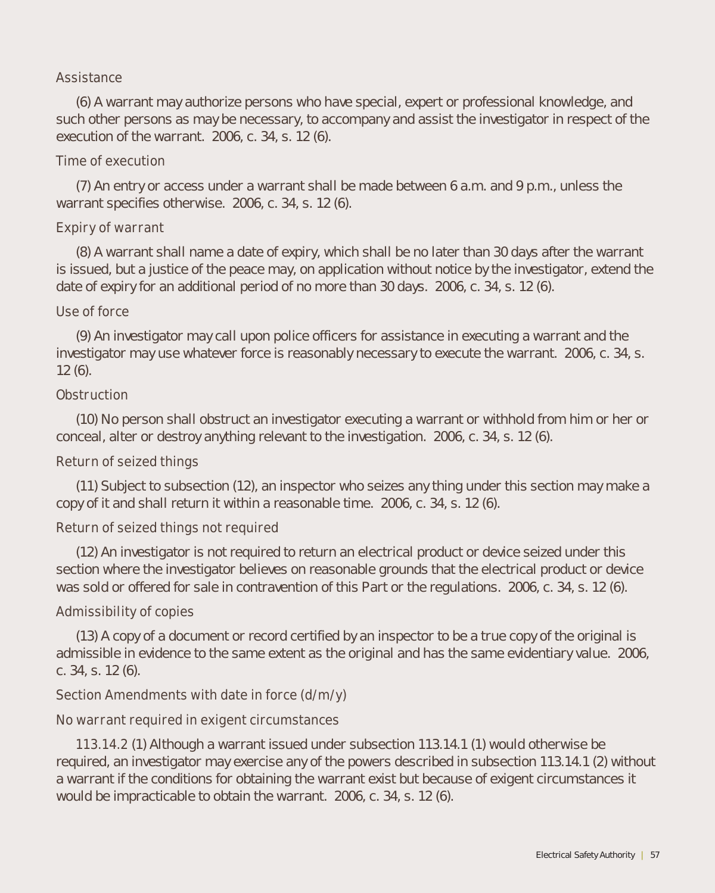*Assistance*

(6) A warrant may authorize persons who have special, expert or professional knowledge, and such other persons as may be necessary, to accompany and assist the investigator in respect of the execution of the warrant. 2006, c. 34, s. 12 (6).

*Time of execution*

(7) An entry or access under a warrant shall be made between 6 a.m. and 9 p.m., unless the warrant specifies otherwise. 2006, c. 34, s. 12 (6).

*Expiry of warrant*

(8) A warrant shall name a date of expiry, which shall be no later than 30 days after the warrant is issued, but a justice of the peace may, on application without notice by the investigator, extend the date of expiry for an additional period of no more than 30 days. 2006, c. 34, s. 12 (6).

*Use of force*

(9) An investigator may call upon police officers for assistance in executing a warrant and the investigator may use whatever force is reasonably necessary to execute the warrant. 2006, c. 34, s. 12 (6).

*Obstruction*

(10) No person shall obstruct an investigator executing a warrant or withhold from him or her or conceal, alter or destroy anything relevant to the investigation. 2006, c. 34, s. 12 (6).

*Return of seized things*

(11) Subject to subsection (12), an inspector who seizes any thing under this section may make a copy of it and shall return it within a reasonable time. 2006, c. 34, s. 12 (6).

*Return of seized things not required*

(12) An investigator is not required to return an electrical product or device seized under this section where the investigator believes on reasonable grounds that the electrical product or device was sold or offered for sale in contravention of this Part or the regulations. 2006, c. 34, s. 12 (6).

*Admissibility of copies*

(13) A copy of a document or record certified by an inspector to be a true copy of the original is admissible in evidence to the same extent as the original and has the same evidentiary value. 2006, c. 34, s. 12 (6).

*Section Amendments with date in force (d/m/y)*

*No warrant required in exigent circumstances*

113.14.2 (1) Although a warrant issued under subsection 113.14.1 (1) would otherwise be required, an investigator may exercise any of the powers described in subsection 113.14.1 (2) without a warrant if the conditions for obtaining the warrant exist but because of exigent circumstances it would be impracticable to obtain the warrant. 2006, c. 34, s. 12 (6).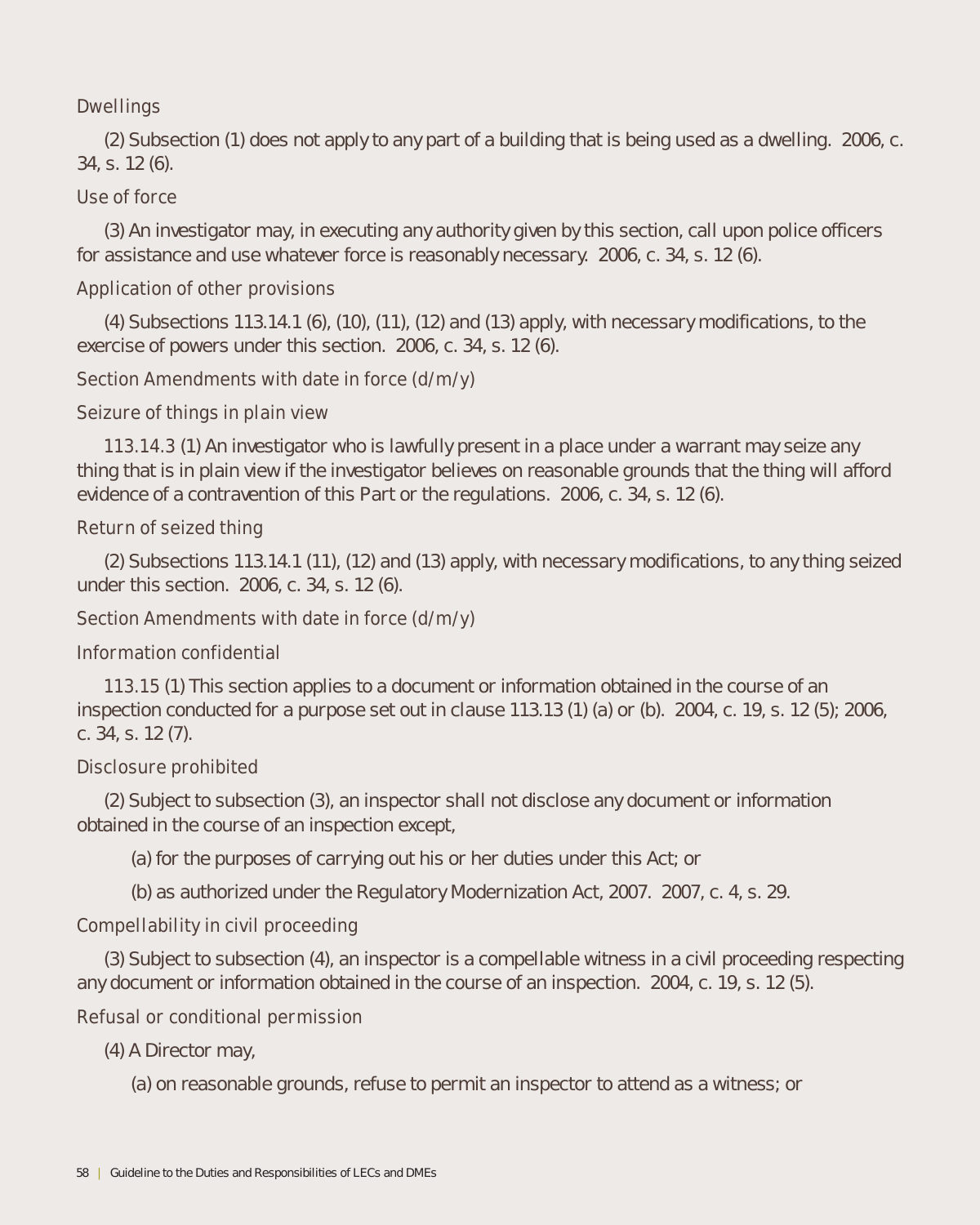*Dwellings*

(2) Subsection (1) does not apply to any part of a building that is being used as a dwelling.  2006, c. 34, s. 12 (6).

*Use of force*

(3) An investigator may, in executing any authority given by this section, call upon police officers for assistance and use whatever force is reasonably necessary.  2006, c. 34, s. 12 (6).

*Application of other provisions*

(4) Subsections 113.14.1 (6), (10), (11), (12) and (13) apply, with necessary modifications, to the exercise of powers under this section.  2006, c. 34, s. 12 (6).

*Section Amendments with date in force (d/m/y)*

*Seizure of things in plain view*

113.14.3 (1) An investigator who is lawfully present in a place under a warrant may seize any thing that is in plain view if the investigator believes on reasonable grounds that the thing will afford evidence of a contravention of this Part or the regulations.  2006, c. 34, s. 12 (6).

*Return of seized thing*

(2) Subsections 113.14.1 (11), (12) and (13) apply, with necessary modifications, to any thing seized under this section.  2006, c. 34, s. 12 (6).

*Section Amendments with date in force (d/m/y)*

*Information confidential*

113.15 (1) This section applies to a document or information obtained in the course of an inspection conducted for a purpose set out in clause 113.13 (1) (a) or (b).  2004, c. 19, s. 12 (5); 2006, c. 34, s. 12 (7).

*Disclosure prohibited*

(2) Subject to subsection (3), an inspector shall not disclose any document or information obtained in the course of an inspection except,

(a) for the purposes of carrying out his or her duties under this Act; or

(b) as authorized under the Regulatory Modernization Act, 2007.  2007, c. 4, s. 29.

*Compellability in civil proceeding*

(3) Subject to subsection (4), an inspector is a compellable witness in a civil proceeding respecting any document or information obtained in the course of an inspection.  2004, c. 19, s. 12 (5).

*Refusal or conditional permission*

(4) A Director may,

(a) on reasonable grounds, refuse to permit an inspector to attend as a witness; or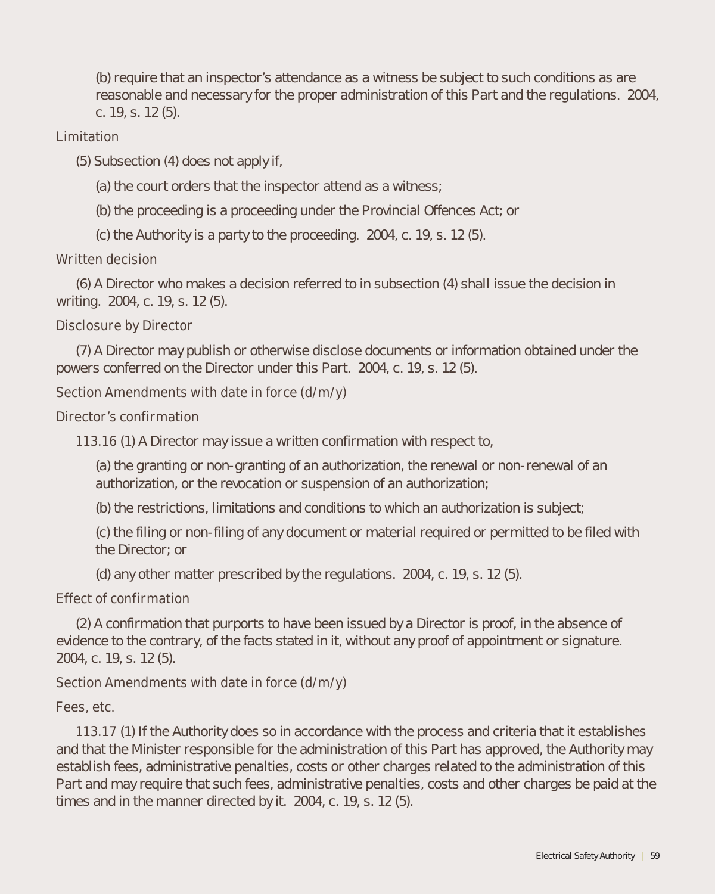(b) require that an inspector's attendance as a witness be subject to such conditions as are reasonable and necessary for the proper administration of this Part and the regulations. 2004, c. 19, s. 12 (5).

*Limitation*

(5) Subsection (4) does not apply if,

(a) the court orders that the inspector attend as a witness;

(b) the proceeding is a proceeding under the Provincial Offences Act; or

(c) the Authority is a party to the proceeding. 2004, c. 19, s. 12 (5).

*Written decision*

(6) A Director who makes a decision referred to in subsection (4) shall issue the decision in writing. 2004, c. 19, s. 12 (5).

*Disclosure by Director*

(7) A Director may publish or otherwise disclose documents or information obtained under the powers conferred on the Director under this Part. 2004, c. 19, s. 12 (5).

*Section Amendments with date in force (d/m/y)*

*Director's confirmation*

113.16 (1) A Director may issue a written confirmation with respect to,

(a) the granting or non-granting of an authorization, the renewal or non-renewal of an authorization, or the revocation or suspension of an authorization;

(b) the restrictions, limitations and conditions to which an authorization is subject;

(c) the filing or non-filing of any document or material required or permitted to be filed with the Director; or

(d) any other matter prescribed by the regulations. 2004, c. 19, s. 12 (5).

*Effect of confirmation*

(2) A confirmation that purports to have been issued by a Director is proof, in the absence of evidence to the contrary, of the facts stated in it, without any proof of appointment or signature. 2004, c. 19, s. 12 (5).

*Section Amendments with date in force (d/m/y)*

*Fees, etc.*

113.17 (1) If the Authority does so in accordance with the process and criteria that it establishes and that the Minister responsible for the administration of this Part has approved, the Authority may establish fees, administrative penalties, costs or other charges related to the administration of this Part and may require that such fees, administrative penalties, costs and other charges be paid at the times and in the manner directed by it. 2004, c. 19, s. 12 (5).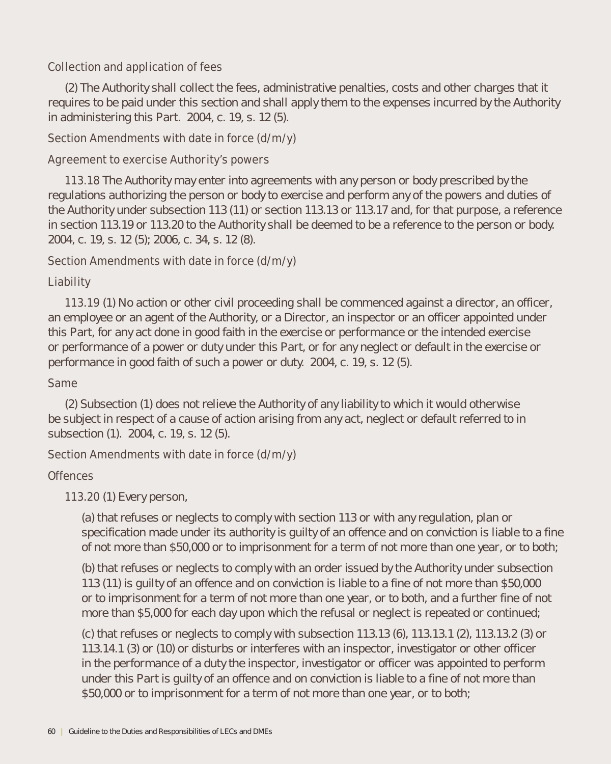*Collection and application of fees*

(2) The Authority shall collect the fees, administrative penalties, costs and other charges that it requires to be paid under this section and shall apply them to the expenses incurred by the Authority in administering this Part. 2004, c. 19, s. 12 (5).

*Section Amendments with date in force (d/m/y)*

*Agreement to exercise Authority's powers*

113.18 The Authority may enter into agreements with any person or body prescribed by the regulations authorizing the person or body to exercise and perform any of the powers and duties of the Authority under subsection 113 (11) or section 113.13 or 113.17 and, for that purpose, a reference in section 113.19 or 113.20 to the Authority shall be deemed to be a reference to the person or body. 2004, c. 19, s. 12 (5); 2006, c. 34, s. 12 (8).

*Section Amendments with date in force (d/m/y)*

*Liability*

113.19 (1) No action or other civil proceeding shall be commenced against a director, an officer, an employee or an agent of the Authority, or a Director, an inspector or an officer appointed under this Part, for any act done in good faith in the exercise or performance or the intended exercise or performance of a power or duty under this Part, or for any neglect or default in the exercise or performance in good faith of such a power or duty. 2004, c. 19, s. 12 (5).

*Same*

(2) Subsection (1) does not relieve the Authority of any liability to which it would otherwise be subject in respect of a cause of action arising from any act, neglect or default referred to in subsection (1). 2004, c. 19, s. 12 (5).

*Section Amendments with date in force (d/m/y)*

*Offences*

113.20 (1) Every person,

(a) that refuses or neglects to comply with section 113 or with any regulation, plan or specification made under its authority is guilty of an offence and on conviction is liable to a fine of not more than $50,000 or to imprisonment for a term of not more than one year, or to both;

(b) that refuses or neglects to comply with an order issued by the Authority under subsection 113 (11) is guilty of an offence and on conviction is liable to a fine of not more than $50,000 or to imprisonment for a term of not more than one year, or to both, and a further fine of not more than $5,000 for each day upon which the refusal or neglect is repeated or continued;

(c) that refuses or neglects to comply with subsection 113.13 (6), 113.13.1 (2), 113.13.2 (3) or 113.14.1 (3) or (10) or disturbs or interferes with an inspector, investigator or other officer in the performance of a duty the inspector, investigator or officer was appointed to perform under this Part is guilty of an offence and on conviction is liable to a fine of not more than $50,000 or to imprisonment for a term of not more than one year, or to both;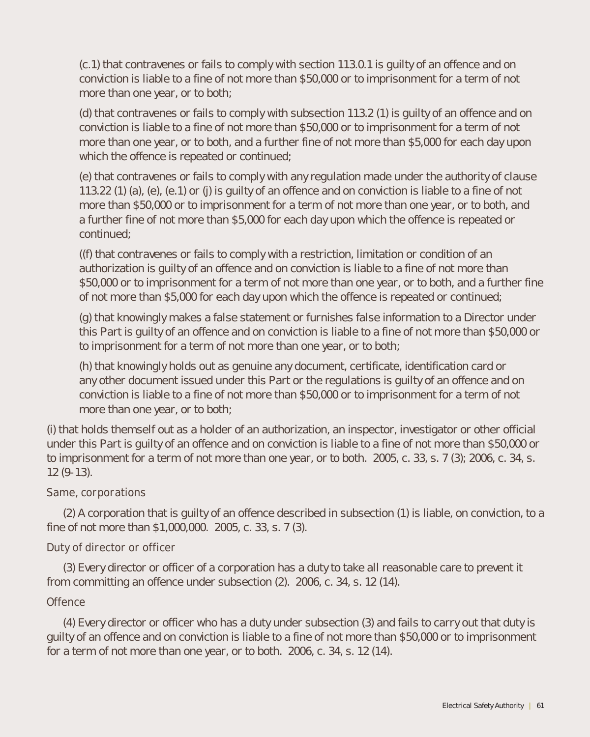(c.1) that contravenes or fails to comply with section 113.0.1 is guilty of an offence and on conviction is liable to a fine of not more than $50,000 or to imprisonment for a term of not more than one year, or to both;

(d) that contravenes or fails to comply with subsection 113.2 (1) is guilty of an offence and on conviction is liable to a fine of not more than $50,000 or to imprisonment for a term of not more than one year, or to both, and a further fine of not more than $5,000 for each day upon which the offence is repeated or continued;

(e) that contravenes or fails to comply with any regulation made under the authority of clause 113.22 (1) (a), (e), (e.1) or (j) is guilty of an offence and on conviction is liable to a fine of not more than $50,000 or to imprisonment for a term of not more than one year, or to both, and a further fine of not more than $5,000 for each day upon which the offence is repeated or continued;

((f) that contravenes or fails to comply with a restriction, limitation or condition of an authorization is guilty of an offence and on conviction is liable to a fine of not more than $50,000 or to imprisonment for a term of not more than one year, or to both, and a further fine of not more than $5,000 for each day upon which the offence is repeated or continued;

(g) that knowingly makes a false statement or furnishes false information to a Director under this Part is guilty of an offence and on conviction is liable to a fine of not more than $50,000 or to imprisonment for a term of not more than one year, or to both;

(h) that knowingly holds out as genuine any document, certificate, identification card or any other document issued under this Part or the regulations is guilty of an offence and on conviction is liable to a fine of not more than $50,000 or to imprisonment for a term of not more than one year, or to both;

(i) that holds themself out as a holder of an authorization, an inspector, investigator or other official under this Part is guilty of an offence and on conviction is liable to a fine of not more than $50,000 or to imprisonment for a term of not more than one year, or to both. 2005, c. 33, s. 7 (3); 2006, c. 34, s. 12 (9-13).

*Same, corporations*

(2) A corporation that is guilty of an offence described in subsection (1) is liable, on conviction, to a fine of not more than $1,000,000. 2005, c. 33, s. 7 (3).

*Duty of director or officer*

(3) Every director or officer of a corporation has a duty to take all reasonable care to prevent it from committing an offence under subsection (2). 2006, c. 34, s. 12 (14).

*Offence*

(4) Every director or officer who has a duty under subsection (3) and fails to carry out that duty is guilty of an offence and on conviction is liable to a fine of not more than $50,000 or to imprisonment for a term of not more than one year, or to both. 2006, c. 34, s. 12 (14).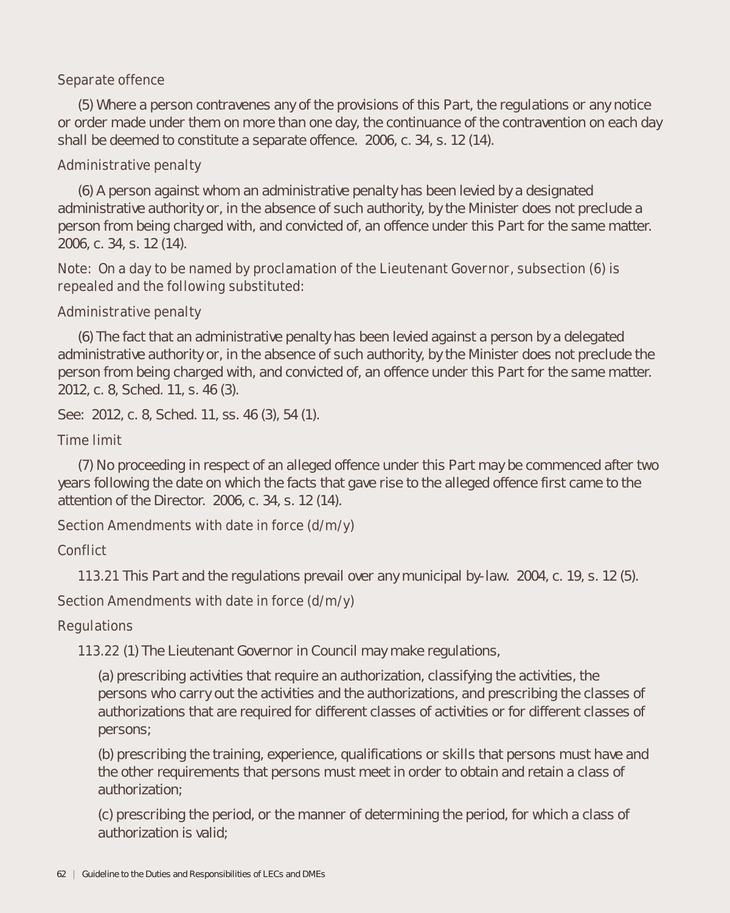Separate offence

(5) Where a person contravenes any of the provisions of this Part, the regulations or any notice or order made under them on more than one day, the continuance of the contravention on each day shall be deemed to constitute a separate offence. 2006, c. 34, s. 12 (14).

Administrative penalty

(6) A person against whom an administrative penalty has been levied by a designated administrative authority or, in the absence of such authority, by the Minister does not preclude a person from being charged with, and convicted of, an offence under this Part for the same matter. 2006, c. 34, s. 12 (14).

Note: On a day to be named by proclamation of the Lieutenant Governor, subsection (6) is repealed and the following substituted:

Administrative penalty

(6) The fact that an administrative penalty has been levied against a person by a delegated administrative authority or, in the absence of such authority, by the Minister does not preclude the person from being charged with, and convicted of, an offence under this Part for the same matter. 2012, c. 8, Sched. 11, s. 46 (3).

See: 2012, c. 8, Sched. 11, ss. 46 (3), 54 (1).

Time limit

(7) No proceeding in respect of an alleged offence under this Part may be commenced after two years following the date on which the facts that gave rise to the alleged offence first came to the attention of the Director. 2006, c. 34, s. 12 (14).

Section Amendments with date in force (d/m/y)

Conflict

113.21 This Part and the regulations prevail over any municipal by-law. 2004, c. 19, s. 12 (5).

Section Amendments with date in force (d/m/y)

Regulations

113.22 (1) The Lieutenant Governor in Council may make regulations,

(a) prescribing activities that require an authorization, classifying the activities, the persons who carry out the activities and the authorizations, and prescribing the classes of authorizations that are required for different classes of activities or for different classes of persons;

(b) prescribing the training, experience, qualifications or skills that persons must have and the other requirements that persons must meet in order to obtain and retain a class of authorization;

(c) prescribing the period, or the manner of determining the period, for which a class of authorization is valid;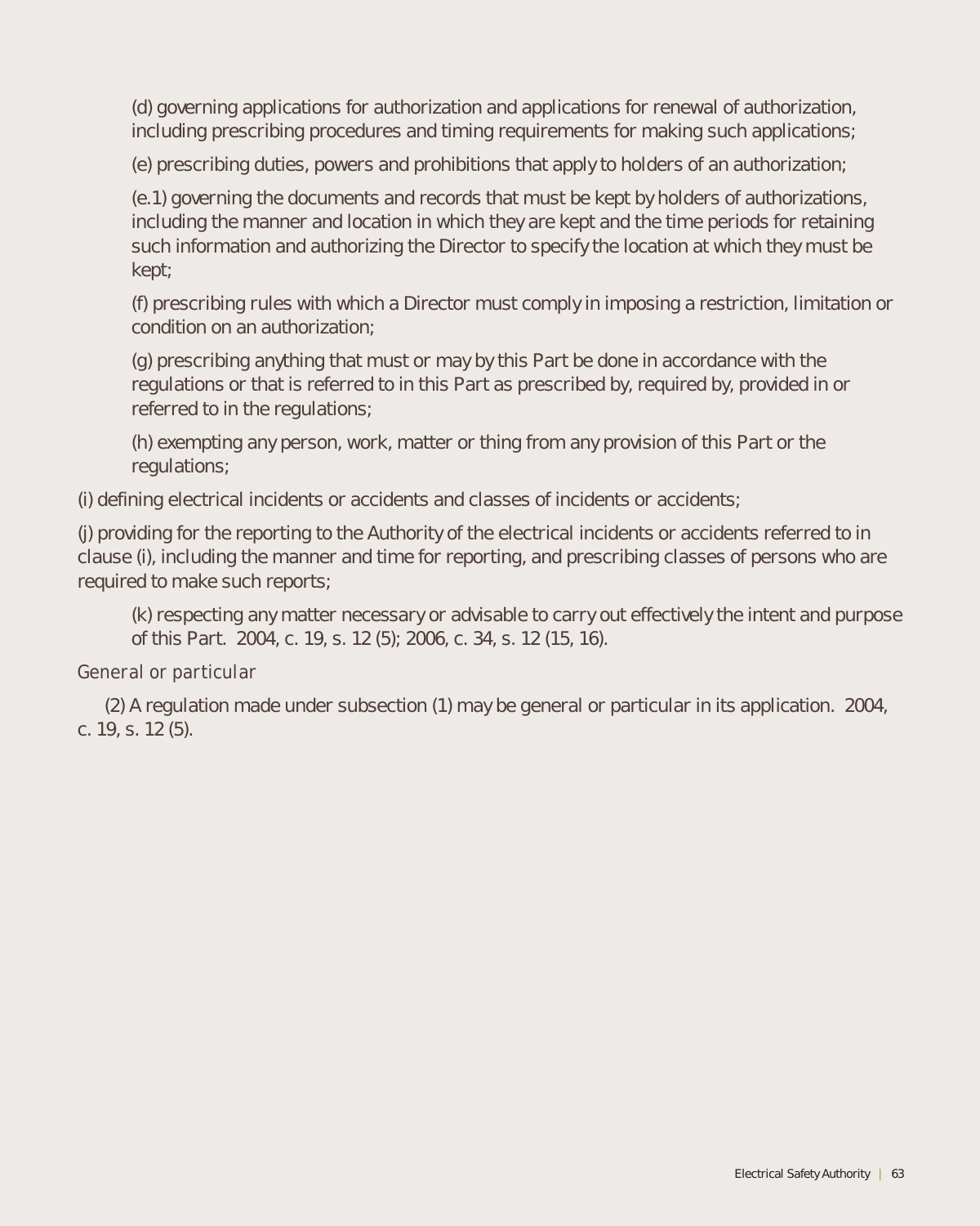(d) governing applications for authorization and applications for renewal of authorization, including prescribing procedures and timing requirements for making such applications;

(e) prescribing duties, powers and prohibitions that apply to holders of an authorization;

(e.1) governing the documents and records that must be kept by holders of authorizations, including the manner and location in which they are kept and the time periods for retaining such information and authorizing the Director to specify the location at which they must be kept;

(f) prescribing rules with which a Director must comply in imposing a restriction, limitation or condition on an authorization;

(g) prescribing anything that must or may by this Part be done in accordance with the regulations or that is referred to in this Part as prescribed by, required by, provided in or referred to in the regulations;

(h) exempting any person, work, matter or thing from any provision of this Part or the regulations;

(i) defining electrical incidents or accidents and classes of incidents or accidents;

(j) providing for the reporting to the Authority of the electrical incidents or accidents referred to in clause (i), including the manner and time for reporting, and prescribing classes of persons who are required to make such reports;

(k) respecting any matter necessary or advisable to carry out effectively the intent and purpose of this Part. 2004, c. 19, s. 12 (5); 2006, c. 34, s. 12 (15, 16).

*General or particular*

(2) A regulation made under subsection (1) may be general or particular in its application. 2004, c. 19, s. 12 (5).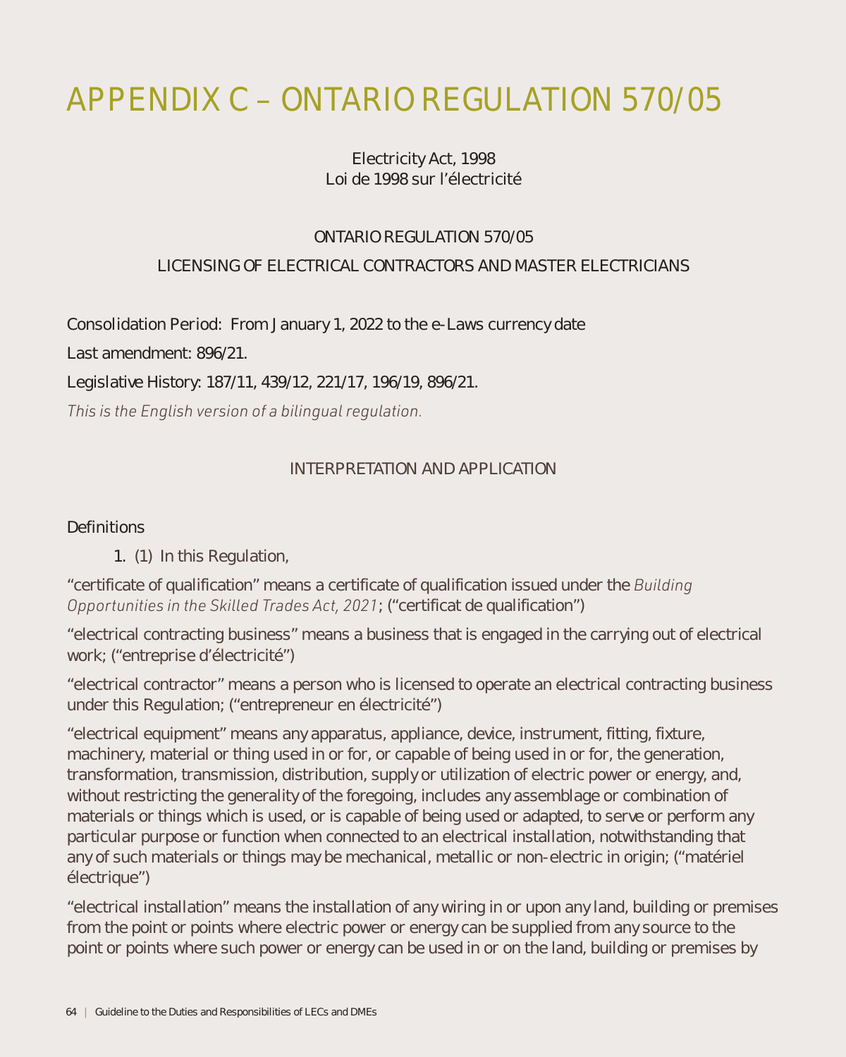# APPENDIX C – ONTARIO REGULATION 570/05

Electricity Act, 1998
Loi de 1998 sur l'électricité

ONTARIO REGULATION 570/05

LICENSING OF ELECTRICAL CONTRACTORS AND MASTER ELECTRICIANS

Consolidation Period: From January 1, 2022 to the e-Laws currency date

Last amendment: 896/21.

Legislative History: 187/11, 439/12, 221/17, 196/19, 896/21.

*This is the English version of a bilingual regulation.*

INTERPRETATION AND APPLICATION

Definitions

1. (1) In this Regulation,

"certificate of qualification" means a certificate of qualification issued under the *Building Opportunities in the Skilled Trades Act, 2021*; ("certificat de qualification")

"electrical contracting business" means a business that is engaged in the carrying out of electrical work; ("entreprise d'électricité")

"electrical contractor" means a person who is licensed to operate an electrical contracting business under this Regulation; ("entrepreneur en électricité")

"electrical equipment" means any apparatus, appliance, device, instrument, fitting, fixture, machinery, material or thing used in or for, or capable of being used in or for, the generation, transformation, transmission, distribution, supply or utilization of electric power or energy, and, without restricting the generality of the foregoing, includes any assemblage or combination of materials or things which is used, or is capable of being used or adapted, to serve or perform any particular purpose or function when connected to an electrical installation, notwithstanding that any of such materials or things may be mechanical, metallic or non-electric in origin; ("matériel électrique")

"electrical installation" means the installation of any wiring in or upon any land, building or premises from the point or points where electric power or energy can be supplied from any source to the point or points where such power or energy can be used in or on the land, building or premises by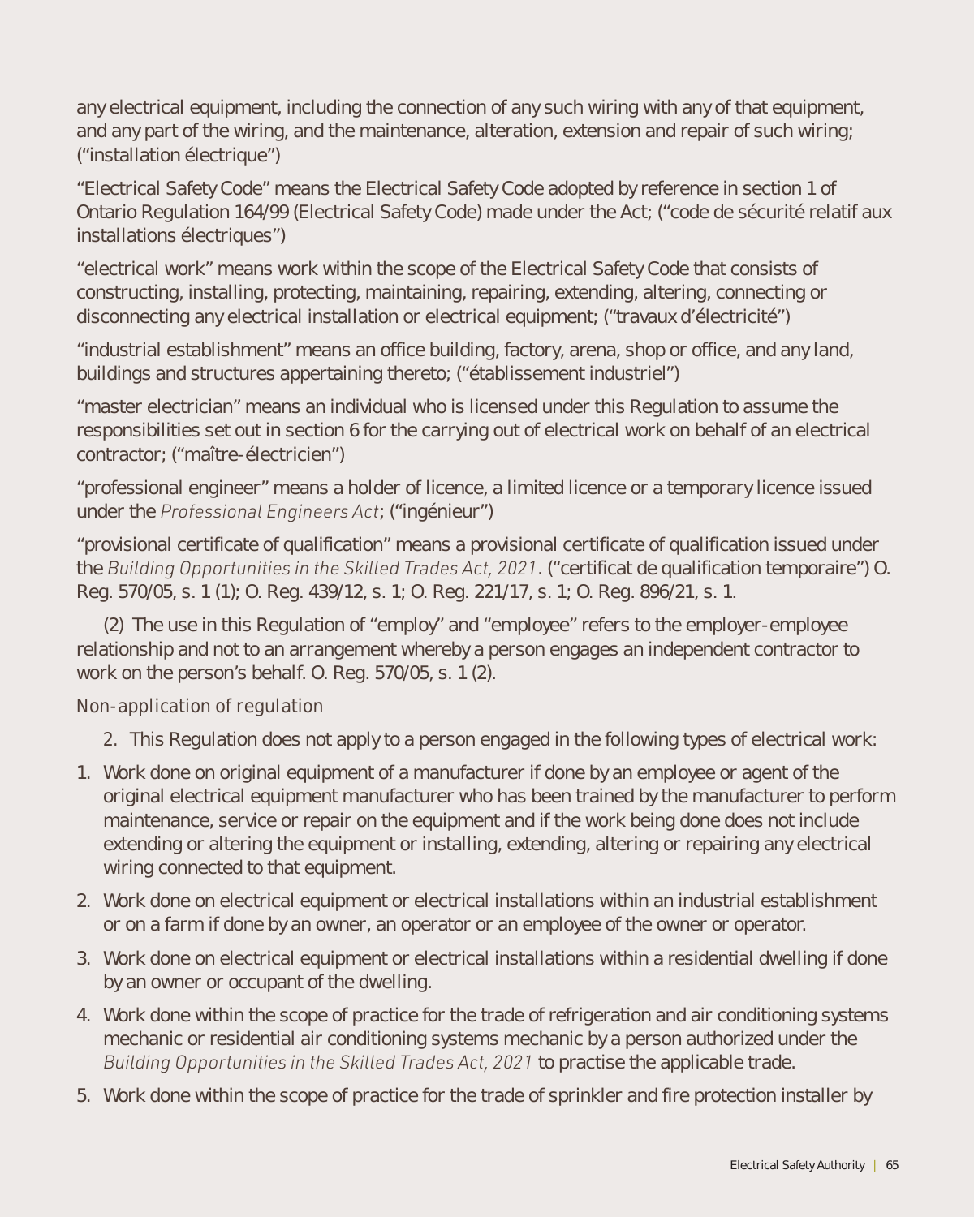any electrical equipment, including the connection of any such wiring with any of that equipment, and any part of the wiring, and the maintenance, alteration, extension and repair of such wiring; ("installation électrique")

"Electrical Safety Code" means the Electrical Safety Code adopted by reference in section 1 of Ontario Regulation 164/99 (Electrical Safety Code) made under the Act; ("code de sécurité relatif aux installations électriques")

"electrical work" means work within the scope of the Electrical Safety Code that consists of constructing, installing, protecting, maintaining, repairing, extending, altering, connecting or disconnecting any electrical installation or electrical equipment; ("travaux d'électricité")

"industrial establishment" means an office building, factory, arena, shop or office, and any land, buildings and structures appertaining thereto; ("établissement industriel")

"master electrician" means an individual who is licensed under this Regulation to assume the responsibilities set out in section 6 for the carrying out of electrical work on behalf of an electrical contractor; ("maître-électricien")

"professional engineer" means a holder of licence, a limited licence or a temporary licence issued under the *Professional Engineers Act*; ("ingénieur")

"provisional certificate of qualification" means a provisional certificate of qualification issued under the *Building Opportunities in the Skilled Trades Act, 2021*. ("certificat de qualification temporaire") O. Reg. 570/05, s. 1 (1); O. Reg. 439/12, s. 1; O. Reg. 221/17, s. 1; O. Reg. 896/21, s. 1.

(2) The use in this Regulation of "employ" and "employee" refers to the employer-employee relationship and not to an arrangement whereby a person engages an independent contractor to work on the person's behalf. O. Reg. 570/05, s. 1 (2).

*Non-application of regulation*

2. This Regulation does not apply to a person engaged in the following types of electrical work:

1. Work done on original equipment of a manufacturer if done by an employee or agent of the original electrical equipment manufacturer who has been trained by the manufacturer to perform maintenance, service or repair on the equipment and if the work being done does not include extending or altering the equipment or installing, extending, altering or repairing any electrical wiring connected to that equipment.
2. Work done on electrical equipment or electrical installations within an industrial establishment or on a farm if done by an owner, an operator or an employee of the owner or operator.
3. Work done on electrical equipment or electrical installations within a residential dwelling if done by an owner or occupant of the dwelling.
4. Work done within the scope of practice for the trade of refrigeration and air conditioning systems mechanic or residential air conditioning systems mechanic by a person authorized under the *Building Opportunities in the Skilled Trades Act, 2021* to practise the applicable trade.
5. Work done within the scope of practice for the trade of sprinkler and fire protection installer by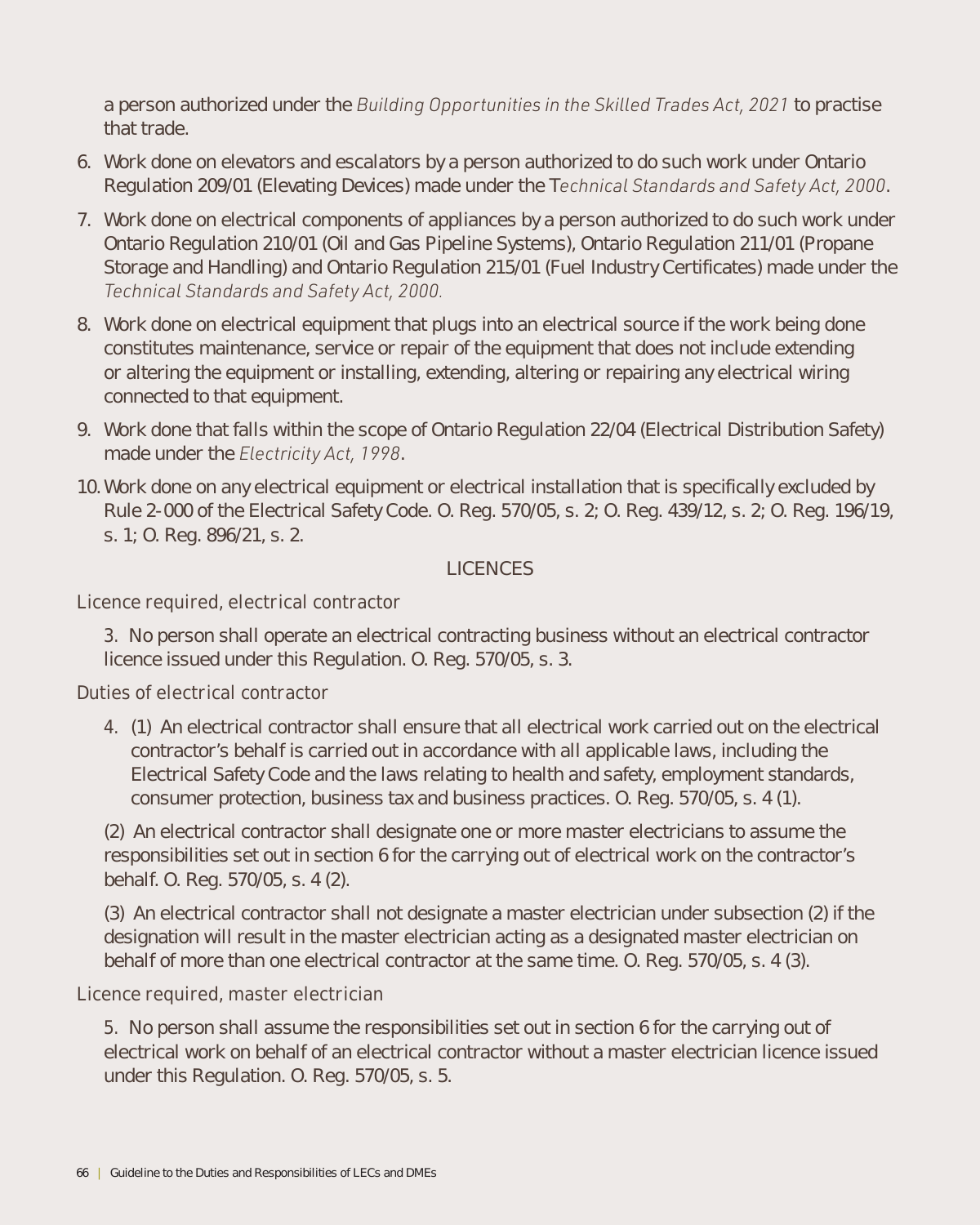a person authorized under the *Building Opportunities in the Skilled Trades Act, 2021* to practise that trade.

6. Work done on elevators and escalators by a person authorized to do such work under Ontario Regulation 209/01 (Elevating Devices) made under the *Technical Standards and Safety Act, 2000*.
7. Work done on electrical components of appliances by a person authorized to do such work under Ontario Regulation 210/01 (Oil and Gas Pipeline Systems), Ontario Regulation 211/01 (Propane Storage and Handling) and Ontario Regulation 215/01 (Fuel Industry Certificates) made under the *Technical Standards and Safety Act, 2000.*
8. Work done on electrical equipment that plugs into an electrical source if the work being done constitutes maintenance, service or repair of the equipment that does not include extending or altering the equipment or installing, extending, altering or repairing any electrical wiring connected to that equipment.
9. Work done that falls within the scope of Ontario Regulation 22/04 (Electrical Distribution Safety) made under the *Electricity Act, 1998*.
10. Work done on any electrical equipment or electrical installation that is specifically excluded by Rule 2-000 of the Electrical Safety Code. O. Reg. 570/05, s. 2; O. Reg. 439/12, s. 2; O. Reg. 196/19, s. 1; O. Reg. 896/21, s. 2.

## LICENCES

*Licence required, electrical contractor*

3. No person shall operate an electrical contracting business without an electrical contractor licence issued under this Regulation. O. Reg. 570/05, s. 3.

*Duties of electrical contractor*

4. (1) An electrical contractor shall ensure that all electrical work carried out on the electrical contractor's behalf is carried out in accordance with all applicable laws, including the Electrical Safety Code and the laws relating to health and safety, employment standards, consumer protection, business tax and business practices. O. Reg. 570/05, s. 4 (1).

(2) An electrical contractor shall designate one or more master electricians to assume the responsibilities set out in section 6 for the carrying out of electrical work on the contractor's behalf. O. Reg. 570/05, s. 4 (2).

(3) An electrical contractor shall not designate a master electrician under subsection (2) if the designation will result in the master electrician acting as a designated master electrician on behalf of more than one electrical contractor at the same time. O. Reg. 570/05, s. 4 (3).

*Licence required, master electrician*

5. No person shall assume the responsibilities set out in section 6 for the carrying out of electrical work on behalf of an electrical contractor without a master electrician licence issued under this Regulation. O. Reg. 570/05, s. 5.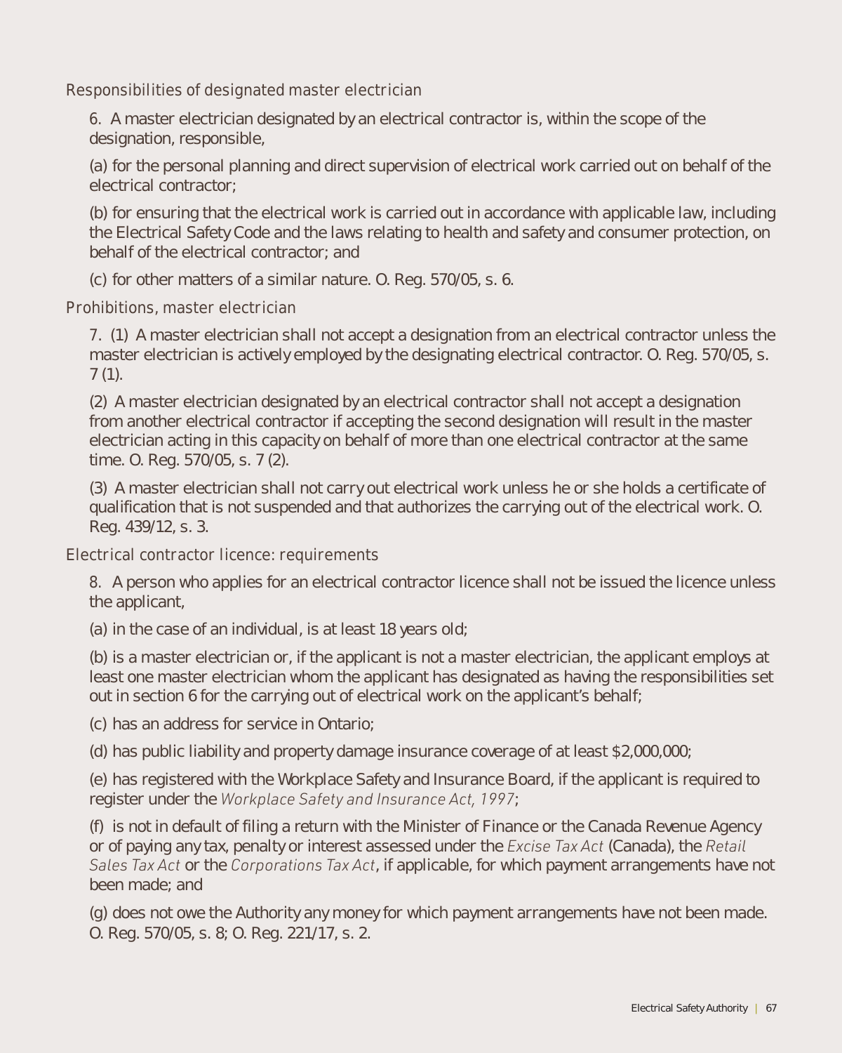### Responsibilities of designated master electrician

6. A master electrician designated by an electrical contractor is, within the scope of the designation, responsible,

(a) for the personal planning and direct supervision of electrical work carried out on behalf of the electrical contractor;

(b) for ensuring that the electrical work is carried out in accordance with applicable law, including the Electrical Safety Code and the laws relating to health and safety and consumer protection, on behalf of the electrical contractor; and

(c) for other matters of a similar nature. O. Reg. 570/05, s. 6.

### Prohibitions, master electrician

7. (1) A master electrician shall not accept a designation from an electrical contractor unless the master electrician is actively employed by the designating electrical contractor. O. Reg. 570/05, s. 7 (1).

(2) A master electrician designated by an electrical contractor shall not accept a designation from another electrical contractor if accepting the second designation will result in the master electrician acting in this capacity on behalf of more than one electrical contractor at the same time. O. Reg. 570/05, s. 7 (2).

(3) A master electrician shall not carry out electrical work unless he or she holds a certificate of qualification that is not suspended and that authorizes the carrying out of the electrical work. O. Reg. 439/12, s. 3.

### Electrical contractor licence: requirements

8. A person who applies for an electrical contractor licence shall not be issued the licence unless the applicant,

(a) in the case of an individual, is at least 18 years old;

(b) is a master electrician or, if the applicant is not a master electrician, the applicant employs at least one master electrician whom the applicant has designated as having the responsibilities set out in section 6 for the carrying out of electrical work on the applicant's behalf;

(c) has an address for service in Ontario;

(d) has public liability and property damage insurance coverage of at least $2,000,000;

(e) has registered with the Workplace Safety and Insurance Board, if the applicant is required to register under the *Workplace Safety and Insurance Act, 1997*;

(f) is not in default of filing a return with the Minister of Finance or the Canada Revenue Agency or of paying any tax, penalty or interest assessed under the *Excise Tax Act* (Canada), the *Retail Sales Tax Act* or the *Corporations Tax Act*, if applicable, for which payment arrangements have not been made; and

(g) does not owe the Authority any money for which payment arrangements have not been made. O. Reg. 570/05, s. 8; O. Reg. 221/17, s. 2.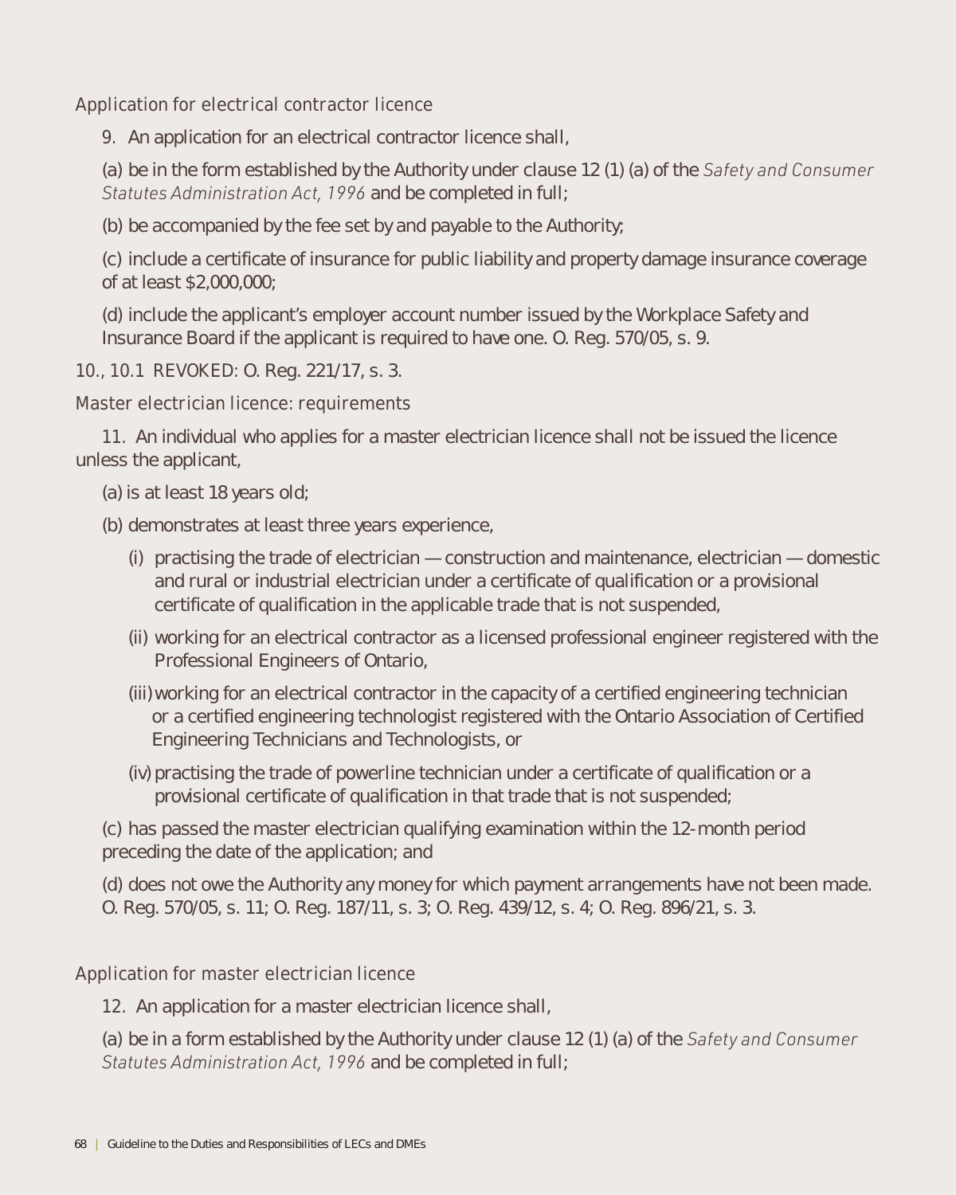### Application for electrical contractor licence

9. An application for an electrical contractor licence shall,

(a) be in the form established by the Authority under clause 12 (1) (a) of the *Safety and Consumer Statutes Administration Act, 1996* and be completed in full;

(b) be accompanied by the fee set by and payable to the Authority;

(c) include a certificate of insurance for public liability and property damage insurance coverage of at least $2,000,000;

(d) include the applicant's employer account number issued by the Workplace Safety and Insurance Board if the applicant is required to have one. O. Reg. 570/05, s. 9.

10., 10.1 REVOKED: O. Reg. 221/17, s. 3.

### Master electrician licence: requirements

11. An individual who applies for a master electrician licence shall not be issued the licence unless the applicant,

(a) is at least 18 years old;

(b) demonstrates at least three years experience,

(i) practising the trade of electrician — construction and maintenance, electrician — domestic and rural or industrial electrician under a certificate of qualification or a provisional certificate of qualification in the applicable trade that is not suspended,

(ii) working for an electrical contractor as a licensed professional engineer registered with the Professional Engineers of Ontario,

(iii) working for an electrical contractor in the capacity of a certified engineering technician or a certified engineering technologist registered with the Ontario Association of Certified Engineering Technicians and Technologists, or

(iv) practising the trade of powerline technician under a certificate of qualification or a provisional certificate of qualification in that trade that is not suspended;

(c) has passed the master electrician qualifying examination within the 12-month period preceding the date of the application; and

(d) does not owe the Authority any money for which payment arrangements have not been made. O. Reg. 570/05, s. 11; O. Reg. 187/11, s. 3; O. Reg. 439/12, s. 4; O. Reg. 896/21, s. 3.

### Application for master electrician licence

12. An application for a master electrician licence shall,

(a) be in a form established by the Authority under clause 12 (1) (a) of the *Safety and Consumer Statutes Administration Act, 1996* and be completed in full;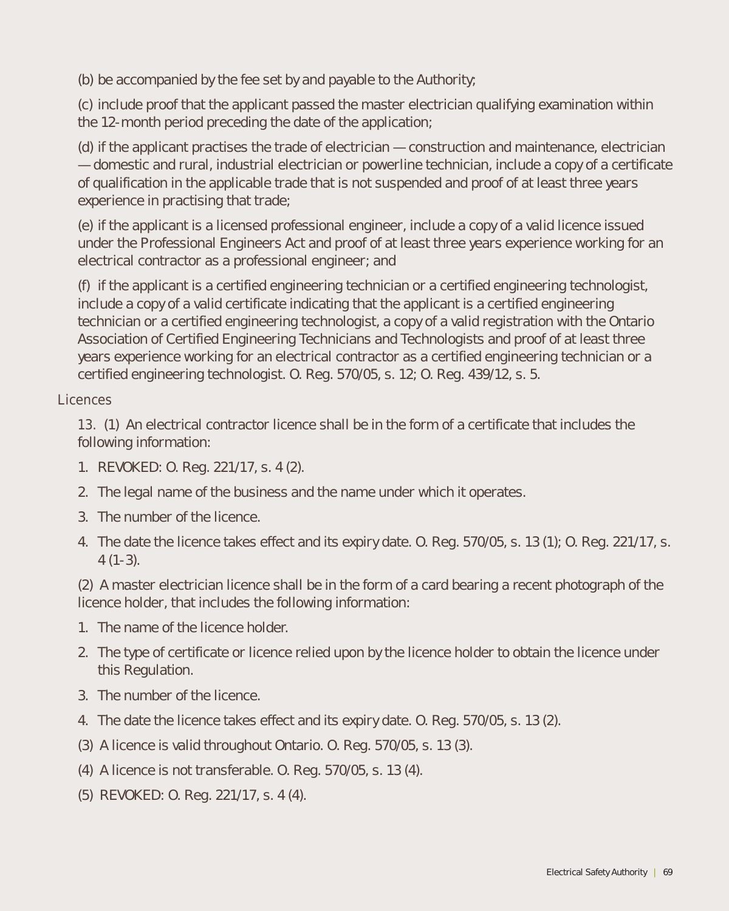(b) be accompanied by the fee set by and payable to the Authority;

(c) include proof that the applicant passed the master electrician qualifying examination within the 12-month period preceding the date of the application;

(d) if the applicant practises the trade of electrician — construction and maintenance, electrician — domestic and rural, industrial electrician or powerline technician, include a copy of a certificate of qualification in the applicable trade that is not suspended and proof of at least three years experience in practising that trade;

(e) if the applicant is a licensed professional engineer, include a copy of a valid licence issued under the Professional Engineers Act and proof of at least three years experience working for an electrical contractor as a professional engineer; and

(f) if the applicant is a certified engineering technician or a certified engineering technologist, include a copy of a valid certificate indicating that the applicant is a certified engineering technician or a certified engineering technologist, a copy of a valid registration with the Ontario Association of Certified Engineering Technicians and Technologists and proof of at least three years experience working for an electrical contractor as a certified engineering technician or a certified engineering technologist. O. Reg. 570/05, s. 12; O. Reg. 439/12, s. 5.

### Licences

13. (1) An electrical contractor licence shall be in the form of a certificate that includes the following information:

1. REVOKED: O. Reg. 221/17, s. 4 (2).
2. The legal name of the business and the name under which it operates.
3. The number of the licence.
4. The date the licence takes effect and its expiry date. O. Reg. 570/05, s. 13 (1); O. Reg. 221/17, s. 4 (1-3).

(2) A master electrician licence shall be in the form of a card bearing a recent photograph of the licence holder, that includes the following information:

1. The name of the licence holder.
2. The type of certificate or licence relied upon by the licence holder to obtain the licence under this Regulation.
3. The number of the licence.
4. The date the licence takes effect and its expiry date. O. Reg. 570/05, s. 13 (2).

(3) A licence is valid throughout Ontario. O. Reg. 570/05, s. 13 (3).

(4) A licence is not transferable. O. Reg. 570/05, s. 13 (4).

(5) REVOKED: O. Reg. 221/17, s. 4 (4).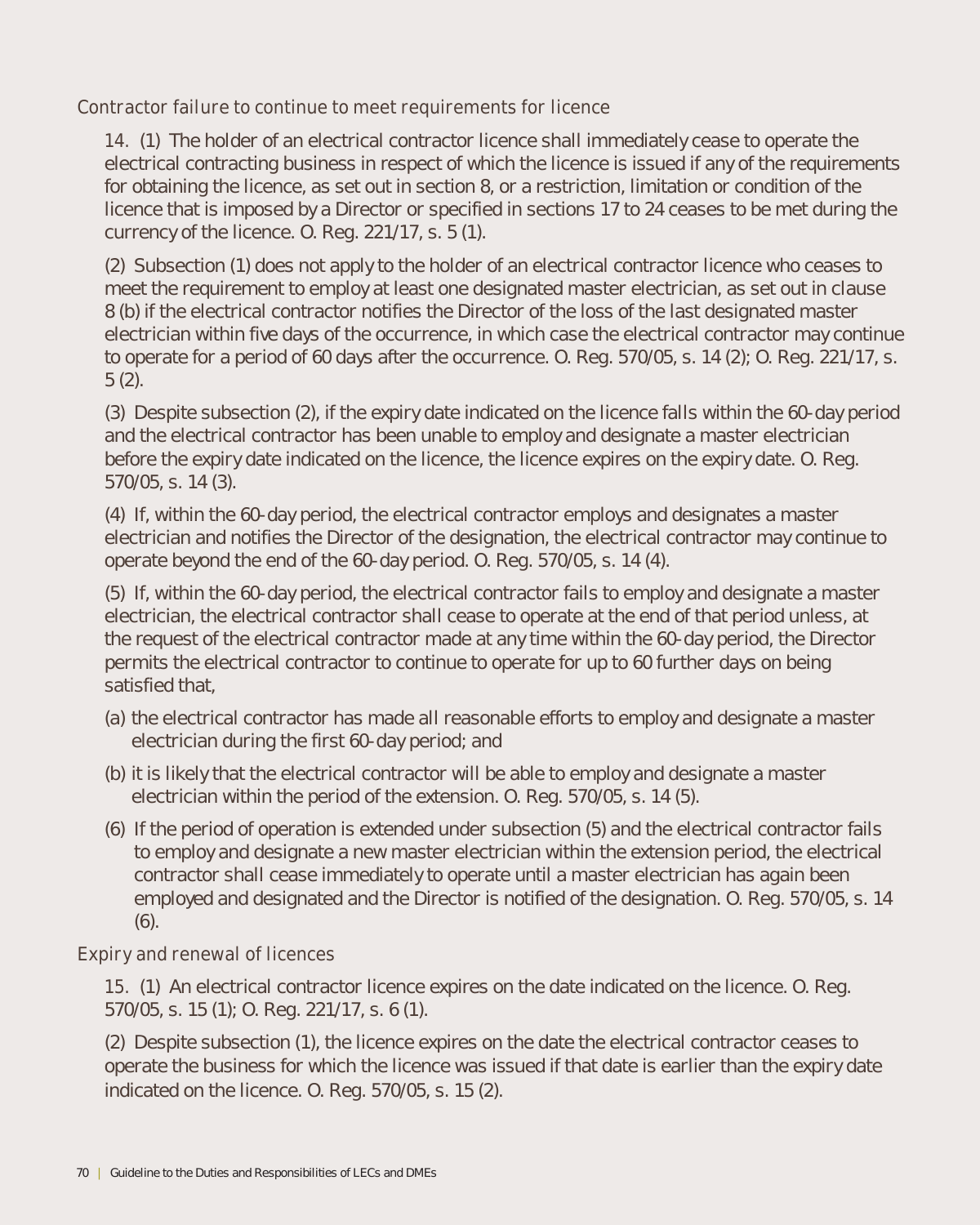*Contractor failure to continue to meet requirements for licence*

14. (1) The holder of an electrical contractor licence shall immediately cease to operate the electrical contracting business in respect of which the licence is issued if any of the requirements for obtaining the licence, as set out in section 8, or a restriction, limitation or condition of the licence that is imposed by a Director or specified in sections 17 to 24 ceases to be met during the currency of the licence. O. Reg. 221/17, s. 5 (1).

(2) Subsection (1) does not apply to the holder of an electrical contractor licence who ceases to meet the requirement to employ at least one designated master electrician, as set out in clause 8 (b) if the electrical contractor notifies the Director of the loss of the last designated master electrician within five days of the occurrence, in which case the electrical contractor may continue to operate for a period of 60 days after the occurrence. O. Reg. 570/05, s. 14 (2); O. Reg. 221/17, s. 5 (2).

(3) Despite subsection (2), if the expiry date indicated on the licence falls within the 60-day period and the electrical contractor has been unable to employ and designate a master electrician before the expiry date indicated on the licence, the licence expires on the expiry date. O. Reg. 570/05, s. 14 (3).

(4) If, within the 60-day period, the electrical contractor employs and designates a master electrician and notifies the Director of the designation, the electrical contractor may continue to operate beyond the end of the 60-day period. O. Reg. 570/05, s. 14 (4).

(5) If, within the 60-day period, the electrical contractor fails to employ and designate a master electrician, the electrical contractor shall cease to operate at the end of that period unless, at the request of the electrical contractor made at any time within the 60-day period, the Director permits the electrical contractor to continue to operate for up to 60 further days on being satisfied that,

(a) the electrical contractor has made all reasonable efforts to employ and designate a master electrician during the first 60-day period; and

(b) it is likely that the electrical contractor will be able to employ and designate a master electrician within the period of the extension. O. Reg. 570/05, s. 14 (5).

(6) If the period of operation is extended under subsection (5) and the electrical contractor fails to employ and designate a new master electrician within the extension period, the electrical contractor shall cease immediately to operate until a master electrician has again been employed and designated and the Director is notified of the designation. O. Reg. 570/05, s. 14 (6).

*Expiry and renewal of licences*

15. (1) An electrical contractor licence expires on the date indicated on the licence. O. Reg. 570/05, s. 15 (1); O. Reg. 221/17, s. 6 (1).

(2) Despite subsection (1), the licence expires on the date the electrical contractor ceases to operate the business for which the licence was issued if that date is earlier than the expiry date indicated on the licence. O. Reg. 570/05, s. 15 (2).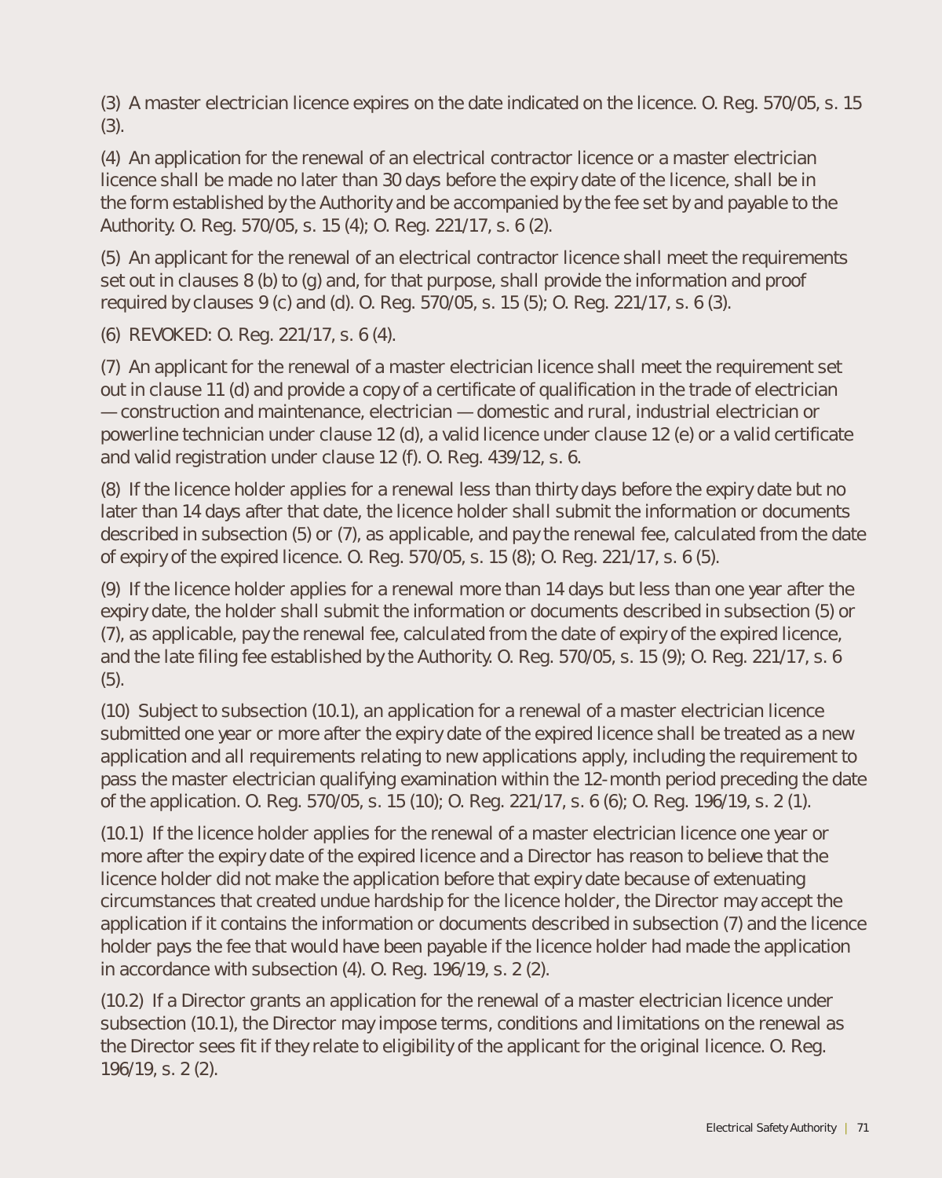(3) A master electrician licence expires on the date indicated on the licence. O. Reg. 570/05, s. 15 (3).

(4) An application for the renewal of an electrical contractor licence or a master electrician licence shall be made no later than 30 days before the expiry date of the licence, shall be in the form established by the Authority and be accompanied by the fee set by and payable to the Authority. O. Reg. 570/05, s. 15 (4); O. Reg. 221/17, s. 6 (2).

(5) An applicant for the renewal of an electrical contractor licence shall meet the requirements set out in clauses 8 (b) to (g) and, for that purpose, shall provide the information and proof required by clauses 9 (c) and (d). O. Reg. 570/05, s. 15 (5); O. Reg. 221/17, s. 6 (3).

(6) REVOKED: O. Reg. 221/17, s. 6 (4).

(7) An applicant for the renewal of a master electrician licence shall meet the requirement set out in clause 11 (d) and provide a copy of a certificate of qualification in the trade of electrician — construction and maintenance, electrician — domestic and rural, industrial electrician or powerline technician under clause 12 (d), a valid licence under clause 12 (e) or a valid certificate and valid registration under clause 12 (f). O. Reg. 439/12, s. 6.

(8) If the licence holder applies for a renewal less than thirty days before the expiry date but no later than 14 days after that date, the licence holder shall submit the information or documents described in subsection (5) or (7), as applicable, and pay the renewal fee, calculated from the date of expiry of the expired licence. O. Reg. 570/05, s. 15 (8); O. Reg. 221/17, s. 6 (5).

(9) If the licence holder applies for a renewal more than 14 days but less than one year after the expiry date, the holder shall submit the information or documents described in subsection (5) or (7), as applicable, pay the renewal fee, calculated from the date of expiry of the expired licence, and the late filing fee established by the Authority. O. Reg. 570/05, s. 15 (9); O. Reg. 221/17, s. 6 (5).

(10) Subject to subsection (10.1), an application for a renewal of a master electrician licence submitted one year or more after the expiry date of the expired licence shall be treated as a new application and all requirements relating to new applications apply, including the requirement to pass the master electrician qualifying examination within the 12-month period preceding the date of the application. O. Reg. 570/05, s. 15 (10); O. Reg. 221/17, s. 6 (6); O. Reg. 196/19, s. 2 (1).

(10.1) If the licence holder applies for the renewal of a master electrician licence one year or more after the expiry date of the expired licence and a Director has reason to believe that the licence holder did not make the application before that expiry date because of extenuating circumstances that created undue hardship for the licence holder, the Director may accept the application if it contains the information or documents described in subsection (7) and the licence holder pays the fee that would have been payable if the licence holder had made the application in accordance with subsection (4). O. Reg. 196/19, s. 2 (2).

(10.2) If a Director grants an application for the renewal of a master electrician licence under subsection (10.1), the Director may impose terms, conditions and limitations on the renewal as the Director sees fit if they relate to eligibility of the applicant for the original licence. O. Reg. 196/19, s. 2 (2).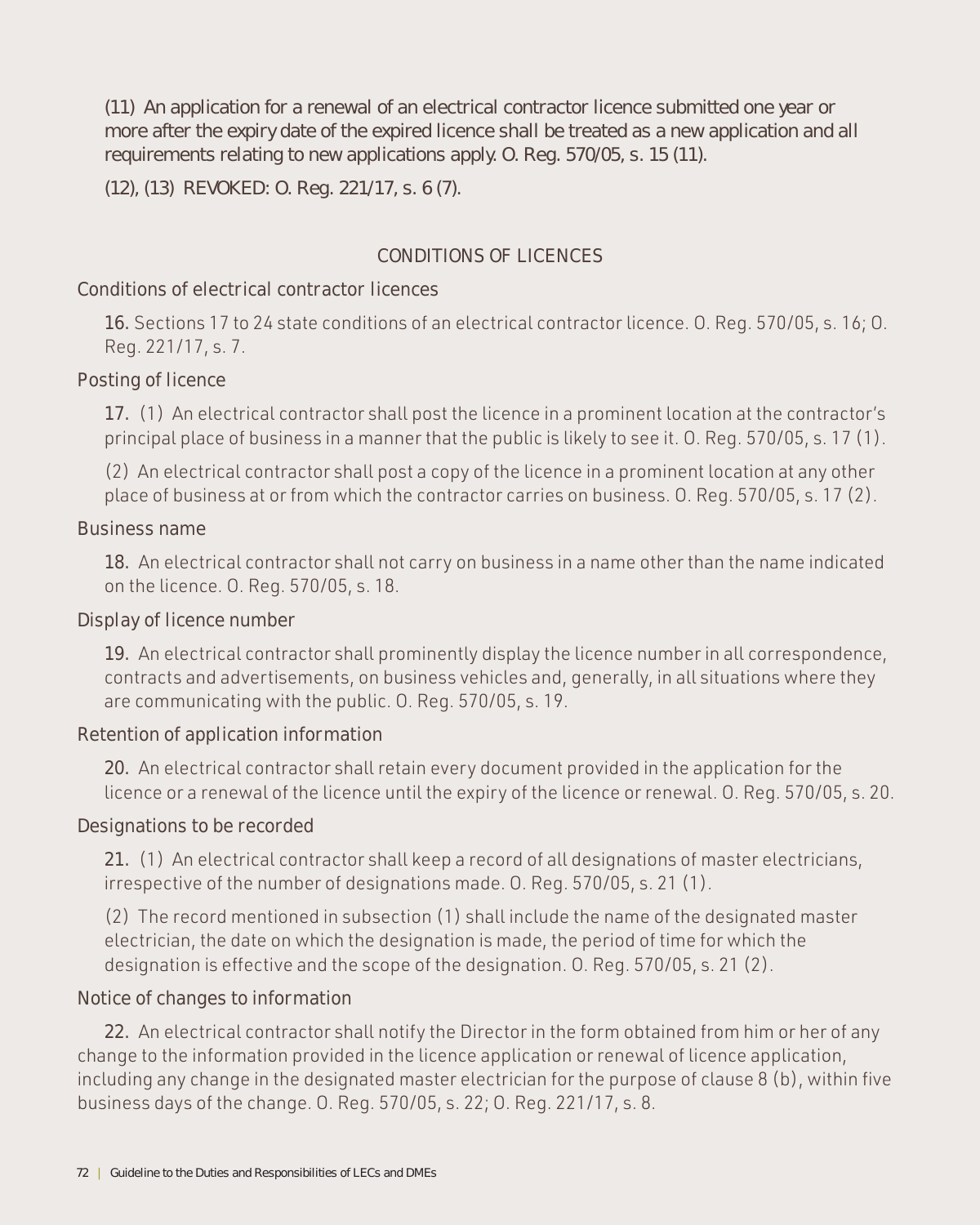(11) An application for a renewal of an electrical contractor licence submitted one year or more after the expiry date of the expired licence shall be treated as a new application and all requirements relating to new applications apply. O. Reg. 570/05, s. 15 (11).

(12), (13) REVOKED: O. Reg. 221/17, s. 6 (7).

## CONDITIONS OF LICENCES

### Conditions of electrical contractor licences

**16.** Sections 17 to 24 state conditions of an electrical contractor licence. O. Reg. 570/05, s. 16; O. Reg. 221/17, s. 7.

### Posting of licence

**17.** (1) An electrical contractor shall post the licence in a prominent location at the contractor's principal place of business in a manner that the public is likely to see it. O. Reg. 570/05, s. 17 (1).

(2) An electrical contractor shall post a copy of the licence in a prominent location at any other place of business at or from which the contractor carries on business. O. Reg. 570/05, s. 17 (2).

### Business name

**18.** An electrical contractor shall not carry on business in a name other than the name indicated on the licence. O. Reg. 570/05, s. 18.

### Display of licence number

**19.** An electrical contractor shall prominently display the licence number in all correspondence, contracts and advertisements, on business vehicles and, generally, in all situations where they are communicating with the public. O. Reg. 570/05, s. 19.

### Retention of application information

**20.** An electrical contractor shall retain every document provided in the application for the licence or a renewal of the licence until the expiry of the licence or renewal. O. Reg. 570/05, s. 20.

### Designations to be recorded

**21.** (1) An electrical contractor shall keep a record of all designations of master electricians, irrespective of the number of designations made. O. Reg. 570/05, s. 21 (1).

(2) The record mentioned in subsection (1) shall include the name of the designated master electrician, the date on which the designation is made, the period of time for which the designation is effective and the scope of the designation. O. Reg. 570/05, s. 21 (2).

### Notice of changes to information

**22.** An electrical contractor shall notify the Director in the form obtained from him or her of any change to the information provided in the licence application or renewal of licence application, including any change in the designated master electrician for the purpose of clause 8 (b), within five business days of the change. O. Reg. 570/05, s. 22; O. Reg. 221/17, s. 8.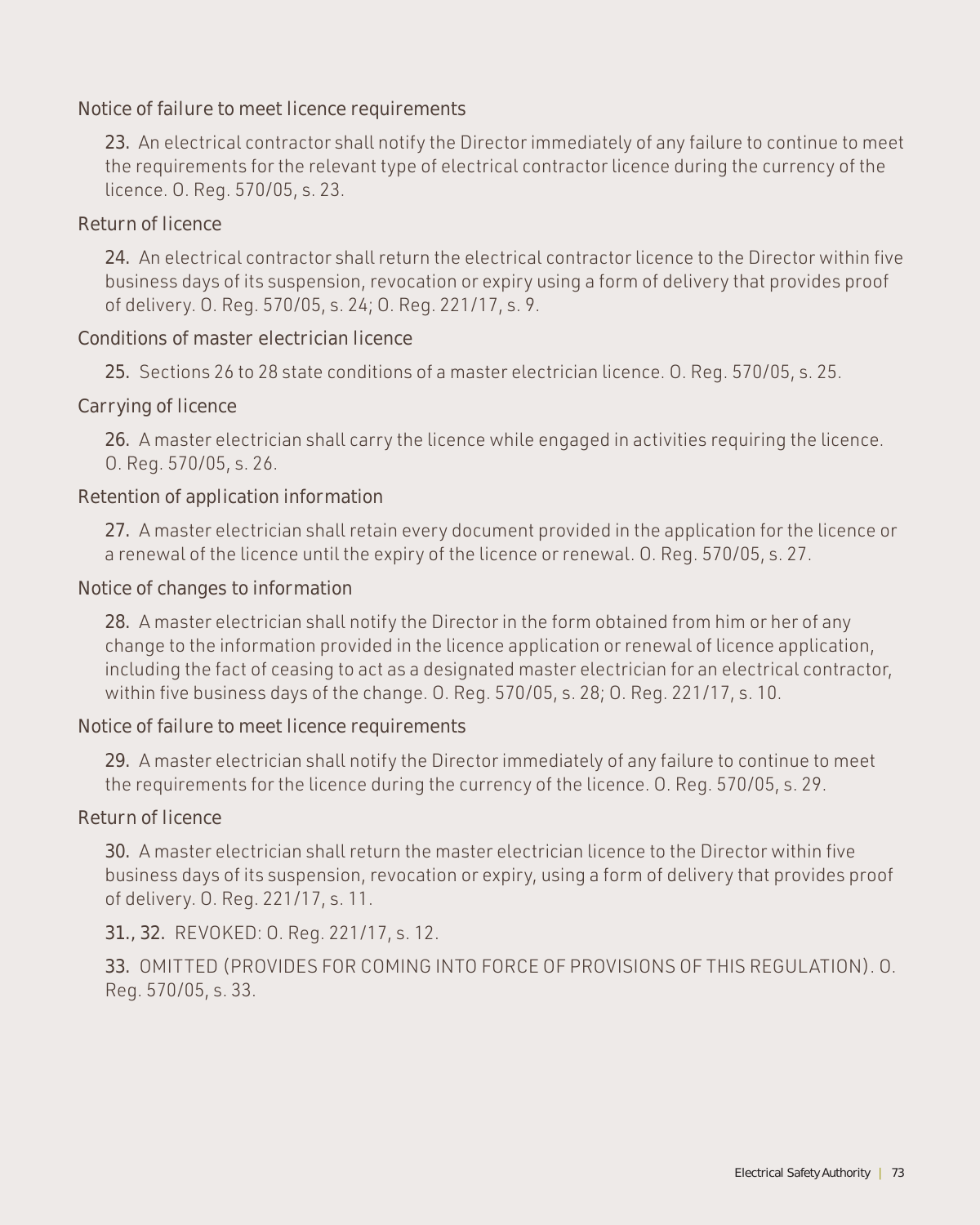### Notice of failure to meet licence requirements

**23.** An electrical contractor shall notify the Director immediately of any failure to continue to meet the requirements for the relevant type of electrical contractor licence during the currency of the licence. O. Reg. 570/05, s. 23.

### Return of licence

**24.** An electrical contractor shall return the electrical contractor licence to the Director within five business days of its suspension, revocation or expiry using a form of delivery that provides proof of delivery. O. Reg. 570/05, s. 24; O. Reg. 221/17, s. 9.

### Conditions of master electrician licence

**25.** Sections 26 to 28 state conditions of a master electrician licence. O. Reg. 570/05, s. 25.

### Carrying of licence

**26.** A master electrician shall carry the licence while engaged in activities requiring the licence. O. Reg. 570/05, s. 26.

### Retention of application information

**27.** A master electrician shall retain every document provided in the application for the licence or a renewal of the licence until the expiry of the licence or renewal. O. Reg. 570/05, s. 27.

### Notice of changes to information

**28.** A master electrician shall notify the Director in the form obtained from him or her of any change to the information provided in the licence application or renewal of licence application, including the fact of ceasing to act as a designated master electrician for an electrical contractor, within five business days of the change. O. Reg. 570/05, s. 28; O. Reg. 221/17, s. 10.

### Notice of failure to meet licence requirements

**29.** A master electrician shall notify the Director immediately of any failure to continue to meet the requirements for the licence during the currency of the licence. O. Reg. 570/05, s. 29.

### Return of licence

**30.** A master electrician shall return the master electrician licence to the Director within five business days of its suspension, revocation or expiry, using a form of delivery that provides proof of delivery. O. Reg. 221/17, s. 11.

**31., 32.** REVOKED: O. Reg. 221/17, s. 12.

**33.** OMITTED (PROVIDES FOR COMING INTO FORCE OF PROVISIONS OF THIS REGULATION). O. Reg. 570/05, s. 33.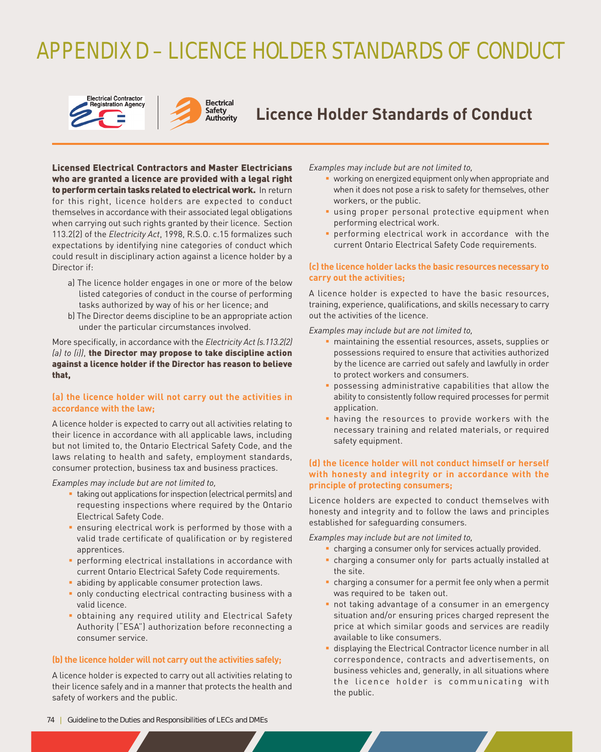# APPENDIX D – LICENCE HOLDER STANDARDS OF CONDUCT

## Licence Holder Standards of Conduct

**Licensed Electrical Contractors and Master Electricians who are granted a licence are provided with a legal right to perform certain tasks related to electrical work.** In return for this right, licence holders are expected to conduct themselves in accordance with their associated legal obligations when carrying out such rights granted by their licence. Section 113.2(2) of the *Electricity Act*, 1998, R.S.O. c.15 formalizes such expectations by identifying nine categories of conduct which could result in disciplinary action against a licence holder by a Director if:

a) The licence holder engages in one or more of the below listed categories of conduct in the course of performing tasks authorized by way of his or her licence; and
b) The Director deems discipline to be an appropriate action under the particular circumstances involved.

More specifically, in accordance with the *Electricity Act (s.113.2(2) (a) to (i))*, **the Director may propose to take discipline action against a licence holder if the Director has reason to believe that,**

### (a) the licence holder will not carry out the activities in accordance with the law;

A licence holder is expected to carry out all activities relating to their licence in accordance with all applicable laws, including but not limited to, the Ontario Electrical Safety Code, and the laws relating to health and safety, employment standards, consumer protection, business tax and business practices.

*Examples may include but are not limited to,*

- taking out applications for inspection (electrical permits) and requesting inspections where required by the Ontario Electrical Safety Code.
- ensuring electrical work is performed by those with a valid trade certificate of qualification or by registered apprentices.
- performing electrical installations in accordance with current Ontario Electrical Safety Code requirements.
- abiding by applicable consumer protection laws.
- only conducting electrical contracting business with a valid licence.
- obtaining any required utility and Electrical Safety Authority ("ESA") authorization before reconnecting a consumer service.

### (b) the licence holder will not carry out the activities safely;

A licence holder is expected to carry out all activities relating to their licence safely and in a manner that protects the health and safety of workers and the public.

*Examples may include but are not limited to,*

- working on energized equipment only when appropriate and when it does not pose a risk to safety for themselves, other workers, or the public.
- using proper personal protective equipment when performing electrical work.
- performing electrical work in accordance with the current Ontario Electrical Safety Code requirements.

### (c) the licence holder lacks the basic resources necessary to carry out the activities;

A licence holder is expected to have the basic resources, training, experience, qualifications, and skills necessary to carry out the activities of the licence.

*Examples may include but are not limited to,*

- maintaining the essential resources, assets, supplies or possessions required to ensure that activities authorized by the licence are carried out safely and lawfully in order to protect workers and consumers.
- possessing administrative capabilities that allow the ability to consistently follow required processes for permit application.
- having the resources to provide workers with the necessary training and related materials, or required safety equipment.

### (d) the licence holder will not conduct himself or herself with honesty and integrity or in accordance with the principle of protecting consumers;

Licence holders are expected to conduct themselves with honesty and integrity and to follow the laws and principles established for safeguarding consumers.

*Examples may include but are not limited to,*

- charging a consumer only for services actually provided.
- charging a consumer only for parts actually installed at the site.
- charging a consumer for a permit fee only when a permit was required to be taken out.
- not taking advantage of a consumer in an emergency situation and/or ensuring prices charged represent the price at which similar goods and services are readily available to like consumers.
- displaying the Electrical Contractor licence number in all correspondence, contracts and advertisements, on business vehicles and, generally, in all situations where the licence holder is communicating with the public.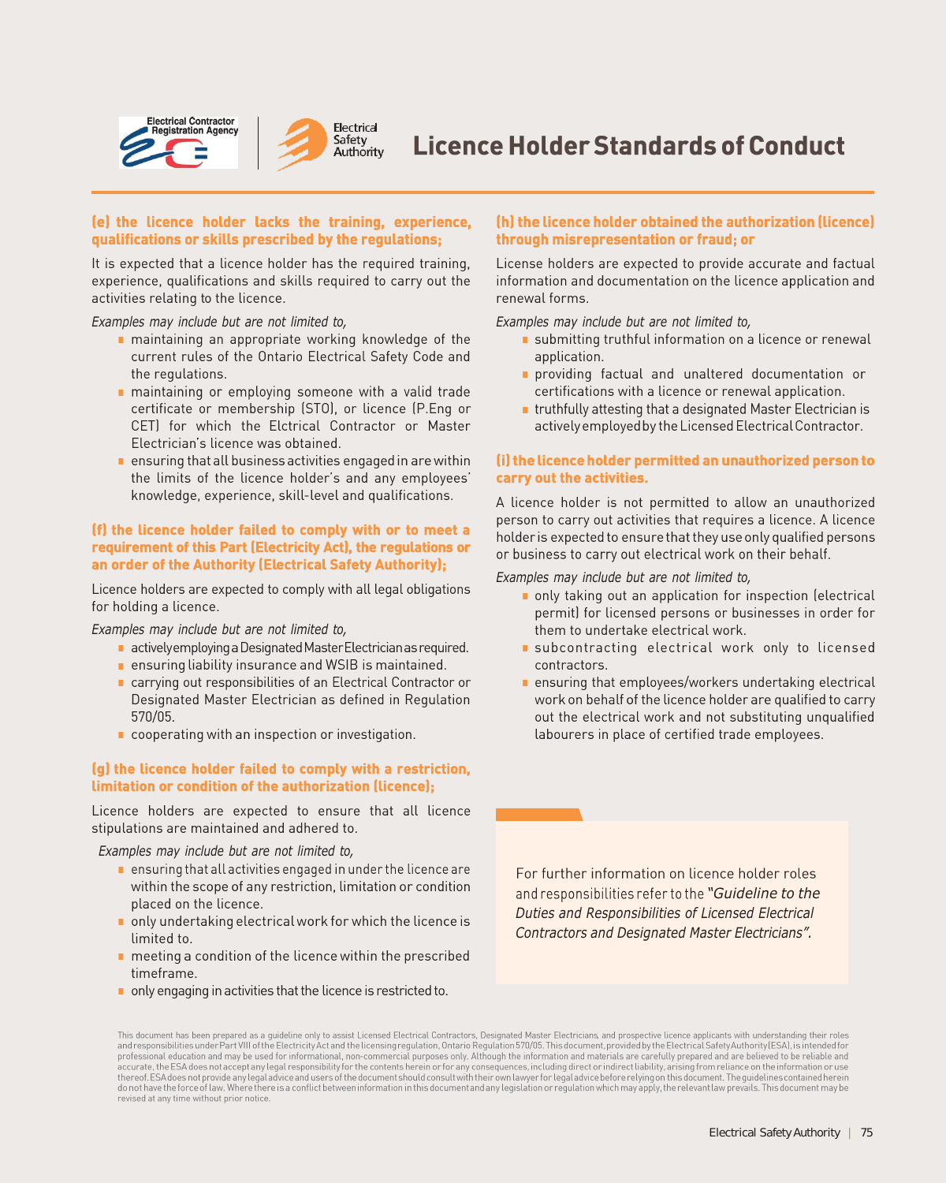# Licence Holder Standards of Conduct

### (e) the licence holder lacks the training, experience, qualifications or skills prescribed by the regulations;

It is expected that a licence holder has the required training, experience, qualifications and skills required to carry out the activities relating to the licence.

*Examples may include but are not limited to,*

- maintaining an appropriate working knowledge of the current rules of the Ontario Electrical Safety Code and the regulations.
- maintaining or employing someone with a valid trade certificate or membership (STO), or licence (P.Eng or CET) for which the Electrical Contractor or Master Electrician's licence was obtained.
- ensuring that all business activities engaged in are within the limits of the licence holder's and any employees' knowledge, experience, skill-level and qualifications.

### (f) the licence holder failed to comply with or to meet a requirement of this Part (Electricity Act), the regulations or an order of the Authority (Electrical Safety Authority);

Licence holders are expected to comply with all legal obligations for holding a licence.

*Examples may include but are not limited to,*

- actively employing a Designated Master Electrician as required.
- ensuring liability insurance and WSIB is maintained.
- carrying out responsibilities of an Electrical Contractor or Designated Master Electrician as defined in Regulation 570/05.
- cooperating with an inspection or investigation.

### (g) the licence holder failed to comply with a restriction, limitation or condition of the authorization (licence);

Licence holders are expected to ensure that all licence stipulations are maintained and adhered to.

*Examples may include but are not limited to,*

- ensuring that all activities engaged in under the licence are within the scope of any restriction, limitation or condition placed on the licence.
- only undertaking electrical work for which the licence is limited to.
- meeting a condition of the licence within the prescribed timeframe.
- only engaging in activities that the licence is restricted to.

### (h) the licence holder obtained the authorization (licence) through misrepresentation or fraud; or

License holders are expected to provide accurate and factual information and documentation on the licence application and renewal forms.

*Examples may include but are not limited to,*

- submitting truthful information on a licence or renewal application.
- providing factual and unaltered documentation or certifications with a licence or renewal application.
- truthfully attesting that a designated Master Electrician is actively employed by the Licensed Electrical Contractor.

### (i) the licence holder permitted an unauthorized person to carry out the activities.

A licence holder is not permitted to allow an unauthorized person to carry out activities that requires a licence. A licence holder is expected to ensure that they use only qualified persons or business to carry out electrical work on their behalf.

*Examples may include but are not limited to,*

- only taking out an application for inspection (electrical permit) for licensed persons or businesses in order for them to undertake electrical work.
- subcontracting electrical work only to licensed contractors.
- ensuring that employees/workers undertaking electrical work on behalf of the licence holder are qualified to carry out the electrical work and not substituting unqualified labourers in place of certified trade employees.

For further information on licence holder roles and responsibilities refer to the *"Guideline to the Duties and Responsibilities of Licensed Electrical Contractors and Designated Master Electricians".*

This document has been prepared as a guideline only to assist Licensed Electrical Contractors, Designated Master Electricians, and prospective licence applicants with understanding their roles and responsibilities under Part VIII of the Electricity Act and the licensing regulation, Ontario Regulation 570/05. This document, provided by the Electrical Safety Authority (ESA), is intended for professional education and may be used for informational, non-commercial purposes only. Although the information and materials are carefully prepared and are believed to be reliable and accurate, the ESA does not accept any legal responsibility for the contents herein or for any consequences, including direct or indirect liability, arising from reliance on the information or use thereof. ESA does not provide any legal advice and users of the document should consult with their own lawyer for legal advice before relying on this document. The guidelines contained herein do not have the force of law. Where there is a conflict between information in this document and any legislation or regulation which may apply, the relevant law prevails. This document may be revised at any time without prior notice.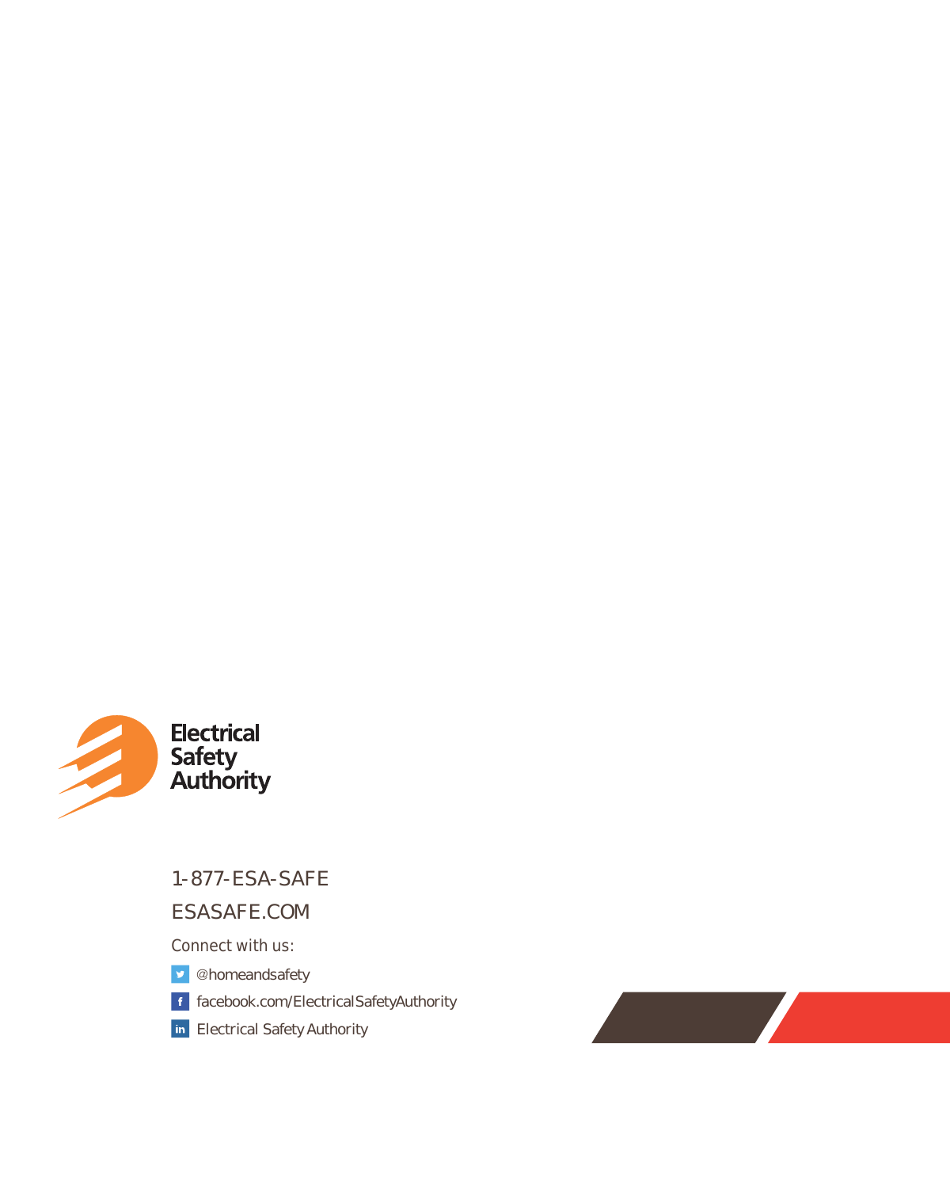Electrical
Safety
Authority

1-877-ESA-SAFE

ESASAFE.COM

Connect with us:

@homeandsafety

facebook.com/ElectricalSafetyAuthority

Electrical Safety Authority